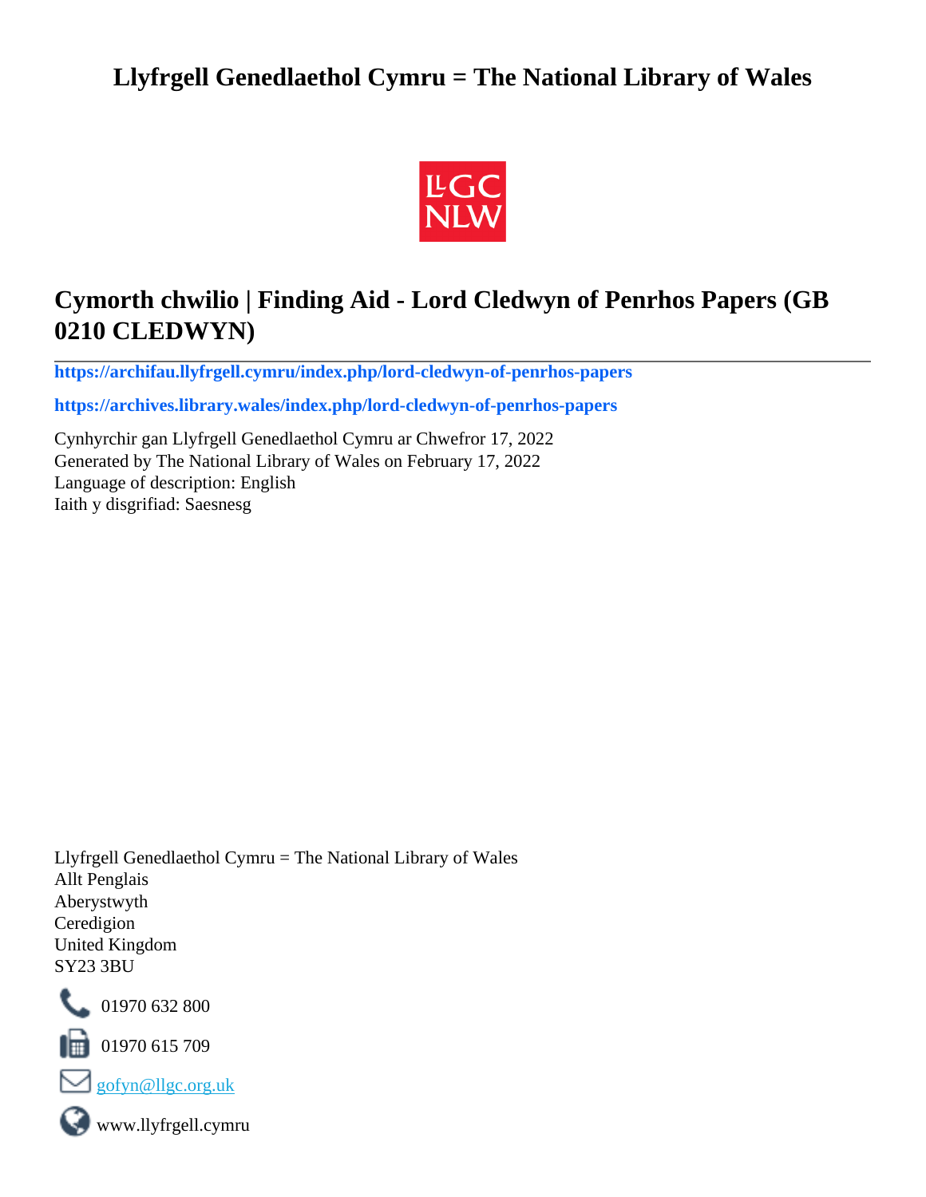# Llyfrgell Genedlaethol Cymru = The National Library of Wales

## Cymorth chwilio | Finding Aid - Lord Cledwyn of Penrhos Papers (GB 0210 CLEDWYN)

**https://archifau.llyfrgell.cymru/index.php/lord-cledwyn-of-penrhos-papers**

**https://archives.library.wales/index.php/lord-cledwyn-of-penrhos-papers**

Cynhyrchir gan Llyfrgell Genedlaethol Cymru ar Chwefror 17, 2022
Generated by The National Library of Wales on February 17, 2022
Language of description: English
Iaith y disgrifiad: Saesnesg

Llyfrgell Genedlaethol Cymru = The National Library of Wales
Allt Penglais
Aberystwyth
Ceredigion
United Kingdom
SY23 3BU

01970 632 800

01970 615 709

gofyn@llgc.org.uk

www.llyfrgell.cymru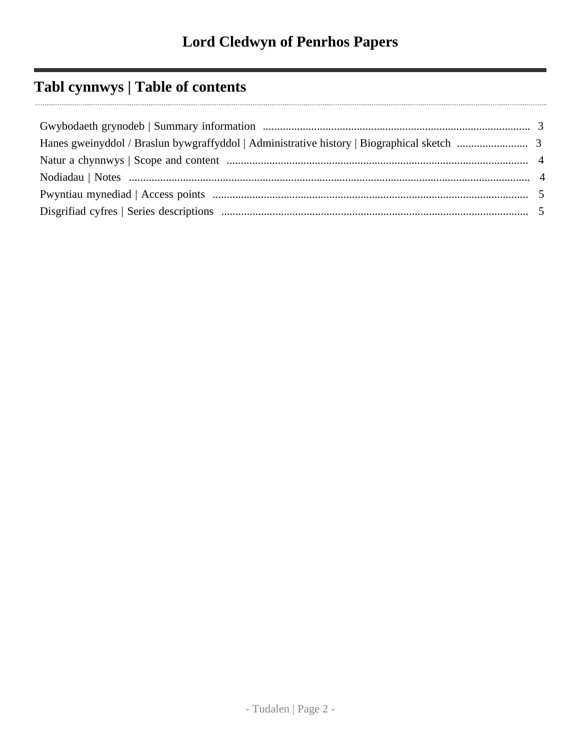# Lord Cledwyn of Penrhos Papers

## Tabl cynnwys | Table of contents

- Gwybodaeth grynodeb | Summary information ..... 3
- Hanes gweinyddol / Braslun bywgraffyddol | Administrative history | Biographical sketch ..... 3
- Natur a chynnwys | Scope and content ..... 4
- Nodiadau | Notes ..... 4
- Pwyntiau mynediad | Access points ..... 5
- Disgrifiad cyfres | Series descriptions ..... 5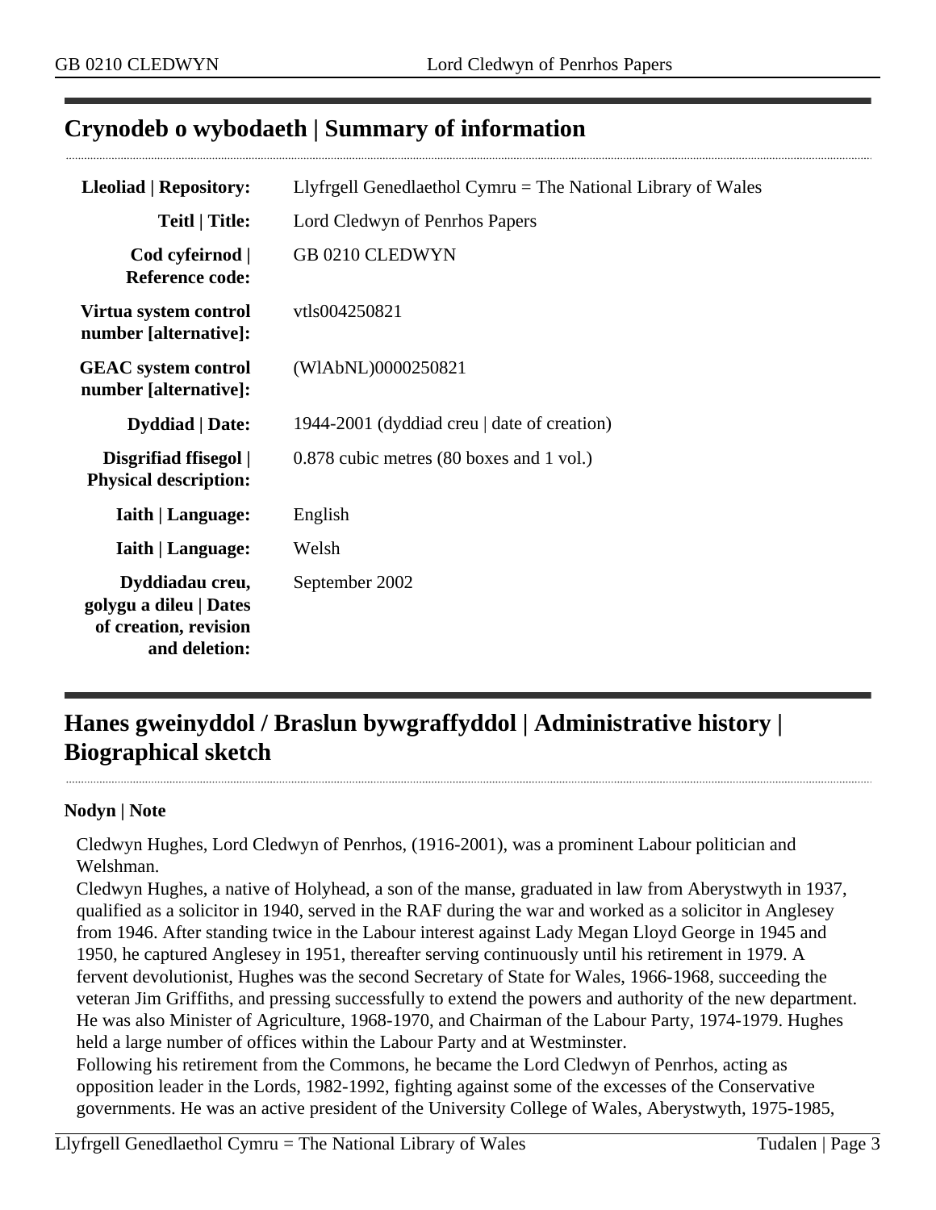## Crynodeb o wybodaeth | Summary of information

| | |
|---|---|
| **Lleoliad \| Repository:** | Llyfrgell Genedlaethol Cymru = The National Library of Wales |
| **Teitl \| Title:** | Lord Cledwyn of Penrhos Papers |
| **Cod cyfeirnod \| Reference code:** | GB 0210 CLEDWYN |
| **Virtua system control number [alternative]:** | vtls004250821 |
| **GEAC system control number [alternative]:** | (WlAbNL)0000250821 |
| **Dyddiad \| Date:** | 1944-2001 (dyddiad creu \| date of creation) |
| **Disgrifiad ffisegol \| Physical description:** | 0.878 cubic metres (80 boxes and 1 vol.) |
| **Iaith \| Language:** | English |
| **Iaith \| Language:** | Welsh |
| **Dyddiadau creu, golygu a dileu \| Dates of creation, revision and deletion:** | September 2002 |

## Hanes gweinyddol / Braslun bywgraffyddol | Administrative history | Biographical sketch

**Nodyn | Note**

Cledwyn Hughes, Lord Cledwyn of Penrhos, (1916-2001), was a prominent Labour politician and Welshman.

Cledwyn Hughes, a native of Holyhead, a son of the manse, graduated in law from Aberystwyth in 1937, qualified as a solicitor in 1940, served in the RAF during the war and worked as a solicitor in Anglesey from 1946. After standing twice in the Labour interest against Lady Megan Lloyd George in 1945 and 1950, he captured Anglesey in 1951, thereafter serving continuously until his retirement in 1979. A fervent devolutionist, Hughes was the second Secretary of State for Wales, 1966-1968, succeeding the veteran Jim Griffiths, and pressing successfully to extend the powers and authority of the new department. He was also Minister of Agriculture, 1968-1970, and Chairman of the Labour Party, 1974-1979. Hughes held a large number of offices within the Labour Party and at Westminster.

Following his retirement from the Commons, he became the Lord Cledwyn of Penrhos, acting as opposition leader in the Lords, 1982-1992, fighting against some of the excesses of the Conservative governments. He was an active president of the University College of Wales, Aberystwyth, 1975-1985,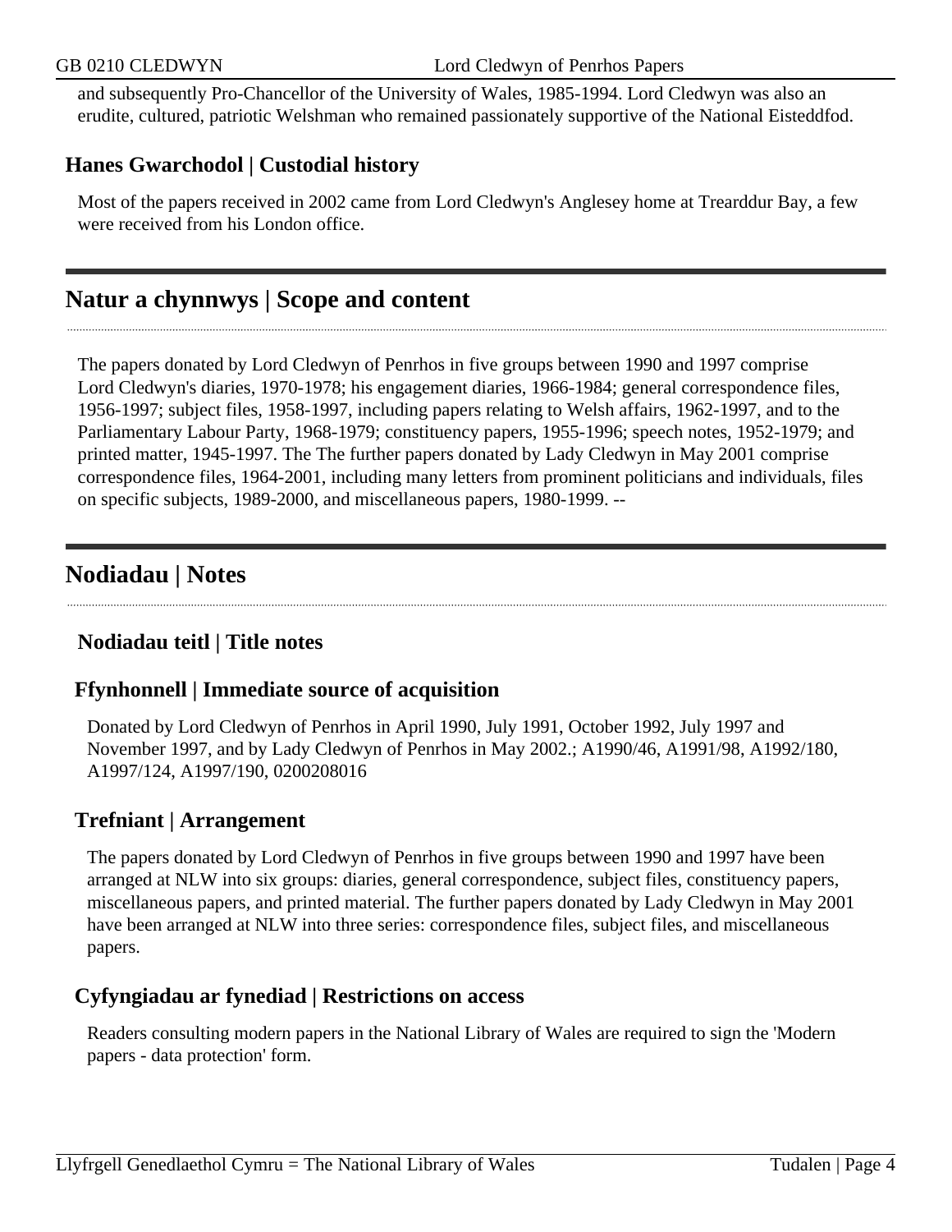and subsequently Pro-Chancellor of the University of Wales, 1985-1994. Lord Cledwyn was also an erudite, cultured, patriotic Welshman who remained passionately supportive of the National Eisteddfod.

### Hanes Gwarchodol | Custodial history

Most of the papers received in 2002 came from Lord Cledwyn's Anglesey home at Trearddur Bay, a few were received from his London office.

## Natur a chynnwys | Scope and content

The papers donated by Lord Cledwyn of Penrhos in five groups between 1990 and 1997 comprise Lord Cledwyn's diaries, 1970-1978; his engagement diaries, 1966-1984; general correspondence files, 1956-1997; subject files, 1958-1997, including papers relating to Welsh affairs, 1962-1997, and to the Parliamentary Labour Party, 1968-1979; constituency papers, 1955-1996; speech notes, 1952-1979; and printed matter, 1945-1997. The The further papers donated by Lady Cledwyn in May 2001 comprise correspondence files, 1964-2001, including many letters from prominent politicians and individuals, files on specific subjects, 1989-2000, and miscellaneous papers, 1980-1999. --

## Nodiadau | Notes

### Nodiadau teitl | Title notes

### Ffynhonnell | Immediate source of acquisition

Donated by Lord Cledwyn of Penrhos in April 1990, July 1991, October 1992, July 1997 and November 1997, and by Lady Cledwyn of Penrhos in May 2002.; A1990/46, A1991/98, A1992/180, A1997/124, A1997/190, 0200208016

### Trefniant | Arrangement

The papers donated by Lord Cledwyn of Penrhos in five groups between 1990 and 1997 have been arranged at NLW into six groups: diaries, general correspondence, subject files, constituency papers, miscellaneous papers, and printed material. The further papers donated by Lady Cledwyn in May 2001 have been arranged at NLW into three series: correspondence files, subject files, and miscellaneous papers.

### Cyfyngiadau ar fynediad | Restrictions on access

Readers consulting modern papers in the National Library of Wales are required to sign the 'Modern papers - data protection' form.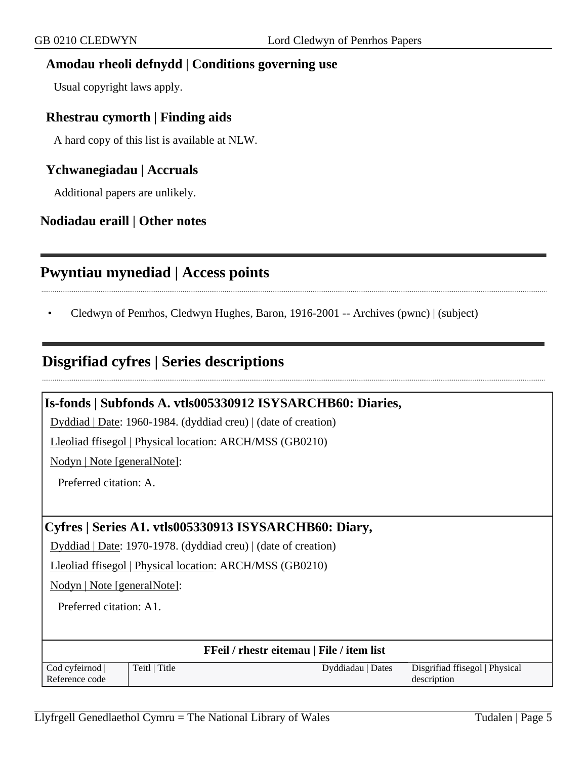### Amodau rheoli defnydd | Conditions governing use

Usual copyright laws apply.

### Rhestrau cymorth | Finding aids

A hard copy of this list is available at NLW.

### Ychwanegiadau | Accruals

Additional papers are unlikely.

### Nodiadau eraill | Other notes

## Pwyntiau mynediad | Access points

- Cledwyn of Penrhos, Cledwyn Hughes, Baron, 1916-2001 -- Archives (pwnc) | (subject)

## Disgrifiad cyfres | Series descriptions

### Is-fonds | Subfonds A. vtls005330912 ISYSARCHB60: Diaries,

Dyddiad | Date: 1960-1984. (dyddiad creu) | (date of creation)

Lleoliad ffisegol | Physical location: ARCH/MSS (GB0210)

Nodyn | Note [generalNote]:

Preferred citation: A.

### Cyfres | Series A1. vtls005330913 ISYSARCHB60: Diary,

Dyddiad | Date: 1970-1978. (dyddiad creu) | (date of creation)

Lleoliad ffisegol | Physical location: ARCH/MSS (GB0210)

Nodyn | Note [generalNote]:

Preferred citation: A1.

**FFeil / rhestr eitemau | File / item list**

| Cod cyfeirnod \| Reference code | Teitl \| Title | Dyddiadau \| Dates | Disgrifiad ffisegol \| Physical description |
|---|---|---|---|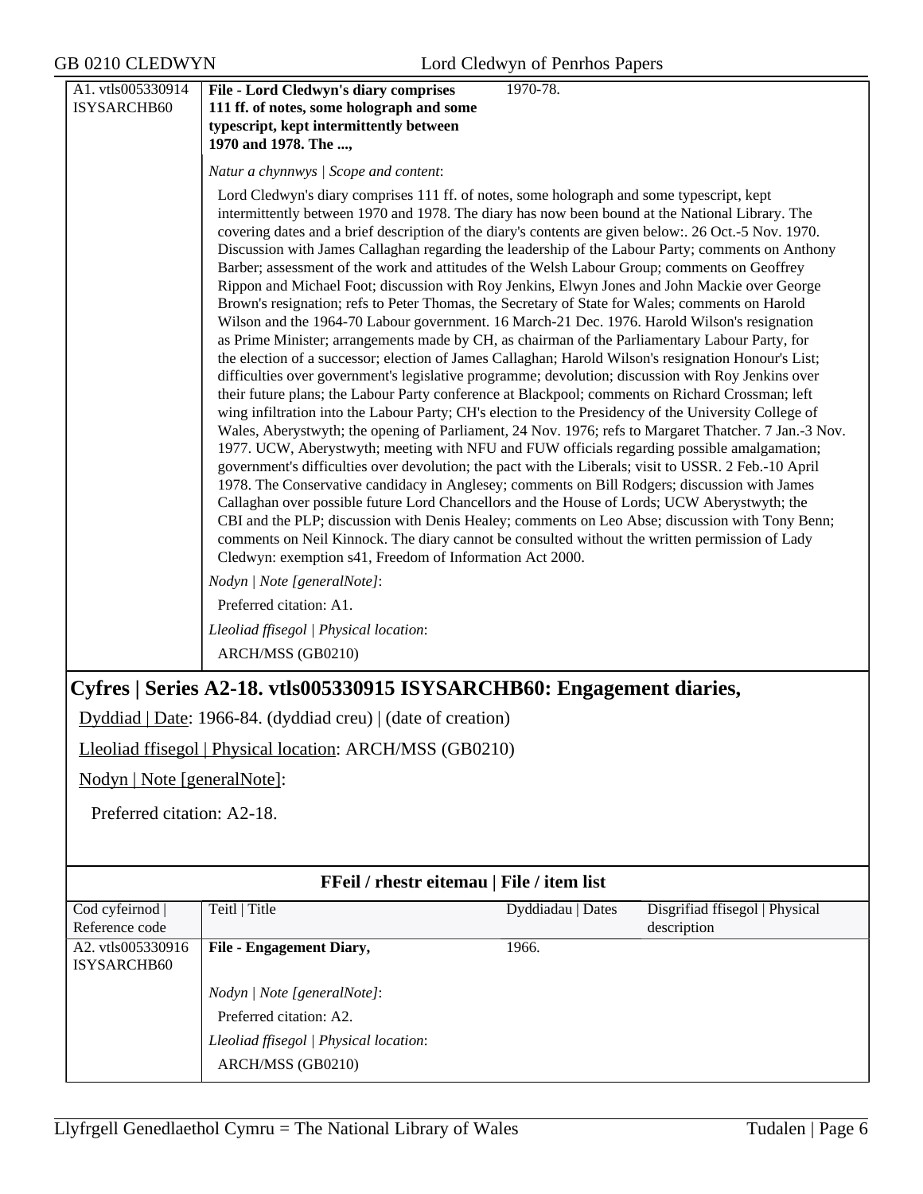| | | | |
|---|---|---|---|
| A1. vtls005330914 ISYSARCHB60 | **File - Lord Cledwyn's diary comprises 111 ff. of notes, some holograph and some typescript, kept intermittently between 1970 and 1978. The ...,** | 1970-78. | |

*Natur a chynnwys | Scope and content*:

Lord Cledwyn's diary comprises 111 ff. of notes, some holograph and some typescript, kept intermittently between 1970 and 1978. The diary has now been bound at the National Library. The covering dates and a brief description of the diary's contents are given below:. 26 Oct.-5 Nov. 1970. Discussion with James Callaghan regarding the leadership of the Labour Party; comments on Anthony Barber; assessment of the work and attitudes of the Welsh Labour Group; comments on Geoffrey Rippon and Michael Foot; discussion with Roy Jenkins, Elwyn Jones and John Mackie over George Brown's resignation; refs to Peter Thomas, the Secretary of State for Wales; comments on Harold Wilson and the 1964-70 Labour government. 16 March-21 Dec. 1976. Harold Wilson's resignation as Prime Minister; arrangements made by CH, as chairman of the Parliamentary Labour Party, for the election of a successor; election of James Callaghan; Harold Wilson's resignation Honour's List; difficulties over government's legislative programme; devolution; discussion with Roy Jenkins over their future plans; the Labour Party conference at Blackpool; comments on Richard Crossman; left wing infiltration into the Labour Party; CH's election to the Presidency of the University College of Wales, Aberystwyth; the opening of Parliament, 24 Nov. 1976; refs to Margaret Thatcher. 7 Jan.-3 Nov. 1977. UCW, Aberystwyth; meeting with NFU and FUW officials regarding possible amalgamation; government's difficulties over devolution; the pact with the Liberals; visit to USSR. 2 Feb.-10 April 1978. The Conservative candidacy in Anglesey; comments on Bill Rodgers; discussion with James Callaghan over possible future Lord Chancellors and the House of Lords; UCW Aberystwyth; the CBI and the PLP; discussion with Denis Healey; comments on Leo Abse; discussion with Tony Benn; comments on Neil Kinnock. The diary cannot be consulted without the written permission of Lady Cledwyn: exemption s41, Freedom of Information Act 2000.

*Nodyn | Note [generalNote]*:

Preferred citation: A1.

*Lleoliad ffisegol | Physical location*:

ARCH/MSS (GB0210)

## Cyfres | Series A2-18. vtls005330915 ISYSARCHB60: Engagement diaries,

Dyddiad | Date: 1966-84. (dyddiad creu) | (date of creation)

Lleoliad ffisegol | Physical location: ARCH/MSS (GB0210)

Nodyn | Note [generalNote]:

Preferred citation: A2-18.

**FFeil / rhestr eitemau | File / item list**

| Cod cyfeirnod \| Reference code | Teitl \| Title | Dyddiadau \| Dates | Disgrifiad ffisegol \| Physical description |
|---|---|---|---|
| A2. vtls005330916 ISYSARCHB60 | **File - Engagement Diary,** | 1966. | |

*Nodyn | Note [generalNote]*:

Preferred citation: A2.

*Lleoliad ffisegol | Physical location*:

ARCH/MSS (GB0210)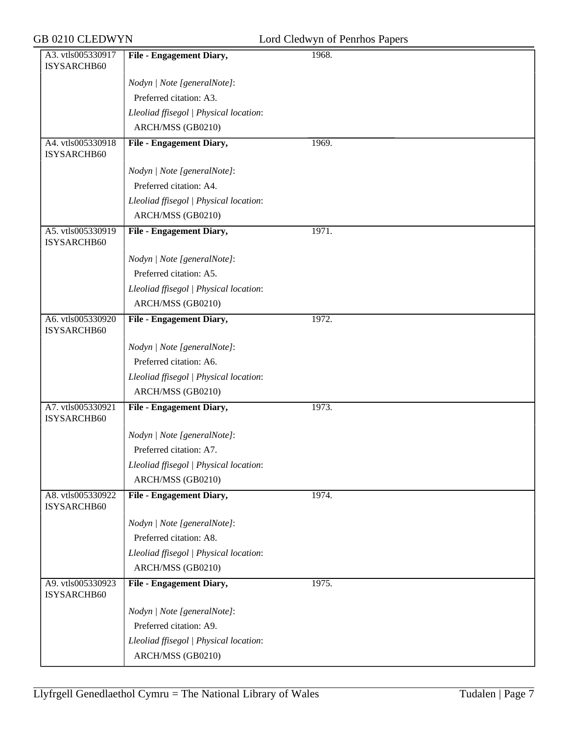| | | |
|---|---|---|
| A3. vtls005330917 ISYSARCHB60 | **File - Engagement Diary,** | 1968. |
| | *Nodyn \| Note [generalNote]*: | |
| | Preferred citation: A3. | |
| | *Lleoliad ffisegol \| Physical location*: | |
| | ARCH/MSS (GB0210) | |
| A4. vtls005330918 ISYSARCHB60 | **File - Engagement Diary,** | 1969. |
| | *Nodyn \| Note [generalNote]*: | |
| | Preferred citation: A4. | |
| | *Lleoliad ffisegol \| Physical location*: | |
| | ARCH/MSS (GB0210) | |
| A5. vtls005330919 ISYSARCHB60 | **File - Engagement Diary,** | 1971. |
| | *Nodyn \| Note [generalNote]*: | |
| | Preferred citation: A5. | |
| | *Lleoliad ffisegol \| Physical location*: | |
| | ARCH/MSS (GB0210) | |
| A6. vtls005330920 ISYSARCHB60 | **File - Engagement Diary,** | 1972. |
| | *Nodyn \| Note [generalNote]*: | |
| | Preferred citation: A6. | |
| | *Lleoliad ffisegol \| Physical location*: | |
| | ARCH/MSS (GB0210) | |
| A7. vtls005330921 ISYSARCHB60 | **File - Engagement Diary,** | 1973. |
| | *Nodyn \| Note [generalNote]*: | |
| | Preferred citation: A7. | |
| | *Lleoliad ffisegol \| Physical location*: | |
| | ARCH/MSS (GB0210) | |
| A8. vtls005330922 ISYSARCHB60 | **File - Engagement Diary,** | 1974. |
| | *Nodyn \| Note [generalNote]*: | |
| | Preferred citation: A8. | |
| | *Lleoliad ffisegol \| Physical location*: | |
| | ARCH/MSS (GB0210) | |
| A9. vtls005330923 ISYSARCHB60 | **File - Engagement Diary,** | 1975. |
| | *Nodyn \| Note [generalNote]*: | |
| | Preferred citation: A9. | |
| | *Lleoliad ffisegol \| Physical location*: | |
| | ARCH/MSS (GB0210) | |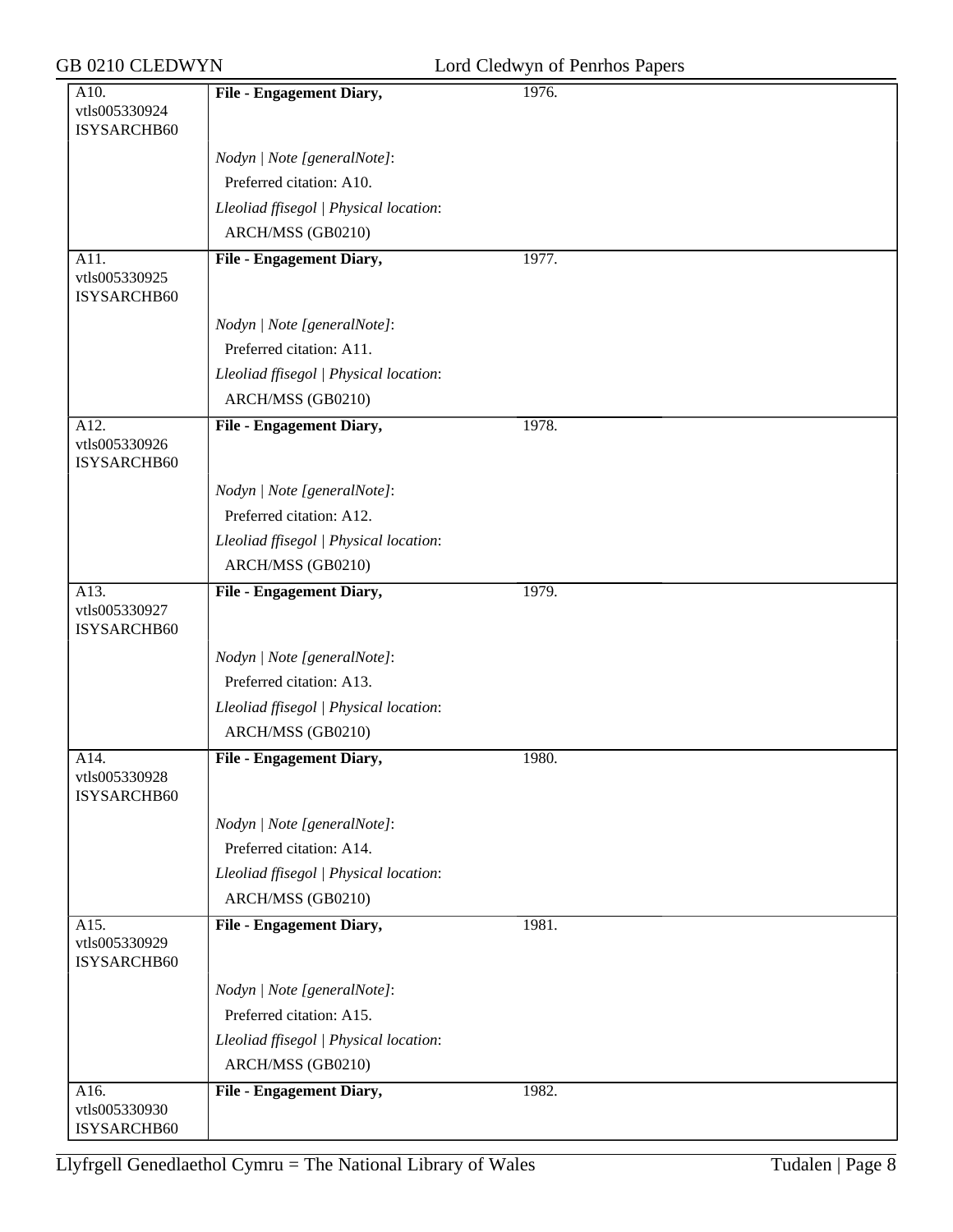| | | |
|---|---|---|
| A10.<br>vtls005330924<br>ISYSARCHB60 | **File - Engagement Diary,** | 1976. |
| | *Nodyn \| Note [generalNote]*:<br>Preferred citation: A10.<br>*Lleoliad ffisegol \| Physical location*:<br>ARCH/MSS (GB0210) | |
| A11.<br>vtls005330925<br>ISYSARCHB60 | **File - Engagement Diary,** | 1977. |
| | *Nodyn \| Note [generalNote]*:<br>Preferred citation: A11.<br>*Lleoliad ffisegol \| Physical location*:<br>ARCH/MSS (GB0210) | |
| A12.<br>vtls005330926<br>ISYSARCHB60 | **File - Engagement Diary,** | 1978. |
| | *Nodyn \| Note [generalNote]*:<br>Preferred citation: A12.<br>*Lleoliad ffisegol \| Physical location*:<br>ARCH/MSS (GB0210) | |
| A13.<br>vtls005330927<br>ISYSARCHB60 | **File - Engagement Diary,** | 1979. |
| | *Nodyn \| Note [generalNote]*:<br>Preferred citation: A13.<br>*Lleoliad ffisegol \| Physical location*:<br>ARCH/MSS (GB0210) | |
| A14.<br>vtls005330928<br>ISYSARCHB60 | **File - Engagement Diary,** | 1980. |
| | *Nodyn \| Note [generalNote]*:<br>Preferred citation: A14.<br>*Lleoliad ffisegol \| Physical location*:<br>ARCH/MSS (GB0210) | |
| A15.<br>vtls005330929<br>ISYSARCHB60 | **File - Engagement Diary,** | 1981. |
| | *Nodyn \| Note [generalNote]*:<br>Preferred citation: A15.<br>*Lleoliad ffisegol \| Physical location*:<br>ARCH/MSS (GB0210) | |
| A16.<br>vtls005330930<br>ISYSARCHB60 | **File - Engagement Diary,** | 1982. |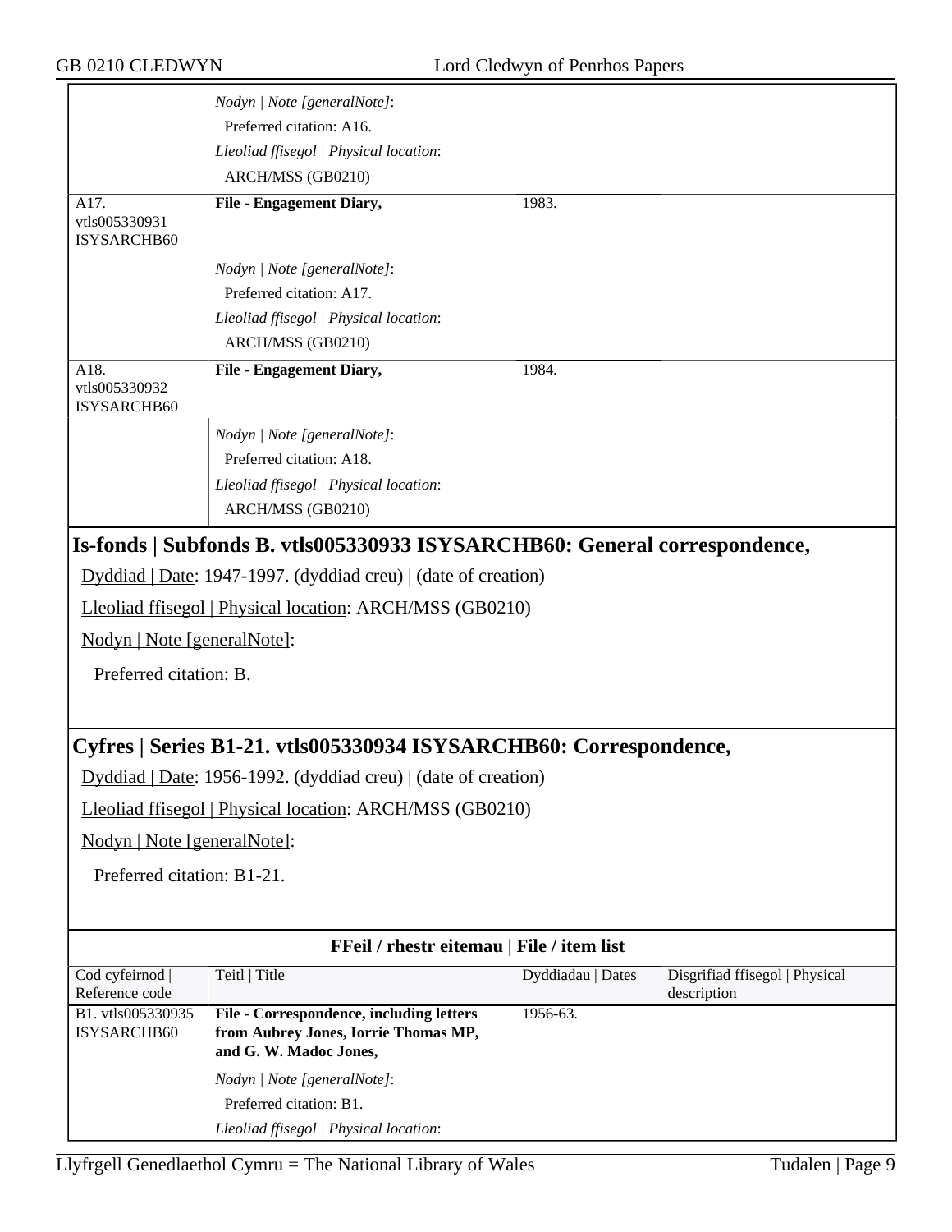| | Nodyn \| Note [generalNote]:<br>Preferred citation: A16.<br>Lleoliad ffisegol \| Physical location:<br>ARCH/MSS (GB0210) | | |
|---|---|---|---|
| A17. vtls005330931 ISYSARCHB60 | **File - Engagement Diary,**<br><br>*Nodyn \| Note [generalNote]*:<br>Preferred citation: A17.<br>*Lleoliad ffisegol \| Physical location*:<br>ARCH/MSS (GB0210) | 1983. | |
| A18. vtls005330932 ISYSARCHB60 | **File - Engagement Diary,**<br><br>*Nodyn \| Note [generalNote]*:<br>Preferred citation: A18.<br>*Lleoliad ffisegol \| Physical location*:<br>ARCH/MSS (GB0210) | 1984. | |

## Is-fonds | Subfonds B. vtls005330933 ISYSARCHB60: General correspondence,

Dyddiad | Date: 1947-1997. (dyddiad creu) | (date of creation)

Lleoliad ffisegol | Physical location: ARCH/MSS (GB0210)

Nodyn | Note [generalNote]:

Preferred citation: B.

## Cyfres | Series B1-21. vtls005330934 ISYSARCHB60: Correspondence,

Dyddiad | Date: 1956-1992. (dyddiad creu) | (date of creation)

Lleoliad ffisegol | Physical location: ARCH/MSS (GB0210)

Nodyn | Note [generalNote]:

Preferred citation: B1-21.

**FFeil / rhestr eitemau | File / item list**

| Cod cyfeirnod \| Reference code | Teitl \| Title | Dyddiadau \| Dates | Disgrifiad ffisegol \| Physical description |
|---|---|---|---|
| B1. vtls005330935 ISYSARCHB60 | **File - Correspondence, including letters from Aubrey Jones, Iorrie Thomas MP, and G. W. Madoc Jones,**<br><br>*Nodyn \| Note [generalNote]*:<br>Preferred citation: B1.<br>*Lleoliad ffisegol \| Physical location*: | 1956-63. | |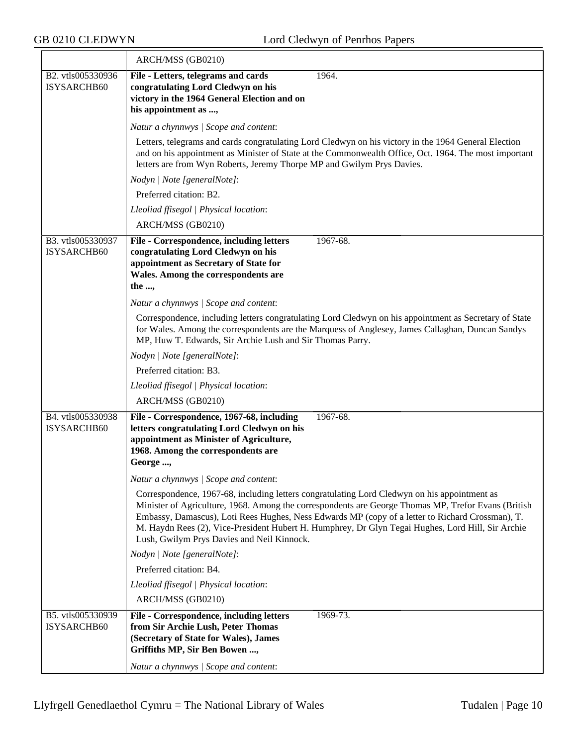| | |
|---|---|
| | ARCH/MSS (GB0210) |
| B2. vtls005330936 ISYSARCHB60 | **File - Letters, telegrams and cards congratulating Lord Cledwyn on his victory in the 1964 General Election and on his appointment as ...,** 1964.<br><br>*Natur a chynnwys \| Scope and content*:<br><br>Letters, telegrams and cards congratulating Lord Cledwyn on his victory in the 1964 General Election and on his appointment as Minister of State at the Commonwealth Office, Oct. 1964. The most important letters are from Wyn Roberts, Jeremy Thorpe MP and Gwilym Prys Davies.<br><br>*Nodyn \| Note [generalNote]*:<br><br>Preferred citation: B2.<br><br>*Lleoliad ffisegol \| Physical location*:<br><br>ARCH/MSS (GB0210) |
| B3. vtls005330937 ISYSARCHB60 | **File - Correspondence, including letters congratulating Lord Cledwyn on his appointment as Secretary of State for Wales. Among the correspondents are the ...,** 1967-68.<br><br>*Natur a chynnwys \| Scope and content*:<br><br>Correspondence, including letters congratulating Lord Cledwyn on his appointment as Secretary of State for Wales. Among the correspondents are the Marquess of Anglesey, James Callaghan, Duncan Sandys MP, Huw T. Edwards, Sir Archie Lush and Sir Thomas Parry.<br><br>*Nodyn \| Note [generalNote]*:<br><br>Preferred citation: B3.<br><br>*Lleoliad ffisegol \| Physical location*:<br><br>ARCH/MSS (GB0210) |
| B4. vtls005330938 ISYSARCHB60 | **File - Correspondence, 1967-68, including letters congratulating Lord Cledwyn on his appointment as Minister of Agriculture, 1968. Among the correspondents are George ...,** 1967-68.<br><br>*Natur a chynnwys \| Scope and content*:<br><br>Correspondence, 1967-68, including letters congratulating Lord Cledwyn on his appointment as Minister of Agriculture, 1968. Among the correspondents are George Thomas MP, Trefor Evans (British Embassy, Damascus), Loti Rees Hughes, Ness Edwards MP (copy of a letter to Richard Crossman), T. M. Haydn Rees (2), Vice-President Hubert H. Humphrey, Dr Glyn Tegai Hughes, Lord Hill, Sir Archie Lush, Gwilym Prys Davies and Neil Kinnock.<br><br>*Nodyn \| Note [generalNote]*:<br><br>Preferred citation: B4.<br><br>*Lleoliad ffisegol \| Physical location*:<br><br>ARCH/MSS (GB0210) |
| B5. vtls005330939 ISYSARCHB60 | **File - Correspondence, including letters from Sir Archie Lush, Peter Thomas (Secretary of State for Wales), James Griffiths MP, Sir Ben Bowen ...,** 1969-73.<br><br>*Natur a chynnwys \| Scope and content*: |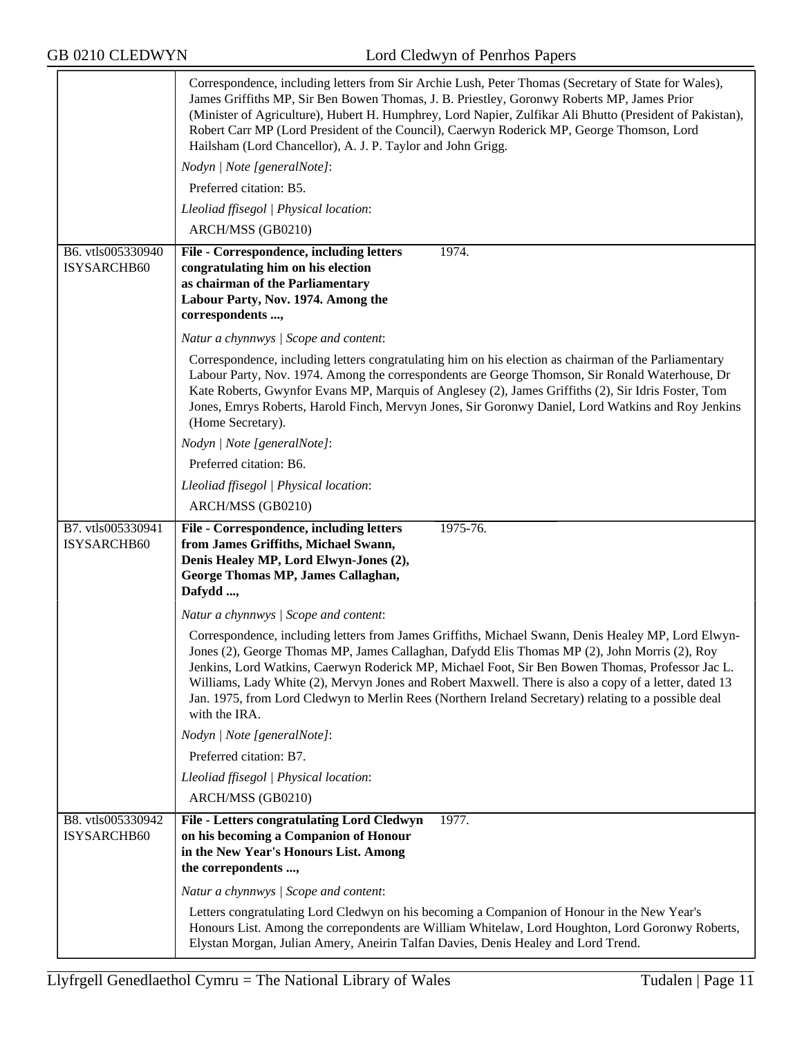Correspondence, including letters from Sir Archie Lush, Peter Thomas (Secretary of State for Wales), James Griffiths MP, Sir Ben Bowen Thomas, J. B. Priestley, Goronwy Roberts MP, James Prior (Minister of Agriculture), Hubert H. Humphrey, Lord Napier, Zulfikar Ali Bhutto (President of Pakistan), Robert Carr MP (Lord President of the Council), Caerwyn Roderick MP, George Thomson, Lord Hailsham (Lord Chancellor), A. J. P. Taylor and John Grigg.

*Nodyn | Note [generalNote]*:

Preferred citation: B5.

*Lleoliad ffisegol | Physical location*:

ARCH/MSS (GB0210)

---

B6. vtls005330940 ISYSARCHB60

**File - Correspondence, including letters congratulating him on his election as chairman of the Parliamentary Labour Party, Nov. 1974. Among the correspondents ...,** 1974.

*Natur a chynnwys | Scope and content*:

Correspondence, including letters congratulating him on his election as chairman of the Parliamentary Labour Party, Nov. 1974. Among the correspondents are George Thomson, Sir Ronald Waterhouse, Dr Kate Roberts, Gwynfor Evans MP, Marquis of Anglesey (2), James Griffiths (2), Sir Idris Foster, Tom Jones, Emrys Roberts, Harold Finch, Mervyn Jones, Sir Goronwy Daniel, Lord Watkins and Roy Jenkins (Home Secretary).

*Nodyn | Note [generalNote]*:

Preferred citation: B6.

*Lleoliad ffisegol | Physical location*:

ARCH/MSS (GB0210)

---

B7. vtls005330941 ISYSARCHB60

**File - Correspondence, including letters from James Griffiths, Michael Swann, Denis Healey MP, Lord Elwyn-Jones (2), George Thomas MP, James Callaghan, Dafydd ...,** 1975-76.

*Natur a chynnwys | Scope and content*:

Correspondence, including letters from James Griffiths, Michael Swann, Denis Healey MP, Lord Elwyn-Jones (2), George Thomas MP, James Callaghan, Dafydd Elis Thomas MP (2), John Morris (2), Roy Jenkins, Lord Watkins, Caerwyn Roderick MP, Michael Foot, Sir Ben Bowen Thomas, Professor Jac L. Williams, Lady White (2), Mervyn Jones and Robert Maxwell. There is also a copy of a letter, dated 13 Jan. 1975, from Lord Cledwyn to Merlin Rees (Northern Ireland Secretary) relating to a possible deal with the IRA.

*Nodyn | Note [generalNote]*:

Preferred citation: B7.

*Lleoliad ffisegol | Physical location*:

ARCH/MSS (GB0210)

---

B8. vtls005330942 ISYSARCHB60

**File - Letters congratulating Lord Cledwyn on his becoming a Companion of Honour in the New Year's Honours List. Among the correpondents ...,** 1977.

*Natur a chynnwys | Scope and content*:

Letters congratulating Lord Cledwyn on his becoming a Companion of Honour in the New Year's Honours List. Among the correpondents are William Whitelaw, Lord Houghton, Lord Goronwy Roberts, Elystan Morgan, Julian Amery, Aneirin Talfan Davies, Denis Healey and Lord Trend.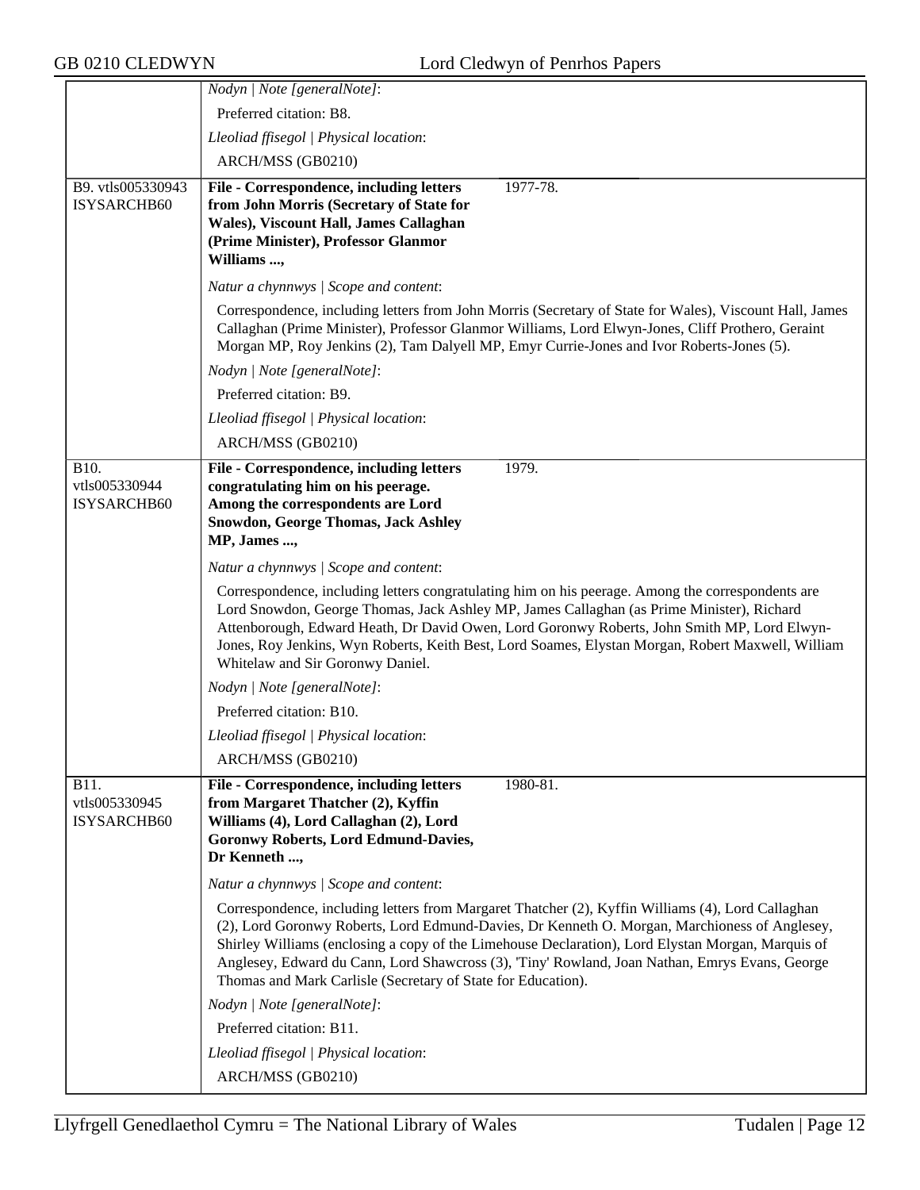*Nodyn | Note [generalNote]*:

Preferred citation: B8.

*Lleoliad ffisegol | Physical location*:

ARCH/MSS (GB0210)

---

B9. vtls005330943 ISYSARCHB60

**File - Correspondence, including letters from John Morris (Secretary of State for Wales), Viscount Hall, James Callaghan (Prime Minister), Professor Glanmor Williams ...,** 1977-78.

*Natur a chynnwys | Scope and content*:

Correspondence, including letters from John Morris (Secretary of State for Wales), Viscount Hall, James Callaghan (Prime Minister), Professor Glanmor Williams, Lord Elwyn-Jones, Cliff Prothero, Geraint Morgan MP, Roy Jenkins (2), Tam Dalyell MP, Emyr Currie-Jones and Ivor Roberts-Jones (5).

*Nodyn | Note [generalNote]*:

Preferred citation: B9.

*Lleoliad ffisegol | Physical location*:

ARCH/MSS (GB0210)

---

B10. vtls005330944 ISYSARCHB60

**File - Correspondence, including letters congratulating him on his peerage. Among the correspondents are Lord Snowdon, George Thomas, Jack Ashley MP, James ...,** 1979.

*Natur a chynnwys | Scope and content*:

Correspondence, including letters congratulating him on his peerage. Among the correspondents are Lord Snowdon, George Thomas, Jack Ashley MP, James Callaghan (as Prime Minister), Richard Attenborough, Edward Heath, Dr David Owen, Lord Goronwy Roberts, John Smith MP, Lord Elwyn-Jones, Roy Jenkins, Wyn Roberts, Keith Best, Lord Soames, Elystan Morgan, Robert Maxwell, William Whitelaw and Sir Goronwy Daniel.

*Nodyn | Note [generalNote]*:

Preferred citation: B10.

*Lleoliad ffisegol | Physical location*:

ARCH/MSS (GB0210)

---

B11. vtls005330945 ISYSARCHB60

**File - Correspondence, including letters from Margaret Thatcher (2), Kyffin Williams (4), Lord Callaghan (2), Lord Goronwy Roberts, Lord Edmund-Davies, Dr Kenneth ...,** 1980-81.

*Natur a chynnwys | Scope and content*:

Correspondence, including letters from Margaret Thatcher (2), Kyffin Williams (4), Lord Callaghan (2), Lord Goronwy Roberts, Lord Edmund-Davies, Dr Kenneth O. Morgan, Marchioness of Anglesey, Shirley Williams (enclosing a copy of the Limehouse Declaration), Lord Elystan Morgan, Marquis of Anglesey, Edward du Cann, Lord Shawcross (3), 'Tiny' Rowland, Joan Nathan, Emrys Evans, George Thomas and Mark Carlisle (Secretary of State for Education).

*Nodyn | Note [generalNote]*:

Preferred citation: B11.

*Lleoliad ffisegol | Physical location*:

ARCH/MSS (GB0210)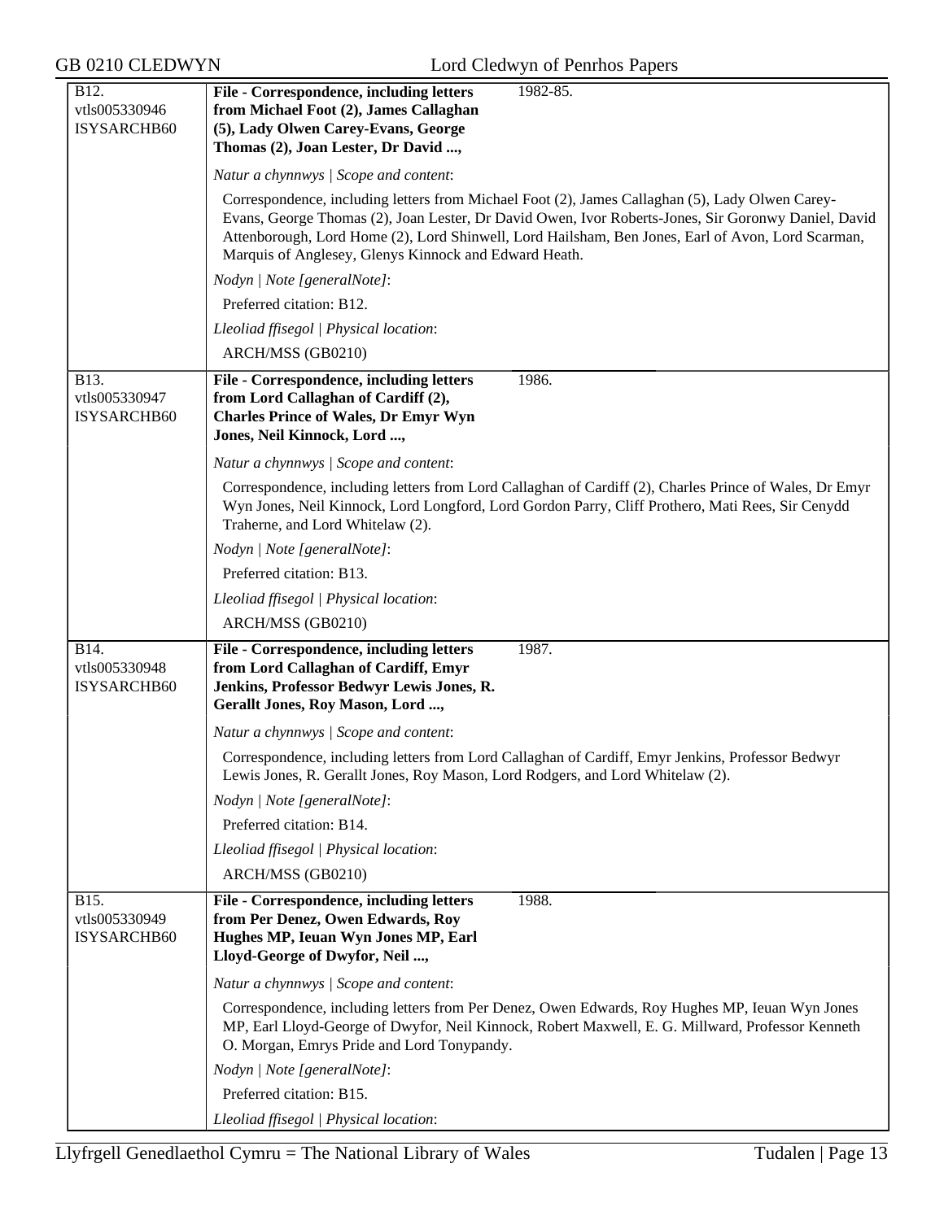B12.
vtls005330946
ISYSARCHB60

**File - Correspondence, including letters from Michael Foot (2), James Callaghan (5), Lady Olwen Carey-Evans, George Thomas (2), Joan Lester, Dr David ...,** 1982-85.

*Natur a chynnwys | Scope and content*:

Correspondence, including letters from Michael Foot (2), James Callaghan (5), Lady Olwen Carey-Evans, George Thomas (2), Joan Lester, Dr David Owen, Ivor Roberts-Jones, Sir Goronwy Daniel, David Attenborough, Lord Home (2), Lord Shinwell, Lord Hailsham, Ben Jones, Earl of Avon, Lord Scarman, Marquis of Anglesey, Glenys Kinnock and Edward Heath.

*Nodyn | Note [generalNote]*:

Preferred citation: B12.

*Lleoliad ffisegol | Physical location*:

ARCH/MSS (GB0210)

---

B13.
vtls005330947
ISYSARCHB60

**File - Correspondence, including letters from Lord Callaghan of Cardiff (2), Charles Prince of Wales, Dr Emyr Wyn Jones, Neil Kinnock, Lord ...,** 1986.

*Natur a chynnwys | Scope and content*:

Correspondence, including letters from Lord Callaghan of Cardiff (2), Charles Prince of Wales, Dr Emyr Wyn Jones, Neil Kinnock, Lord Longford, Lord Gordon Parry, Cliff Prothero, Mati Rees, Sir Cenydd Traherne, and Lord Whitelaw (2).

*Nodyn | Note [generalNote]*:

Preferred citation: B13.

*Lleoliad ffisegol | Physical location*:

ARCH/MSS (GB0210)

---

B14.
vtls005330948
ISYSARCHB60

**File - Correspondence, including letters from Lord Callaghan of Cardiff, Emyr Jenkins, Professor Bedwyr Lewis Jones, R. Gerallt Jones, Roy Mason, Lord ...,** 1987.

*Natur a chynnwys | Scope and content*:

Correspondence, including letters from Lord Callaghan of Cardiff, Emyr Jenkins, Professor Bedwyr Lewis Jones, R. Gerallt Jones, Roy Mason, Lord Rodgers, and Lord Whitelaw (2).

*Nodyn | Note [generalNote]*:

Preferred citation: B14.

*Lleoliad ffisegol | Physical location*:

ARCH/MSS (GB0210)

---

B15.
vtls005330949
ISYSARCHB60

**File - Correspondence, including letters from Per Denez, Owen Edwards, Roy Hughes MP, Ieuan Wyn Jones MP, Earl Lloyd-George of Dwyfor, Neil ...,** 1988.

*Natur a chynnwys | Scope and content*:

Correspondence, including letters from Per Denez, Owen Edwards, Roy Hughes MP, Ieuan Wyn Jones MP, Earl Lloyd-George of Dwyfor, Neil Kinnock, Robert Maxwell, E. G. Millward, Professor Kenneth O. Morgan, Emrys Pride and Lord Tonypandy.

*Nodyn | Note [generalNote]*:

Preferred citation: B15.

*Lleoliad ffisegol | Physical location*: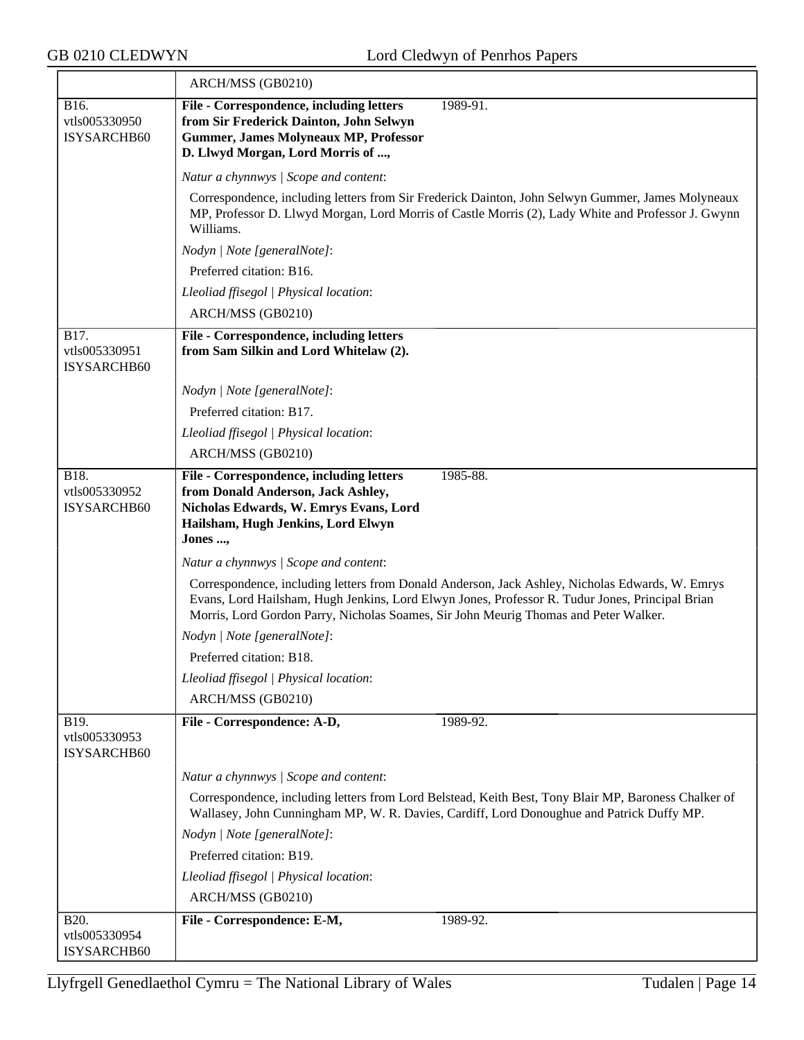ARCH/MSS (GB0210)

| | |
|---|---|
| B16. vtls005330950 ISYSARCHB60 | **File - Correspondence, including letters from Sir Frederick Dainton, John Selwyn Gummer, James Molyneaux MP, Professor D. Llwyd Morgan, Lord Morris of ...,** 1989-91. |
| | *Natur a chynnwys \| Scope and content*: |
| | Correspondence, including letters from Sir Frederick Dainton, John Selwyn Gummer, James Molyneaux MP, Professor D. Llwyd Morgan, Lord Morris of Castle Morris (2), Lady White and Professor J. Gwynn Williams. |
| | *Nodyn \| Note [generalNote]*: |
| | Preferred citation: B16. |
| | *Lleoliad ffisegol \| Physical location*: |
| | ARCH/MSS (GB0210) |
| B17. vtls005330951 ISYSARCHB60 | **File - Correspondence, including letters from Sam Silkin and Lord Whitelaw (2).** |
| | *Nodyn \| Note [generalNote]*: |
| | Preferred citation: B17. |
| | *Lleoliad ffisegol \| Physical location*: |
| | ARCH/MSS (GB0210) |
| B18. vtls005330952 ISYSARCHB60 | **File - Correspondence, including letters from Donald Anderson, Jack Ashley, Nicholas Edwards, W. Emrys Evans, Lord Hailsham, Hugh Jenkins, Lord Elwyn Jones ...,** 1985-88. |
| | *Natur a chynnwys \| Scope and content*: |
| | Correspondence, including letters from Donald Anderson, Jack Ashley, Nicholas Edwards, W. Emrys Evans, Lord Hailsham, Hugh Jenkins, Lord Elwyn Jones, Professor R. Tudur Jones, Principal Brian Morris, Lord Gordon Parry, Nicholas Soames, Sir John Meurig Thomas and Peter Walker. |
| | *Nodyn \| Note [generalNote]*: |
| | Preferred citation: B18. |
| | *Lleoliad ffisegol \| Physical location*: |
| | ARCH/MSS (GB0210) |
| B19. vtls005330953 ISYSARCHB60 | **File - Correspondence: A-D,** 1989-92. |
| | *Natur a chynnwys \| Scope and content*: |
| | Correspondence, including letters from Lord Belstead, Keith Best, Tony Blair MP, Baroness Chalker of Wallasey, John Cunningham MP, W. R. Davies, Cardiff, Lord Donoughue and Patrick Duffy MP. |
| | *Nodyn \| Note [generalNote]*: |
| | Preferred citation: B19. |
| | *Lleoliad ffisegol \| Physical location*: |
| | ARCH/MSS (GB0210) |
| B20. vtls005330954 ISYSARCHB60 | **File - Correspondence: E-M,** 1989-92. |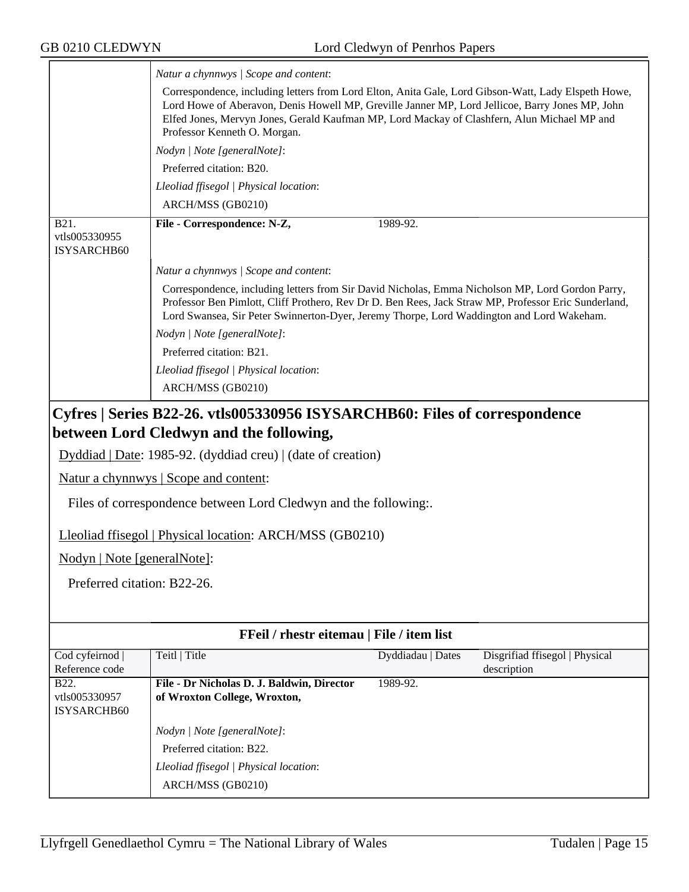| | |
|---|---|
| | *Natur a chynnwys \| Scope and content*:<br>Correspondence, including letters from Lord Elton, Anita Gale, Lord Gibson-Watt, Lady Elspeth Howe, Lord Howe of Aberavon, Denis Howell MP, Greville Janner MP, Lord Jellicoe, Barry Jones MP, John Elfed Jones, Mervyn Jones, Gerald Kaufman MP, Lord Mackay of Clashfern, Alun Michael MP and Professor Kenneth O. Morgan.<br>*Nodyn \| Note [generalNote]*:<br>Preferred citation: B20.<br>*Lleoliad ffisegol \| Physical location*:<br>ARCH/MSS (GB0210) |

| | | | |
|---|---|---|---|
| B21. vtls005330955 ISYSARCHB60 | **File - Correspondence: N-Z,** | 1989-92. | |
| | *Natur a chynnwys \| Scope and content*:<br>Correspondence, including letters from Sir David Nicholas, Emma Nicholson MP, Lord Gordon Parry, Professor Ben Pimlott, Cliff Prothero, Rev Dr D. Ben Rees, Jack Straw MP, Professor Eric Sunderland, Lord Swansea, Sir Peter Swinnerton-Dyer, Jeremy Thorpe, Lord Waddington and Lord Wakeham.<br>*Nodyn \| Note [generalNote]*:<br>Preferred citation: B21.<br>*Lleoliad ffisegol \| Physical location*:<br>ARCH/MSS (GB0210) | | |

## Cyfres | Series B22-26. vtls005330956 ISYSARCHB60: Files of correspondence between Lord Cledwyn and the following,

Dyddiad | Date: 1985-92. (dyddiad creu) | (date of creation)

Natur a chynnwys | Scope and content:

Files of correspondence between Lord Cledwyn and the following:.

Lleoliad ffisegol | Physical location: ARCH/MSS (GB0210)

Nodyn | Note [generalNote]:

Preferred citation: B22-26.

**FFeil / rhestr eitemau | File / item list**

| Cod cyfeirnod \| Reference code | Teitl \| Title | Dyddiadau \| Dates | Disgrifiad ffisegol \| Physical description |
|---|---|---|---|
| B22. vtls005330957 ISYSARCHB60 | **File - Dr Nicholas D. J. Baldwin, Director of Wroxton College, Wroxton,** | 1989-92. | |
| | *Nodyn \| Note [generalNote]*:<br>Preferred citation: B22.<br>*Lleoliad ffisegol \| Physical location*:<br>ARCH/MSS (GB0210) | | |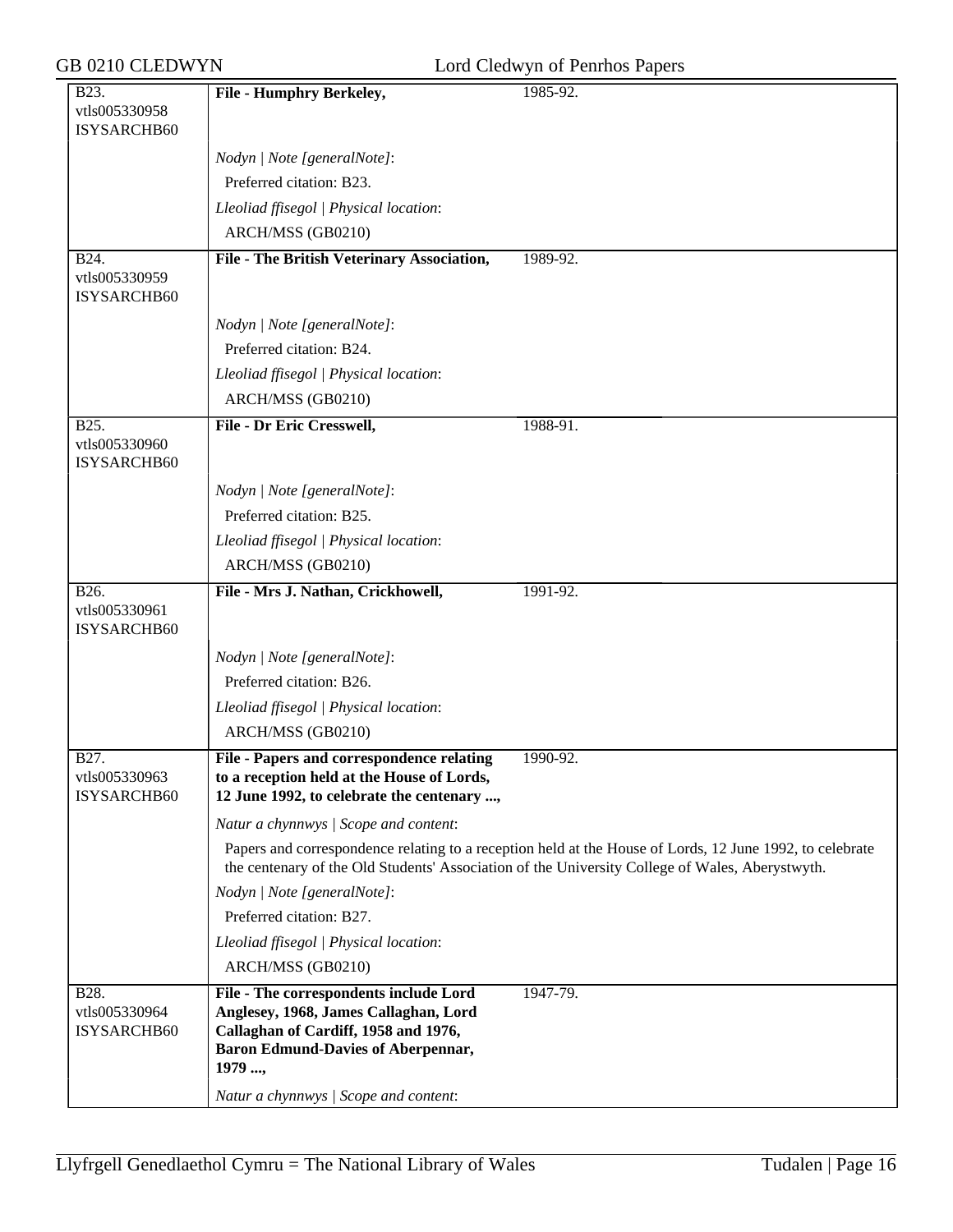| | | |
|---|---|---|
| B23.<br>vtls005330958<br>ISYSARCHB60 | **File - Humphry Berkeley,** | 1985-92. |
| | *Nodyn \| Note [generalNote]*:<br>Preferred citation: B23.<br>*Lleoliad ffisegol \| Physical location*:<br>ARCH/MSS (GB0210) | |
| B24.<br>vtls005330959<br>ISYSARCHB60 | **File - The British Veterinary Association,** | 1989-92. |
| | *Nodyn \| Note [generalNote]*:<br>Preferred citation: B24.<br>*Lleoliad ffisegol \| Physical location*:<br>ARCH/MSS (GB0210) | |
| B25.<br>vtls005330960<br>ISYSARCHB60 | **File - Dr Eric Cresswell,** | 1988-91. |
| | *Nodyn \| Note [generalNote]*:<br>Preferred citation: B25.<br>*Lleoliad ffisegol \| Physical location*:<br>ARCH/MSS (GB0210) | |
| B26.<br>vtls005330961<br>ISYSARCHB60 | **File - Mrs J. Nathan, Crickhowell,** | 1991-92. |
| | *Nodyn \| Note [generalNote]*:<br>Preferred citation: B26.<br>*Lleoliad ffisegol \| Physical location*:<br>ARCH/MSS (GB0210) | |
| B27.<br>vtls005330963<br>ISYSARCHB60 | **File - Papers and correspondence relating to a reception held at the House of Lords, 12 June 1992, to celebrate the centenary ...,** | 1990-92. |
| | *Natur a chynnwys \| Scope and content*:<br>Papers and correspondence relating to a reception held at the House of Lords, 12 June 1992, to celebrate the centenary of the Old Students' Association of the University College of Wales, Aberystwyth.<br>*Nodyn \| Note [generalNote]*:<br>Preferred citation: B27.<br>*Lleoliad ffisegol \| Physical location*:<br>ARCH/MSS (GB0210) | |
| B28.<br>vtls005330964<br>ISYSARCHB60 | **File - The correspondents include Lord Anglesey, 1968, James Callaghan, Lord Callaghan of Cardiff, 1958 and 1976, Baron Edmund-Davies of Aberpennar, 1979 ...,** | 1947-79. |
| | *Natur a chynnwys \| Scope and content*: | |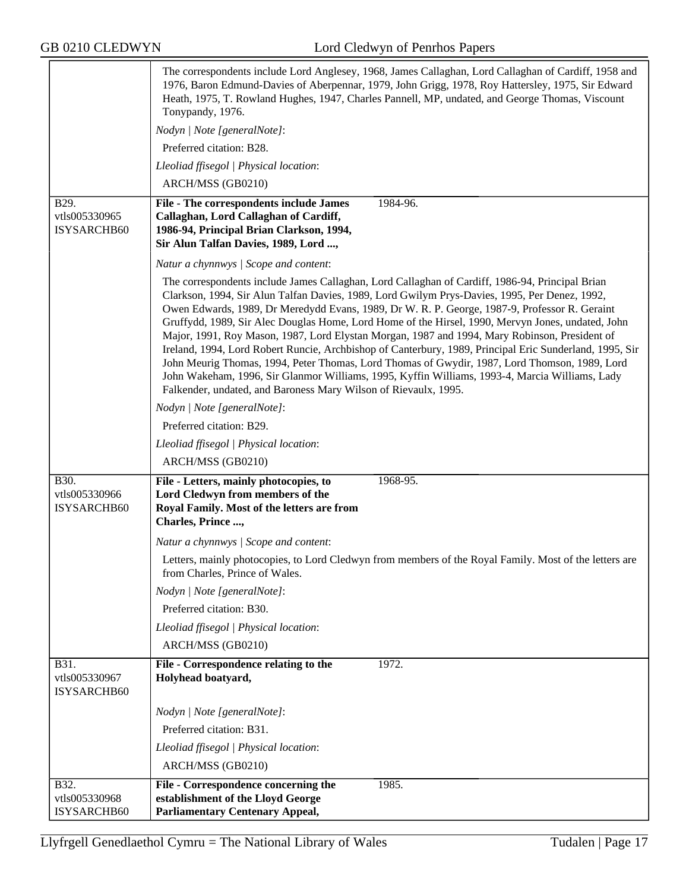The correspondents include Lord Anglesey, 1968, James Callaghan, Lord Callaghan of Cardiff, 1958 and 1976, Baron Edmund-Davies of Aberpennar, 1979, John Grigg, 1978, Roy Hattersley, 1975, Sir Edward Heath, 1975, T. Rowland Hughes, 1947, Charles Pannell, MP, undated, and George Thomas, Viscount Tonypandy, 1976.

*Nodyn | Note [generalNote]*:

Preferred citation: B28.

*Lleoliad ffisegol | Physical location*:

ARCH/MSS (GB0210)

---

B29.
vtls005330965
ISYSARCHB60

**File - The correspondents include James Callaghan, Lord Callaghan of Cardiff, 1986-94, Principal Brian Clarkson, 1994, Sir Alun Talfan Davies, 1989, Lord ...,** 1984-96.

*Natur a chynnwys | Scope and content*:

The correspondents include James Callaghan, Lord Callaghan of Cardiff, 1986-94, Principal Brian Clarkson, 1994, Sir Alun Talfan Davies, 1989, Lord Gwilym Prys-Davies, 1995, Per Denez, 1992, Owen Edwards, 1989, Dr Meredydd Evans, 1989, Dr W. R. P. George, 1987-9, Professor R. Geraint Gruffydd, 1989, Sir Alec Douglas Home, Lord Home of the Hirsel, 1990, Mervyn Jones, undated, John Major, 1991, Roy Mason, 1987, Lord Elystan Morgan, 1987 and 1994, Mary Robinson, President of Ireland, 1994, Lord Robert Runcie, Archbishop of Canterbury, 1989, Principal Eric Sunderland, 1995, Sir John Meurig Thomas, 1994, Peter Thomas, Lord Thomas of Gwydir, 1987, Lord Thomson, 1989, Lord John Wakeham, 1996, Sir Glanmor Williams, 1995, Kyffin Williams, 1993-4, Marcia Williams, Lady Falkender, undated, and Baroness Mary Wilson of Rievaulx, 1995.

*Nodyn | Note [generalNote]*:

Preferred citation: B29.

*Lleoliad ffisegol | Physical location*:

ARCH/MSS (GB0210)

---

B30.
vtls005330966
ISYSARCHB60

**File - Letters, mainly photocopies, to Lord Cledwyn from members of the Royal Family. Most of the letters are from Charles, Prince ...,** 1968-95.

*Natur a chynnwys | Scope and content*:

Letters, mainly photocopies, to Lord Cledwyn from members of the Royal Family. Most of the letters are from Charles, Prince of Wales.

*Nodyn | Note [generalNote]*:

Preferred citation: B30.

*Lleoliad ffisegol | Physical location*:

ARCH/MSS (GB0210)

---

B31.
vtls005330967
ISYSARCHB60

**File - Correspondence relating to the Holyhead boatyard,** 1972.

*Nodyn | Note [generalNote]*:

Preferred citation: B31.

*Lleoliad ffisegol | Physical location*:

ARCH/MSS (GB0210)

---

B32.
vtls005330968
ISYSARCHB60

**File - Correspondence concerning the establishment of the Lloyd George Parliamentary Centenary Appeal,** 1985.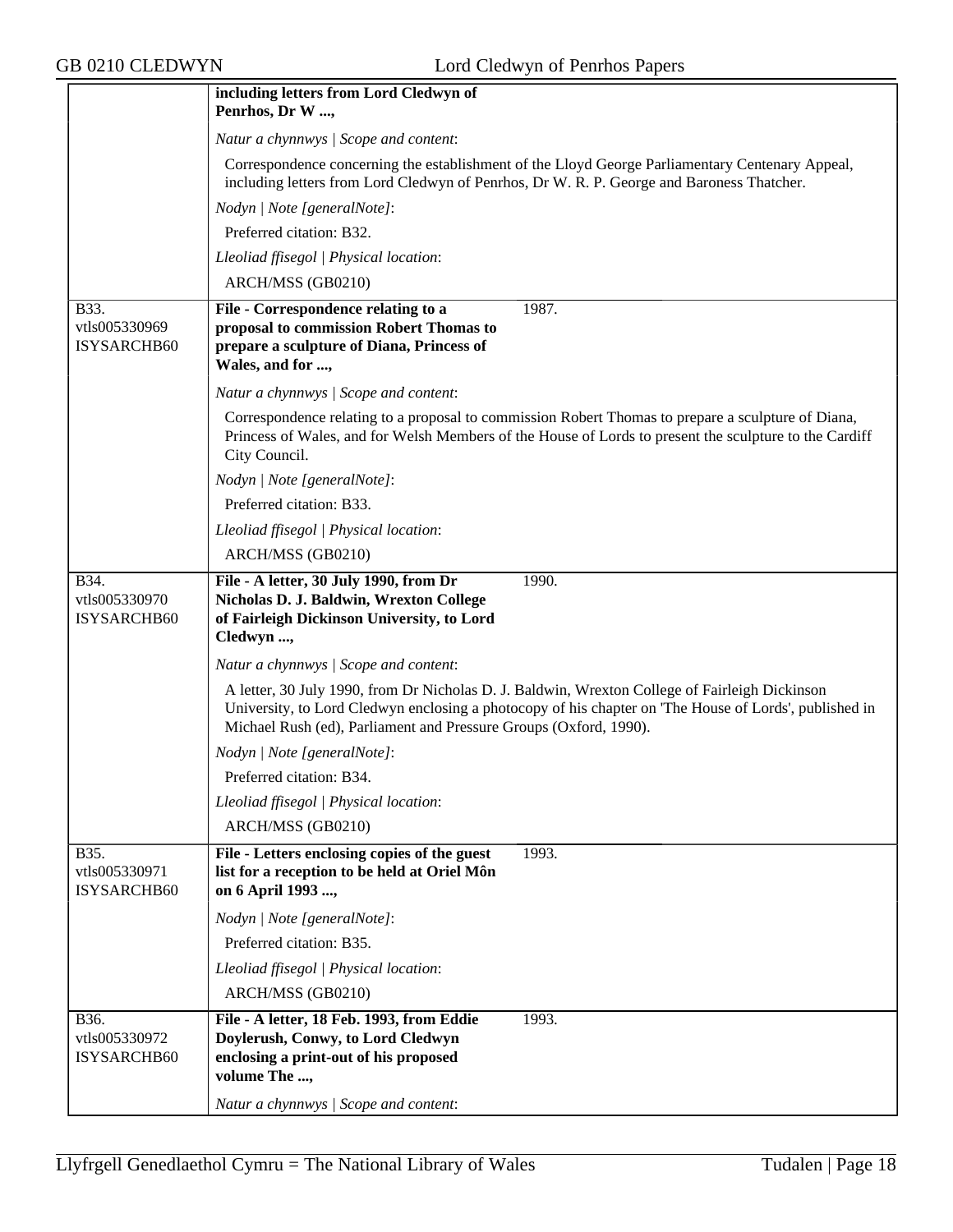| | | |
|---|---|---|
| | **including letters from Lord Cledwyn of Penrhos, Dr W ...,** | |
| | *Natur a chynnwys \| Scope and content*:<br><br>Correspondence concerning the establishment of the Lloyd George Parliamentary Centenary Appeal, including letters from Lord Cledwyn of Penrhos, Dr W. R. P. George and Baroness Thatcher.<br><br>*Nodyn \| Note [generalNote]*:<br><br>Preferred citation: B32.<br><br>*Lleoliad ffisegol \| Physical location*:<br><br>ARCH/MSS (GB0210) | |
| B33.<br>vtls005330969<br>ISYSARCHB60 | **File - Correspondence relating to a proposal to commission Robert Thomas to prepare a sculpture of Diana, Princess of Wales, and for ...,** | 1987. |
| | *Natur a chynnwys \| Scope and content*:<br><br>Correspondence relating to a proposal to commission Robert Thomas to prepare a sculpture of Diana, Princess of Wales, and for Welsh Members of the House of Lords to present the sculpture to the Cardiff City Council.<br><br>*Nodyn \| Note [generalNote]*:<br><br>Preferred citation: B33.<br><br>*Lleoliad ffisegol \| Physical location*:<br><br>ARCH/MSS (GB0210) | |
| B34.<br>vtls005330970<br>ISYSARCHB60 | **File - A letter, 30 July 1990, from Dr Nicholas D. J. Baldwin, Wrexton College of Fairleigh Dickinson University, to Lord Cledwyn ...,** | 1990. |
| | *Natur a chynnwys \| Scope and content*:<br><br>A letter, 30 July 1990, from Dr Nicholas D. J. Baldwin, Wrexton College of Fairleigh Dickinson University, to Lord Cledwyn enclosing a photocopy of his chapter on 'The House of Lords', published in Michael Rush (ed), Parliament and Pressure Groups (Oxford, 1990).<br><br>*Nodyn \| Note [generalNote]*:<br><br>Preferred citation: B34.<br><br>*Lleoliad ffisegol \| Physical location*:<br><br>ARCH/MSS (GB0210) | |
| B35.<br>vtls005330971<br>ISYSARCHB60 | **File - Letters enclosing copies of the guest list for a reception to be held at Oriel Môn on 6 April 1993 ...,** | 1993. |
| | *Nodyn \| Note [generalNote]*:<br><br>Preferred citation: B35.<br><br>*Lleoliad ffisegol \| Physical location*:<br><br>ARCH/MSS (GB0210) | |
| B36.<br>vtls005330972<br>ISYSARCHB60 | **File - A letter, 18 Feb. 1993, from Eddie Doylerush, Conwy, to Lord Cledwyn enclosing a print-out of his proposed volume The ...,** | 1993. |
| | *Natur a chynnwys \| Scope and content*: | |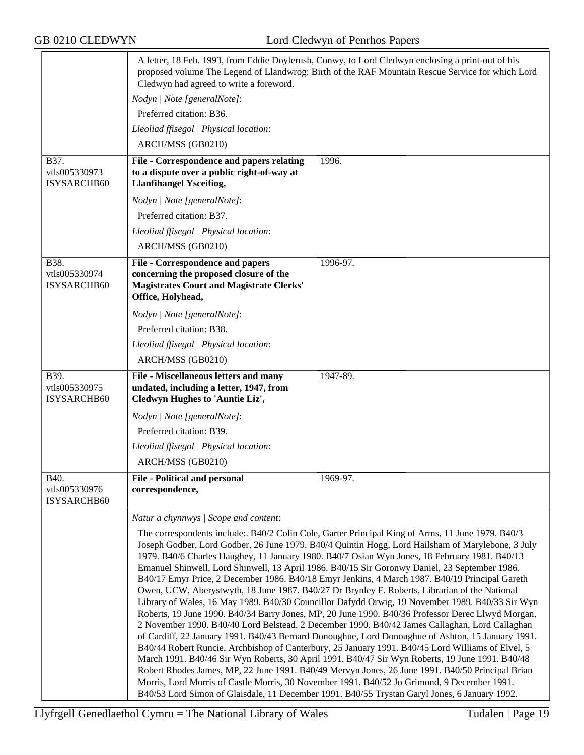A letter, 18 Feb. 1993, from Eddie Doylerush, Conwy, to Lord Cledwyn enclosing a print-out of his proposed volume The Legend of Llandwrog: Birth of the RAF Mountain Rescue Service for which Lord Cledwyn had agreed to write a foreword.

*Nodyn | Note [generalNote]*:

Preferred citation: B36.

*Lleoliad ffisegol | Physical location*:

ARCH/MSS (GB0210)

---

B37.
vtls005330973
ISYSARCHB60

**File - Correspondence and papers relating to a dispute over a public right-of-way at Llanfihangel Ysceifiog,** 1996.

*Nodyn | Note [generalNote]*:

Preferred citation: B37.

*Lleoliad ffisegol | Physical location*:

ARCH/MSS (GB0210)

---

B38.
vtls005330974
ISYSARCHB60

**File - Correspondence and papers concerning the proposed closure of the Magistrates Court and Magistrate Clerks' Office, Holyhead,** 1996-97.

*Nodyn | Note [generalNote]*:

Preferred citation: B38.

*Lleoliad ffisegol | Physical location*:

ARCH/MSS (GB0210)

---

B39.
vtls005330975
ISYSARCHB60

**File - Miscellaneous letters and many undated, including a letter, 1947, from Cledwyn Hughes to 'Auntie Liz',** 1947-89.

*Nodyn | Note [generalNote]*:

Preferred citation: B39.

*Lleoliad ffisegol | Physical location*:

ARCH/MSS (GB0210)

---

B40.
vtls005330976
ISYSARCHB60

**File - Political and personal correspondence,** 1969-97.

*Natur a chynnwys | Scope and content*:

The correspondents include:. B40/2 Colin Cole, Garter Principal King of Arms, 11 June 1979. B40/3 Joseph Godber, Lord Godber, 26 June 1979. B40/4 Quintin Hogg, Lord Hailsham of Marylebone, 3 July 1979. B40/6 Charles Haughey, 11 January 1980. B40/7 Osian Wyn Jones, 18 February 1981. B40/13 Emanuel Shinwell, Lord Shinwell, 13 April 1986. B40/15 Sir Goronwy Daniel, 23 September 1986. B40/17 Emyr Price, 2 December 1986. B40/18 Emyr Jenkins, 4 March 1987. B40/19 Principal Gareth Owen, UCW, Aberystwyth, 18 June 1987. B40/27 Dr Brynley F. Roberts, Librarian of the National Library of Wales, 16 May 1989. B40/30 Councillor Dafydd Orwig, 19 November 1989. B40/33 Sir Wyn Roberts, 19 June 1990. B40/34 Barry Jones, MP, 20 June 1990. B40/36 Professor Derec Llwyd Morgan, 2 November 1990. B40/40 Lord Belstead, 2 December 1990. B40/42 James Callaghan, Lord Callaghan of Cardiff, 22 January 1991. B40/43 Bernard Donoughue, Lord Donoughue of Ashton, 15 January 1991. B40/44 Robert Runcie, Archbishop of Canterbury, 25 January 1991. B40/45 Lord Williams of Elvel, 5 March 1991. B40/46 Sir Wyn Roberts, 30 April 1991. B40/47 Sir Wyn Roberts, 19 June 1991. B40/48 Robert Rhodes James, MP, 22 June 1991. B40/49 Mervyn Jones, 26 June 1991. B40/50 Principal Brian Morris, Lord Morris of Castle Morris, 30 November 1991. B40/52 Jo Grimond, 9 December 1991. B40/53 Lord Simon of Glaisdale, 11 December 1991. B40/55 Trystan Garyl Jones, 6 January 1992.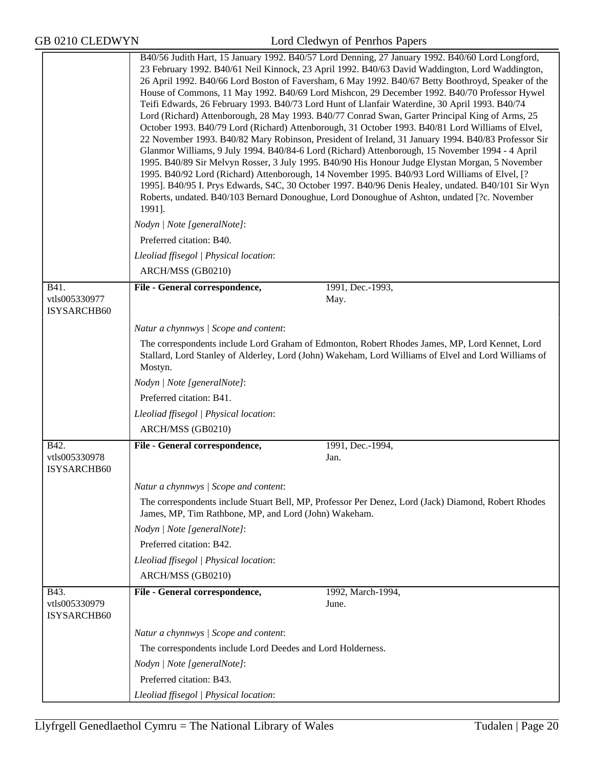B40/56 Judith Hart, 15 January 1992. B40/57 Lord Denning, 27 January 1992. B40/60 Lord Longford, 23 February 1992. B40/61 Neil Kinnock, 23 April 1992. B40/63 David Waddington, Lord Waddington, 26 April 1992. B40/66 Lord Boston of Faversham, 6 May 1992. B40/67 Betty Boothroyd, Speaker of the House of Commons, 11 May 1992. B40/69 Lord Mishcon, 29 December 1992. B40/70 Professor Hywel Teifi Edwards, 26 February 1993. B40/73 Lord Hunt of Llanfair Waterdine, 30 April 1993. B40/74 Lord (Richard) Attenborough, 28 May 1993. B40/77 Conrad Swan, Garter Principal King of Arms, 25 October 1993. B40/79 Lord (Richard) Attenborough, 31 October 1993. B40/81 Lord Williams of Elvel, 22 November 1993. B40/82 Mary Robinson, President of Ireland, 31 January 1994. B40/83 Professor Sir Glanmor Williams, 9 July 1994. B40/84-6 Lord (Richard) Attenborough, 15 November 1994 - 4 April 1995. B40/89 Sir Melvyn Rosser, 3 July 1995. B40/90 His Honour Judge Elystan Morgan, 5 November 1995. B40/92 Lord (Richard) Attenborough, 14 November 1995. B40/93 Lord Williams of Elvel, [?1995]. B40/95 I. Prys Edwards, S4C, 30 October 1997. B40/96 Denis Healey, undated. B40/101 Sir Wyn Roberts, undated. B40/103 Bernard Donoughue, Lord Donoughue of Ashton, undated [?c. November 1991].

*Nodyn | Note [generalNote]*:

Preferred citation: B40.

*Lleoliad ffisegol | Physical location*:

ARCH/MSS (GB0210)

---

B41.
vtls005330977
ISYSARCHB60

**File - General correspondence,** 1991, Dec.-1993, May.

*Natur a chynnwys | Scope and content*:

The correspondents include Lord Graham of Edmonton, Robert Rhodes James, MP, Lord Kennet, Lord Stallard, Lord Stanley of Alderley, Lord (John) Wakeham, Lord Williams of Elvel and Lord Williams of Mostyn.

*Nodyn | Note [generalNote]*:

Preferred citation: B41.

*Lleoliad ffisegol | Physical location*:

ARCH/MSS (GB0210)

---

B42.
vtls005330978
ISYSARCHB60

**File - General correspondence,** 1991, Dec.-1994, Jan.

*Natur a chynnwys | Scope and content*:

The correspondents include Stuart Bell, MP, Professor Per Denez, Lord (Jack) Diamond, Robert Rhodes James, MP, Tim Rathbone, MP, and Lord (John) Wakeham.

*Nodyn | Note [generalNote]*:

Preferred citation: B42.

*Lleoliad ffisegol | Physical location*:

ARCH/MSS (GB0210)

---

B43.
vtls005330979
ISYSARCHB60

**File - General correspondence,** 1992, March-1994, June.

*Natur a chynnwys | Scope and content*:

The correspondents include Lord Deedes and Lord Holderness.

*Nodyn | Note [generalNote]*:

Preferred citation: B43.

*Lleoliad ffisegol | Physical location*: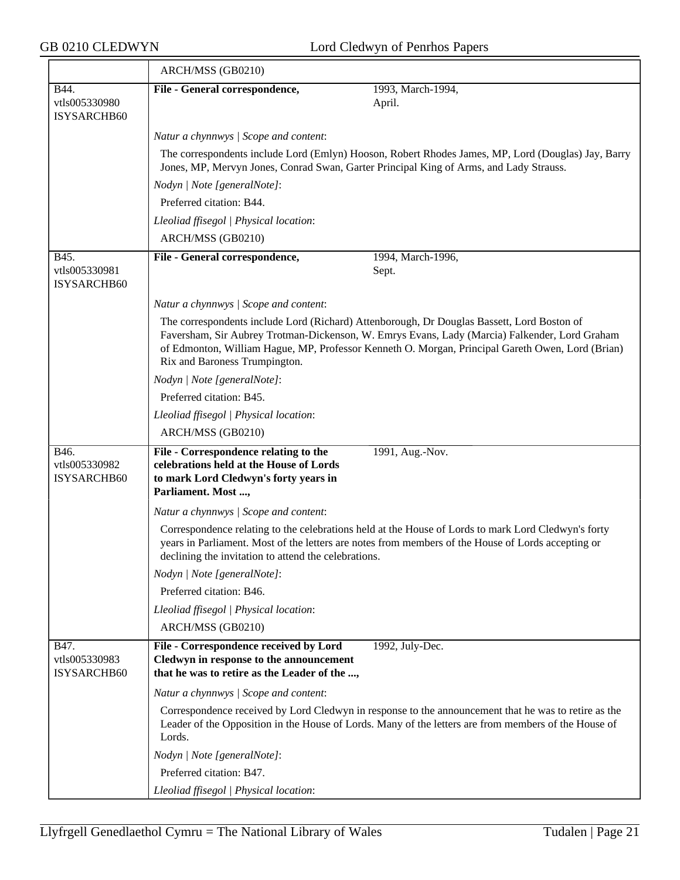| | ARCH/MSS (GB0210) | |
|---|---|---|
| B44.<br>vtls005330980<br>ISYSARCHB60 | **File - General correspondence,** | 1993, March-1994, April. |
| | *Natur a chynnwys \| Scope and content*:<br>The correspondents include Lord (Emlyn) Hooson, Robert Rhodes James, MP, Lord (Douglas) Jay, Barry Jones, MP, Mervyn Jones, Conrad Swan, Garter Principal King of Arms, and Lady Strauss.<br>*Nodyn \| Note [generalNote]*:<br>Preferred citation: B44.<br>*Lleoliad ffisegol \| Physical location*:<br>ARCH/MSS (GB0210) | |
| B45.<br>vtls005330981<br>ISYSARCHB60 | **File - General correspondence,** | 1994, March-1996, Sept. |
| | *Natur a chynnwys \| Scope and content*:<br>The correspondents include Lord (Richard) Attenborough, Dr Douglas Bassett, Lord Boston of Faversham, Sir Aubrey Trotman-Dickenson, W. Emrys Evans, Lady (Marcia) Falkender, Lord Graham of Edmonton, William Hague, MP, Professor Kenneth O. Morgan, Principal Gareth Owen, Lord (Brian) Rix and Baroness Trumpington.<br>*Nodyn \| Note [generalNote]*:<br>Preferred citation: B45.<br>*Lleoliad ffisegol \| Physical location*:<br>ARCH/MSS (GB0210) | |
| B46.<br>vtls005330982<br>ISYSARCHB60 | **File - Correspondence relating to the celebrations held at the House of Lords to mark Lord Cledwyn's forty years in Parliament. Most ...,** | 1991, Aug.-Nov. |
| | *Natur a chynnwys \| Scope and content*:<br>Correspondence relating to the celebrations held at the House of Lords to mark Lord Cledwyn's forty years in Parliament. Most of the letters are notes from members of the House of Lords accepting or declining the invitation to attend the celebrations.<br>*Nodyn \| Note [generalNote]*:<br>Preferred citation: B46.<br>*Lleoliad ffisegol \| Physical location*:<br>ARCH/MSS (GB0210) | |
| B47.<br>vtls005330983<br>ISYSARCHB60 | **File - Correspondence received by Lord Cledwyn in response to the announcement that he was to retire as the Leader of the ...,** | 1992, July-Dec. |
| | *Natur a chynnwys \| Scope and content*:<br>Correspondence received by Lord Cledwyn in response to the announcement that he was to retire as the Leader of the Opposition in the House of Lords. Many of the letters are from members of the House of Lords.<br>*Nodyn \| Note [generalNote]*:<br>Preferred citation: B47.<br>*Lleoliad ffisegol \| Physical location*: | |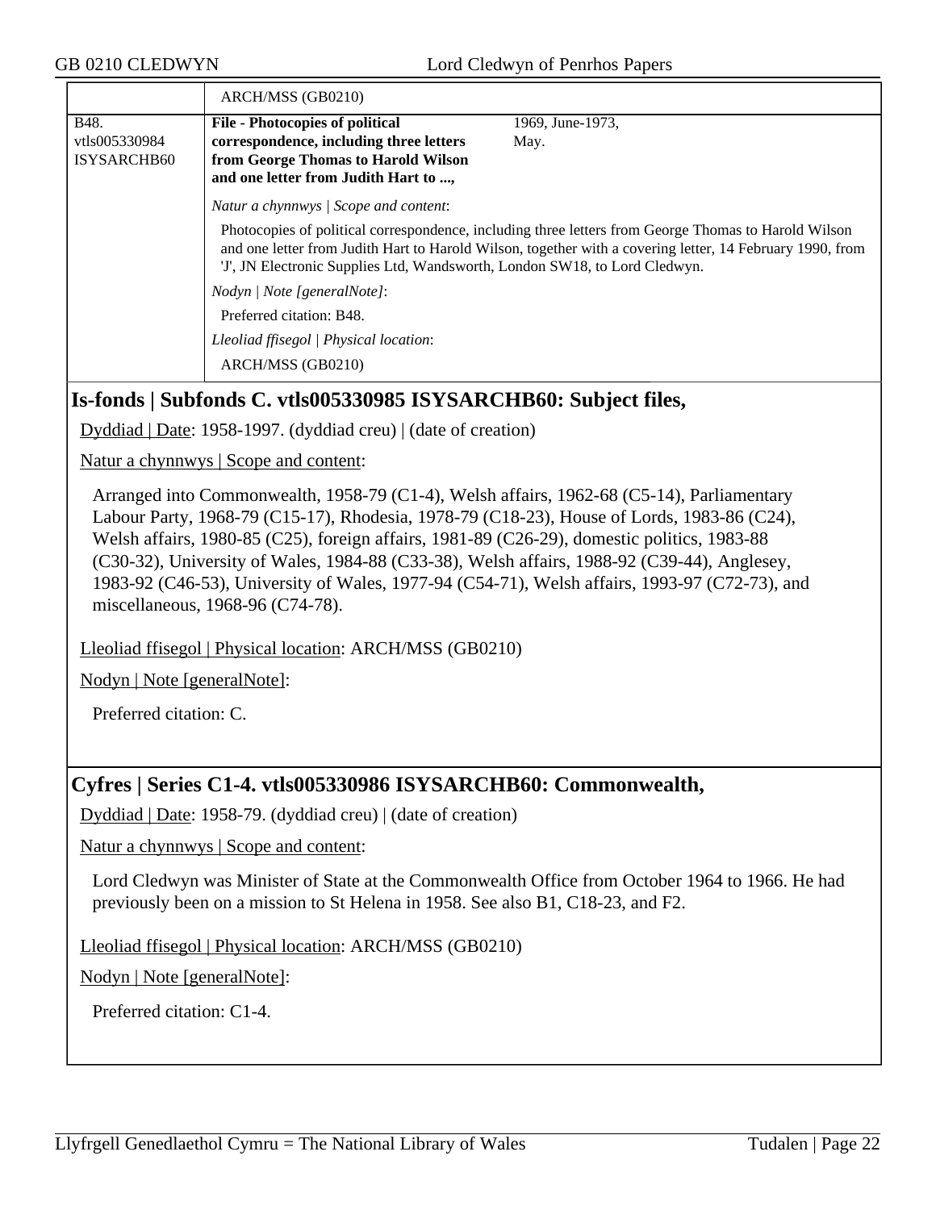| | ARCH/MSS (GB0210) | |
|---|---|---|
| B48. vtls005330984 ISYSARCHB60 | **File - Photocopies of political correspondence, including three letters from George Thomas to Harold Wilson and one letter from Judith Hart to ...,** | 1969, June-1973, May. |
| | *Natur a chynnwys \| Scope and content*: Photocopies of political correspondence, including three letters from George Thomas to Harold Wilson and one letter from Judith Hart to Harold Wilson, together with a covering letter, 14 February 1990, from 'J', JN Electronic Supplies Ltd, Wandsworth, London SW18, to Lord Cledwyn. *Nodyn \| Note [generalNote]*: Preferred citation: B48. *Lleoliad ffisegol \| Physical location*: ARCH/MSS (GB0210) | |

## Is-fonds | Subfonds C. vtls005330985 ISYSARCHB60: Subject files,

Dyddiad | Date: 1958-1997. (dyddiad creu) | (date of creation)

Natur a chynnwys | Scope and content:

Arranged into Commonwealth, 1958-79 (C1-4), Welsh affairs, 1962-68 (C5-14), Parliamentary Labour Party, 1968-79 (C15-17), Rhodesia, 1978-79 (C18-23), House of Lords, 1983-86 (C24), Welsh affairs, 1980-85 (C25), foreign affairs, 1981-89 (C26-29), domestic politics, 1983-88 (C30-32), University of Wales, 1984-88 (C33-38), Welsh affairs, 1988-92 (C39-44), Anglesey, 1983-92 (C46-53), University of Wales, 1977-94 (C54-71), Welsh affairs, 1993-97 (C72-73), and miscellaneous, 1968-96 (C74-78).

Lleoliad ffisegol | Physical location: ARCH/MSS (GB0210)

Nodyn | Note [generalNote]:

Preferred citation: C.

## Cyfres | Series C1-4. vtls005330986 ISYSARCHB60: Commonwealth,

Dyddiad | Date: 1958-79. (dyddiad creu) | (date of creation)

Natur a chynnwys | Scope and content:

Lord Cledwyn was Minister of State at the Commonwealth Office from October 1964 to 1966. He had previously been on a mission to St Helena in 1958. See also B1, C18-23, and F2.

Lleoliad ffisegol | Physical location: ARCH/MSS (GB0210)

Nodyn | Note [generalNote]:

Preferred citation: C1-4.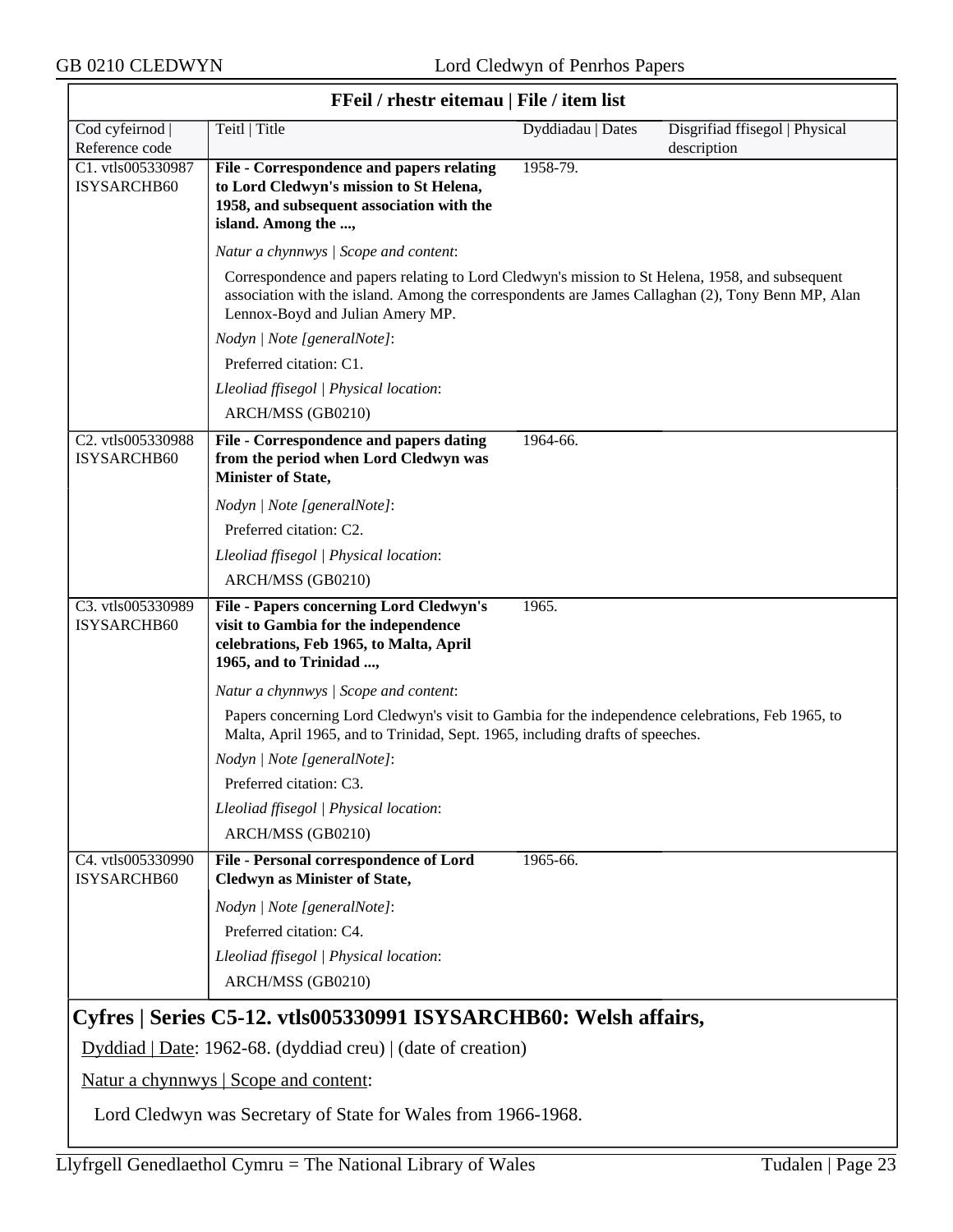## FFeil / rhestr eitemau | File / item list

| Cod cyfeirnod \| Reference code | Teitl \| Title | Dyddiadau \| Dates | Disgrifiad ffisegol \| Physical description |
|---|---|---|---|
| C1. vtls005330987 ISYSARCHB60 | **File - Correspondence and papers relating to Lord Cledwyn's mission to St Helena, 1958, and subsequent association with the island. Among the ...,** | 1958-79. | |

*Natur a chynnwys | Scope and content*:

Correspondence and papers relating to Lord Cledwyn's mission to St Helena, 1958, and subsequent association with the island. Among the correspondents are James Callaghan (2), Tony Benn MP, Alan Lennox-Boyd and Julian Amery MP.

*Nodyn | Note [generalNote]*:

Preferred citation: C1.

*Lleoliad ffisegol | Physical location*:

ARCH/MSS (GB0210)

| Cod cyfeirnod \| Reference code | Teitl \| Title | Dyddiadau \| Dates | Disgrifiad ffisegol \| Physical description |
|---|---|---|---|
| C2. vtls005330988 ISYSARCHB60 | **File - Correspondence and papers dating from the period when Lord Cledwyn was Minister of State,** | 1964-66. | |

*Nodyn | Note [generalNote]*:

Preferred citation: C2.

*Lleoliad ffisegol | Physical location*:

ARCH/MSS (GB0210)

| Cod cyfeirnod \| Reference code | Teitl \| Title | Dyddiadau \| Dates | Disgrifiad ffisegol \| Physical description |
|---|---|---|---|
| C3. vtls005330989 ISYSARCHB60 | **File - Papers concerning Lord Cledwyn's visit to Gambia for the independence celebrations, Feb 1965, to Malta, April 1965, and to Trinidad ...,** | 1965. | |

*Natur a chynnwys | Scope and content*:

Papers concerning Lord Cledwyn's visit to Gambia for the independence celebrations, Feb 1965, to Malta, April 1965, and to Trinidad, Sept. 1965, including drafts of speeches.

*Nodyn | Note [generalNote]*:

Preferred citation: C3.

*Lleoliad ffisegol | Physical location*:

ARCH/MSS (GB0210)

| Cod cyfeirnod \| Reference code | Teitl \| Title | Dyddiadau \| Dates | Disgrifiad ffisegol \| Physical description |
|---|---|---|---|
| C4. vtls005330990 ISYSARCHB60 | **File - Personal correspondence of Lord Cledwyn as Minister of State,** | 1965-66. | |

*Nodyn | Note [generalNote]*:

Preferred citation: C4.

*Lleoliad ffisegol | Physical location*:

ARCH/MSS (GB0210)

## Cyfres | Series C5-12. vtls005330991 ISYSARCHB60: Welsh affairs,

Dyddiad | Date: 1962-68. (dyddiad creu) | (date of creation)

Natur a chynnwys | Scope and content:

Lord Cledwyn was Secretary of State for Wales from 1966-1968.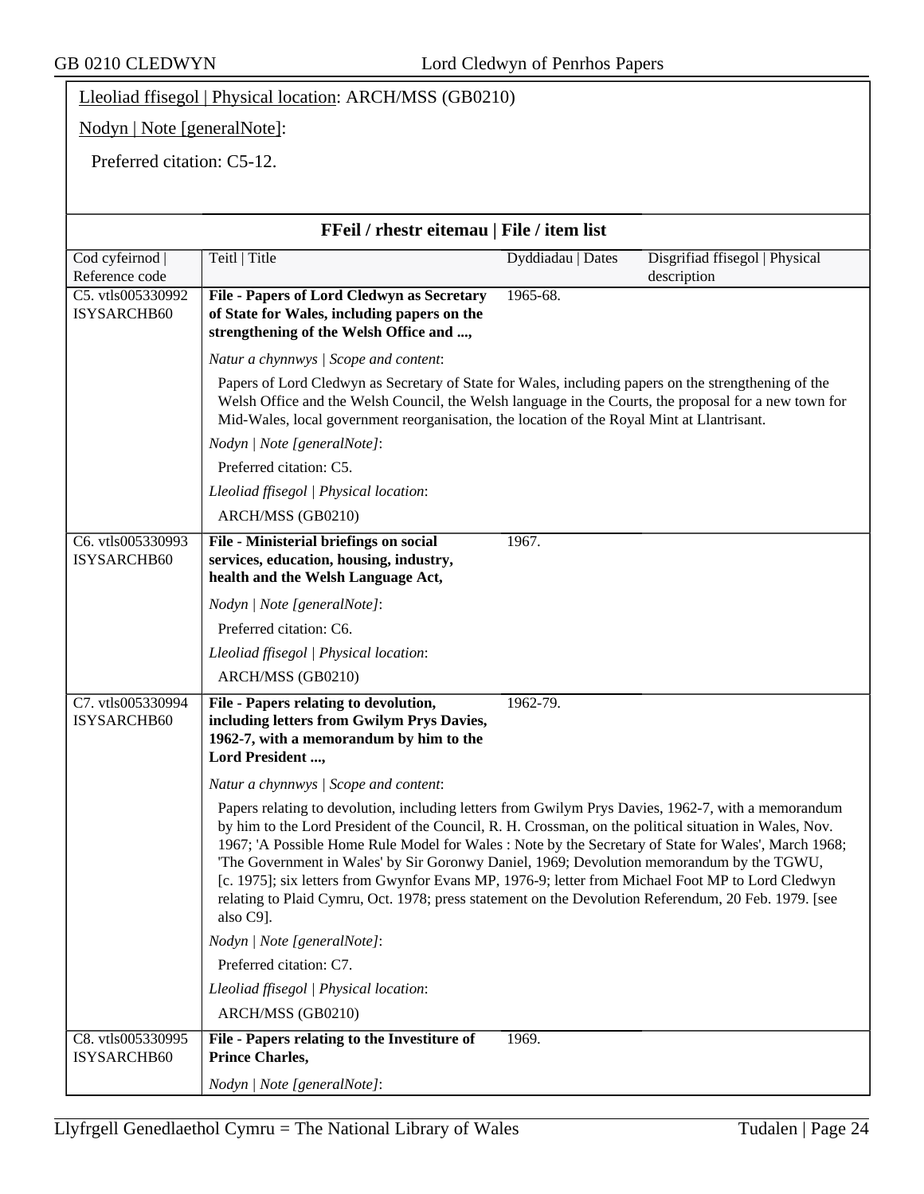Lleoliad ffisegol | Physical location: ARCH/MSS (GB0210)

Nodyn | Note [generalNote]:

Preferred citation: C5-12.

### FFeil / rhestr eitemau | File / item list

| Cod cyfeirnod \| Reference code | Teitl \| Title | Dyddiadau \| Dates | Disgrifiad ffisegol \| Physical description |
|---|---|---|---|
| C5. vtls005330992 ISYSARCHB60 | **File - Papers of Lord Cledwyn as Secretary of State for Wales, including papers on the strengthening of the Welsh Office and ...,** | 1965-68. | |
| | *Natur a chynnwys \| Scope and content*: Papers of Lord Cledwyn as Secretary of State for Wales, including papers on the strengthening of the Welsh Office and the Welsh Council, the Welsh language in the Courts, the proposal for a new town for Mid-Wales, local government reorganisation, the location of the Royal Mint at Llantrisant. *Nodyn \| Note [generalNote]*: Preferred citation: C5. *Lleoliad ffisegol \| Physical location*: ARCH/MSS (GB0210) | | |
| C6. vtls005330993 ISYSARCHB60 | **File - Ministerial briefings on social services, education, housing, industry, health and the Welsh Language Act,** | 1967. | |
| | *Nodyn \| Note [generalNote]*: Preferred citation: C6. *Lleoliad ffisegol \| Physical location*: ARCH/MSS (GB0210) | | |
| C7. vtls005330994 ISYSARCHB60 | **File - Papers relating to devolution, including letters from Gwilym Prys Davies, 1962-7, with a memorandum by him to the Lord President ...,** | 1962-79. | |
| | *Natur a chynnwys \| Scope and content*: Papers relating to devolution, including letters from Gwilym Prys Davies, 1962-7, with a memorandum by him to the Lord President of the Council, R. H. Crossman, on the political situation in Wales, Nov. 1967; 'A Possible Home Rule Model for Wales : Note by the Secretary of State for Wales', March 1968; 'The Government in Wales' by Sir Goronwy Daniel, 1969; Devolution memorandum by the TGWU, [c. 1975]; six letters from Gwynfor Evans MP, 1976-9; letter from Michael Foot MP to Lord Cledwyn relating to Plaid Cymru, Oct. 1978; press statement on the Devolution Referendum, 20 Feb. 1979. [see also C9]. *Nodyn \| Note [generalNote]*: Preferred citation: C7. *Lleoliad ffisegol \| Physical location*: ARCH/MSS (GB0210) | | |
| C8. vtls005330995 ISYSARCHB60 | **File - Papers relating to the Investiture of Prince Charles,** | 1969. | |
| | *Nodyn \| Note [generalNote]*: | | |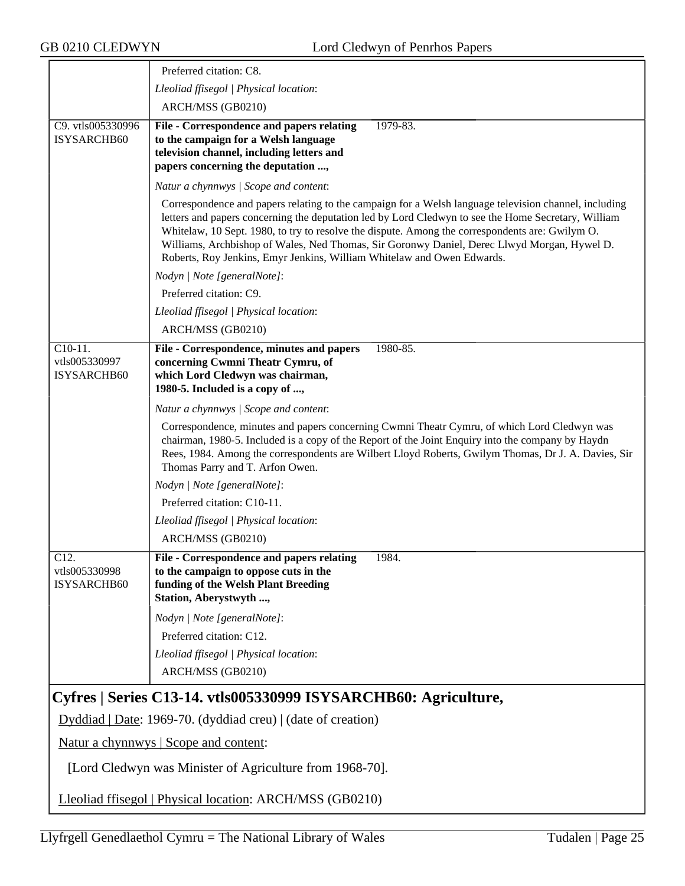| | |
|---|---|
| | Preferred citation: C8.<br>*Lleoliad ffisegol \| Physical location*:<br>ARCH/MSS (GB0210) |
| C9. vtls005330996 ISYSARCHB60 | **File - Correspondence and papers relating to the campaign for a Welsh language television channel, including letters and papers concerning the deputation ...,** 1979-83.<br>*Natur a chynnwys \| Scope and content*:<br>Correspondence and papers relating to the campaign for a Welsh language television channel, including letters and papers concerning the deputation led by Lord Cledwyn to see the Home Secretary, William Whitelaw, 10 Sept. 1980, to try to resolve the dispute. Among the correspondents are: Gwilym O. Williams, Archbishop of Wales, Ned Thomas, Sir Goronwy Daniel, Derec Llwyd Morgan, Hywel D. Roberts, Roy Jenkins, Emyr Jenkins, William Whitelaw and Owen Edwards.<br>*Nodyn \| Note [generalNote]*:<br>Preferred citation: C9.<br>*Lleoliad ffisegol \| Physical location*:<br>ARCH/MSS (GB0210) |
| C10-11. vtls005330997 ISYSARCHB60 | **File - Correspondence, minutes and papers concerning Cwmni Theatr Cymru, of which Lord Cledwyn was chairman, 1980-5. Included is a copy of ...,** 1980-85.<br>*Natur a chynnwys \| Scope and content*:<br>Correspondence, minutes and papers concerning Cwmni Theatr Cymru, of which Lord Cledwyn was chairman, 1980-5. Included is a copy of the Report of the Joint Enquiry into the company by Haydn Rees, 1984. Among the correspondents are Wilbert Lloyd Roberts, Gwilym Thomas, Dr J. A. Davies, Sir Thomas Parry and T. Arfon Owen.<br>*Nodyn \| Note [generalNote]*:<br>Preferred citation: C10-11.<br>*Lleoliad ffisegol \| Physical location*:<br>ARCH/MSS (GB0210) |
| C12. vtls005330998 ISYSARCHB60 | **File - Correspondence and papers relating to the campaign to oppose cuts in the funding of the Welsh Plant Breeding Station, Aberystwyth ...,** 1984.<br>*Nodyn \| Note [generalNote]*:<br>Preferred citation: C12.<br>*Lleoliad ffisegol \| Physical location*:<br>ARCH/MSS (GB0210) |

## Cyfres | Series C13-14. vtls005330999 ISYSARCHB60: Agriculture,

Dyddiad | Date: 1969-70. (dyddiad creu) | (date of creation)

Natur a chynnwys | Scope and content:

[Lord Cledwyn was Minister of Agriculture from 1968-70].

Lleoliad ffisegol | Physical location: ARCH/MSS (GB0210)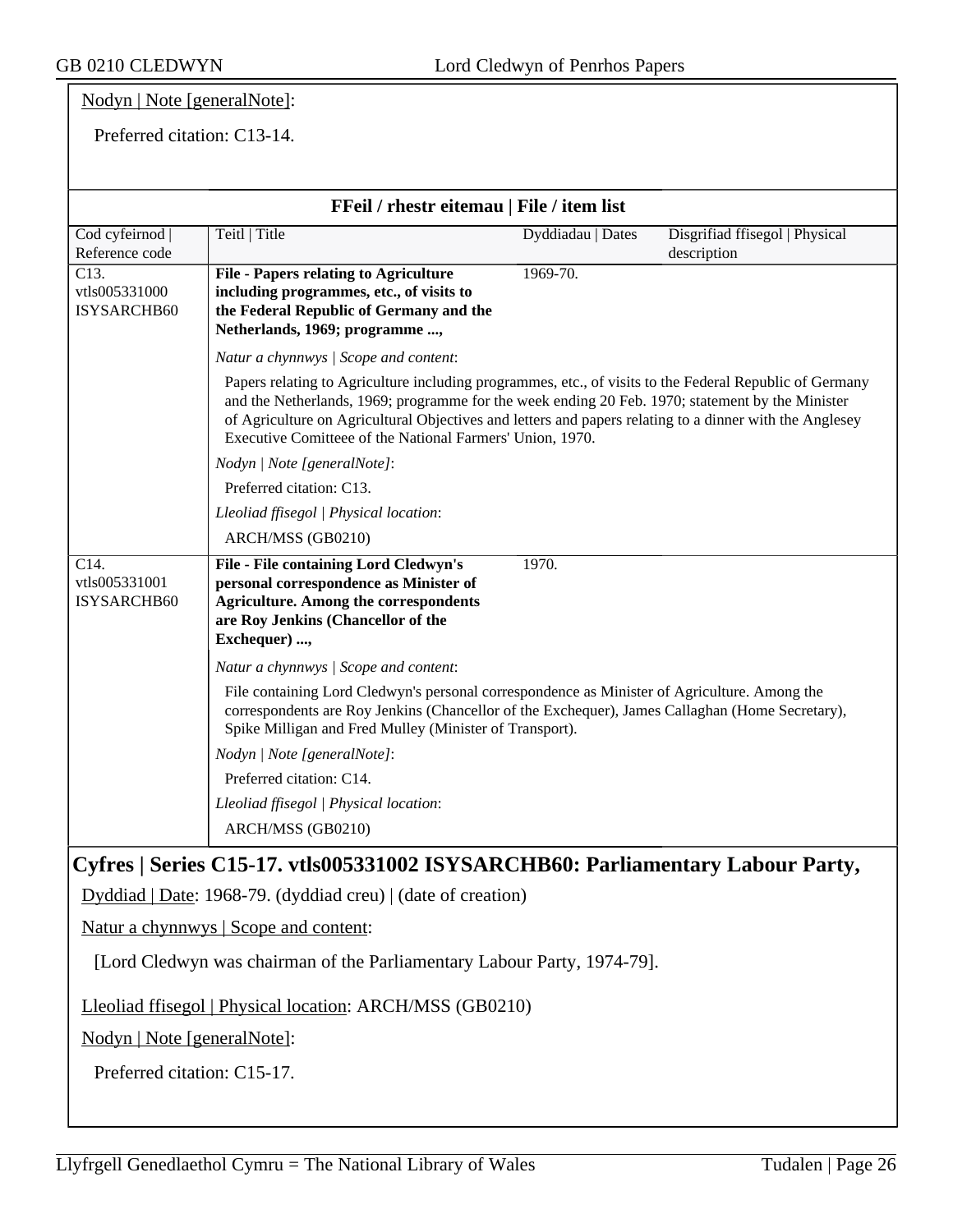Nodyn | Note [generalNote]:

Preferred citation: C13-14.

### FFeil / rhestr eitemau | File / item list

| Cod cyfeirnod \| Reference code | Teitl \| Title | Dyddiadau \| Dates | Disgrifiad ffisegol \| Physical description |
|---|---|---|---|
| C13. vtls005331000 ISYSARCHB60 | **File - Papers relating to Agriculture including programmes, etc., of visits to the Federal Republic of Germany and the Netherlands, 1969; programme ...,** | 1969-70. | |
| | *Natur a chynnwys \| Scope and content*: Papers relating to Agriculture including programmes, etc., of visits to the Federal Republic of Germany and the Netherlands, 1969; programme for the week ending 20 Feb. 1970; statement by the Minister of Agriculture on Agricultural Objectives and letters and papers relating to a dinner with the Anglesey Executive Comitteee of the National Farmers' Union, 1970. *Nodyn \| Note [generalNote]*: Preferred citation: C13. *Lleoliad ffisegol \| Physical location*: ARCH/MSS (GB0210) | | |
| C14. vtls005331001 ISYSARCHB60 | **File - File containing Lord Cledwyn's personal correspondence as Minister of Agriculture. Among the correspondents are Roy Jenkins (Chancellor of the Exchequer) ...,** | 1970. | |
| | *Natur a chynnwys \| Scope and content*: File containing Lord Cledwyn's personal correspondence as Minister of Agriculture. Among the correspondents are Roy Jenkins (Chancellor of the Exchequer), James Callaghan (Home Secretary), Spike Milligan and Fred Mulley (Minister of Transport). *Nodyn \| Note [generalNote]*: Preferred citation: C14. *Lleoliad ffisegol \| Physical location*: ARCH/MSS (GB0210) | | |

## Cyfres | Series C15-17. vtls005331002 ISYSARCHB60: Parliamentary Labour Party,

Dyddiad | Date: 1968-79. (dyddiad creu) | (date of creation)

Natur a chynnwys | Scope and content:

[Lord Cledwyn was chairman of the Parliamentary Labour Party, 1974-79].

Lleoliad ffisegol | Physical location: ARCH/MSS (GB0210)

Nodyn | Note [generalNote]:

Preferred citation: C15-17.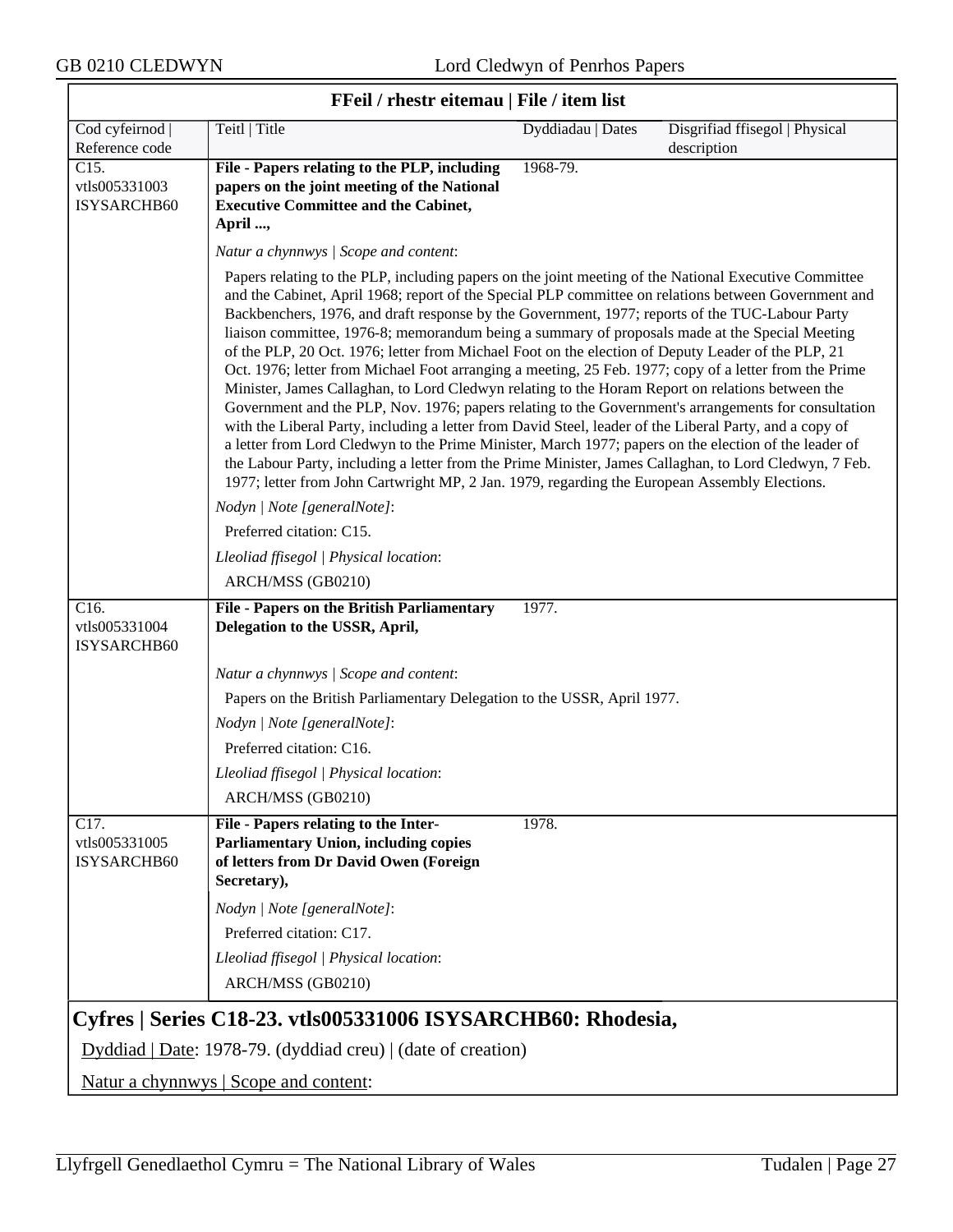## FFeil / rhestr eitemau | File / item list

| Cod cyfeirnod \| Reference code | Teitl \| Title | Dyddiadau \| Dates | Disgrifiad ffisegol \| Physical description |
|---|---|---|---|
| C15. vtls005331003 ISYSARCHB60 | **File - Papers relating to the PLP, including papers on the joint meeting of the National Executive Committee and the Cabinet, April ...,** | 1968-79. | |

*Natur a chynnwys | Scope and content*:

Papers relating to the PLP, including papers on the joint meeting of the National Executive Committee and the Cabinet, April 1968; report of the Special PLP committee on relations between Government and Backbenchers, 1976, and draft response by the Government, 1977; reports of the TUC-Labour Party liaison committee, 1976-8; memorandum being a summary of proposals made at the Special Meeting of the PLP, 20 Oct. 1976; letter from Michael Foot on the election of Deputy Leader of the PLP, 21 Oct. 1976; letter from Michael Foot arranging a meeting, 25 Feb. 1977; copy of a letter from the Prime Minister, James Callaghan, to Lord Cledwyn relating to the Horam Report on relations between the Government and the PLP, Nov. 1976; papers relating to the Government's arrangements for consultation with the Liberal Party, including a letter from David Steel, leader of the Liberal Party, and a copy of a letter from Lord Cledwyn to the Prime Minister, March 1977; papers on the election of the leader of the Labour Party, including a letter from the Prime Minister, James Callaghan, to Lord Cledwyn, 7 Feb. 1977; letter from John Cartwright MP, 2 Jan. 1979, regarding the European Assembly Elections.

*Nodyn | Note [generalNote]*:

Preferred citation: C15.

*Lleoliad ffisegol | Physical location*:

ARCH/MSS (GB0210)

| Cod cyfeirnod \| Reference code | Teitl \| Title | Dyddiadau \| Dates | Disgrifiad ffisegol \| Physical description |
|---|---|---|---|
| C16. vtls005331004 ISYSARCHB60 | **File - Papers on the British Parliamentary Delegation to the USSR, April,** | 1977. | |

*Natur a chynnwys | Scope and content*:

Papers on the British Parliamentary Delegation to the USSR, April 1977.

*Nodyn | Note [generalNote]*:

Preferred citation: C16.

*Lleoliad ffisegol | Physical location*:

ARCH/MSS (GB0210)

| Cod cyfeirnod \| Reference code | Teitl \| Title | Dyddiadau \| Dates | Disgrifiad ffisegol \| Physical description |
|---|---|---|---|
| C17. vtls005331005 ISYSARCHB60 | **File - Papers relating to the Inter-Parliamentary Union, including copies of letters from Dr David Owen (Foreign Secretary),** | 1978. | |

*Nodyn | Note [generalNote]*:

Preferred citation: C17.

*Lleoliad ffisegol | Physical location*:

ARCH/MSS (GB0210)

## Cyfres | Series C18-23. vtls005331006 ISYSARCHB60: Rhodesia,

Dyddiad | Date: 1978-79. (dyddiad creu) | (date of creation)

Natur a chynnwys | Scope and content: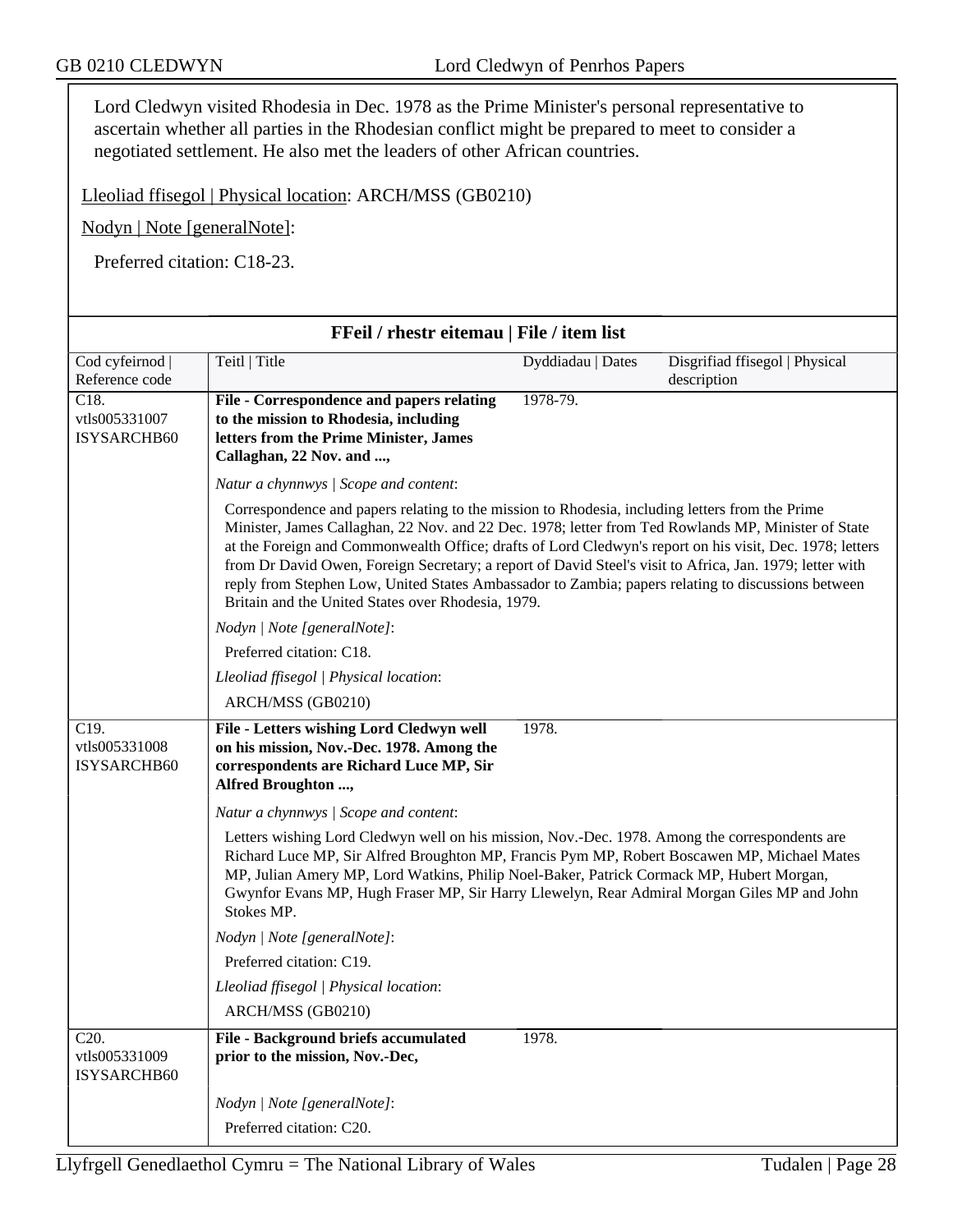Lord Cledwyn visited Rhodesia in Dec. 1978 as the Prime Minister's personal representative to ascertain whether all parties in the Rhodesian conflict might be prepared to meet to consider a negotiated settlement. He also met the leaders of other African countries.

Lleoliad ffisegol | Physical location: ARCH/MSS (GB0210)

Nodyn | Note [generalNote]:

Preferred citation: C18-23.

## FFeil / rhestr eitemau | File / item list

| Cod cyfeirnod \| Reference code | Teitl \| Title | Dyddiadau \| Dates | Disgrifiad ffisegol \| Physical description |
|---|---|---|---|
| C18. vtls005331007 ISYSARCHB60 | **File - Correspondence and papers relating to the mission to Rhodesia, including letters from the Prime Minister, James Callaghan, 22 Nov. and ...,** | 1978-79. | |
| | *Natur a chynnwys \| Scope and content*: Correspondence and papers relating to the mission to Rhodesia, including letters from the Prime Minister, James Callaghan, 22 Nov. and 22 Dec. 1978; letter from Ted Rowlands MP, Minister of State at the Foreign and Commonwealth Office; drafts of Lord Cledwyn's report on his visit, Dec. 1978; letters from Dr David Owen, Foreign Secretary; a report of David Steel's visit to Africa, Jan. 1979; letter with reply from Stephen Low, United States Ambassador to Zambia; papers relating to discussions between Britain and the United States over Rhodesia, 1979. *Nodyn \| Note [generalNote]*: Preferred citation: C18. *Lleoliad ffisegol \| Physical location*: ARCH/MSS (GB0210) | | |
| C19. vtls005331008 ISYSARCHB60 | **File - Letters wishing Lord Cledwyn well on his mission, Nov.-Dec. 1978. Among the correspondents are Richard Luce MP, Sir Alfred Broughton ...,** | 1978. | |
| | *Natur a chynnwys \| Scope and content*: Letters wishing Lord Cledwyn well on his mission, Nov.-Dec. 1978. Among the correspondents are Richard Luce MP, Sir Alfred Broughton MP, Francis Pym MP, Robert Boscawen MP, Michael Mates MP, Julian Amery MP, Lord Watkins, Philip Noel-Baker, Patrick Cormack MP, Hubert Morgan, Gwynfor Evans MP, Hugh Fraser MP, Sir Harry Llewelyn, Rear Admiral Morgan Giles MP and John Stokes MP. *Nodyn \| Note [generalNote]*: Preferred citation: C19. *Lleoliad ffisegol \| Physical location*: ARCH/MSS (GB0210) | | |
| C20. vtls005331009 ISYSARCHB60 | **File - Background briefs accumulated prior to the mission, Nov.-Dec,** | 1978. | |
| | *Nodyn \| Note [generalNote]*: Preferred citation: C20. | | |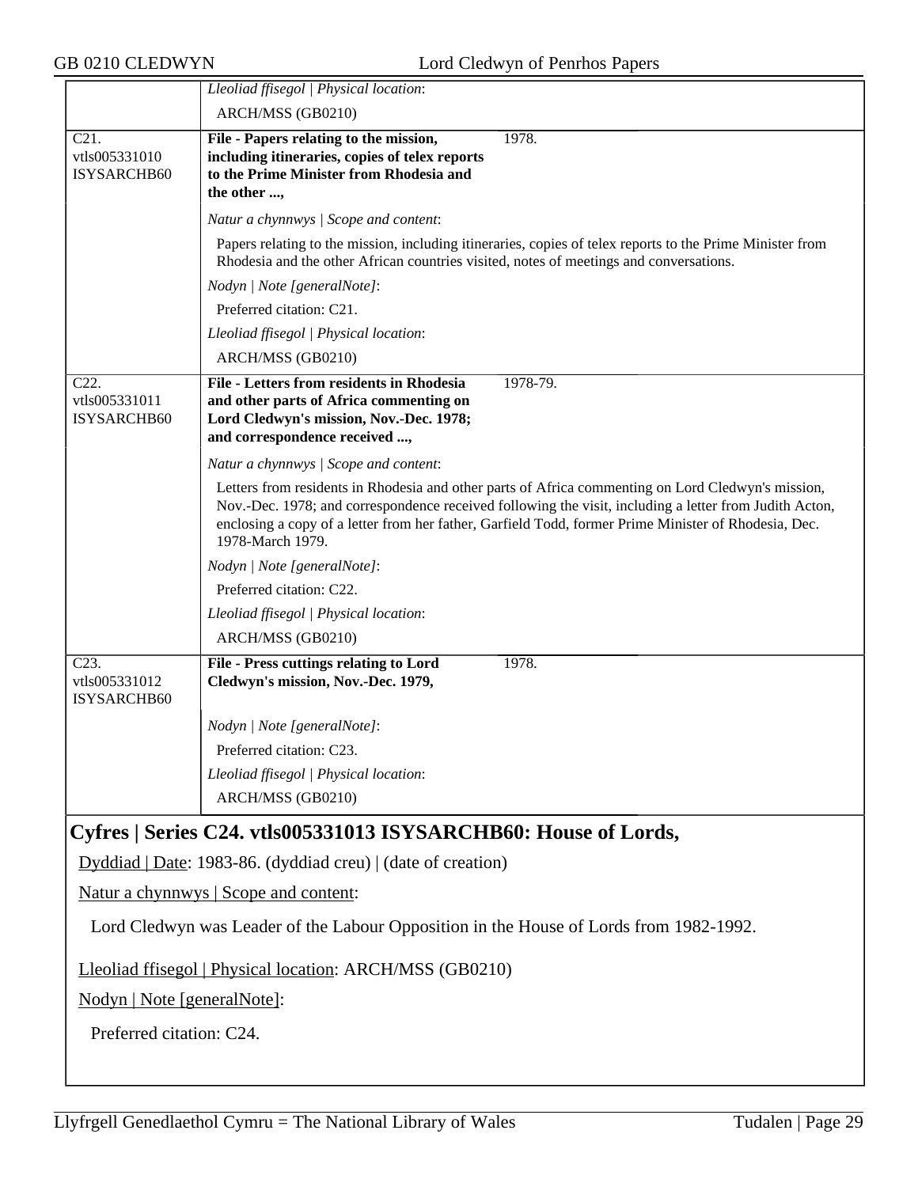*Lleoliad ffisegol | Physical location*:

ARCH/MSS (GB0210)

C21. vtls005331010 ISYSARCHB60

**File - Papers relating to the mission, including itineraries, copies of telex reports to the Prime Minister from Rhodesia and the other ...,** 1978.

*Natur a chynnwys | Scope and content*:

Papers relating to the mission, including itineraries, copies of telex reports to the Prime Minister from Rhodesia and the other African countries visited, notes of meetings and conversations.

*Nodyn | Note [generalNote]*:

Preferred citation: C21.

*Lleoliad ffisegol | Physical location*:

ARCH/MSS (GB0210)

C22. vtls005331011 ISYSARCHB60

**File - Letters from residents in Rhodesia and other parts of Africa commenting on Lord Cledwyn's mission, Nov.-Dec. 1978; and correspondence received ...,** 1978-79.

*Natur a chynnwys | Scope and content*:

Letters from residents in Rhodesia and other parts of Africa commenting on Lord Cledwyn's mission, Nov.-Dec. 1978; and correspondence received following the visit, including a letter from Judith Acton, enclosing a copy of a letter from her father, Garfield Todd, former Prime Minister of Rhodesia, Dec. 1978-March 1979.

*Nodyn | Note [generalNote]*:

Preferred citation: C22.

*Lleoliad ffisegol | Physical location*:

ARCH/MSS (GB0210)

C23. vtls005331012 ISYSARCHB60

**File - Press cuttings relating to Lord Cledwyn's mission, Nov.-Dec. 1979,** 1978.

*Nodyn | Note [generalNote]*:

Preferred citation: C23.

*Lleoliad ffisegol | Physical location*:

ARCH/MSS (GB0210)

## Cyfres | Series C24. vtls005331013 ISYSARCHB60: House of Lords,

Dyddiad | Date: 1983-86. (dyddiad creu) | (date of creation)

Natur a chynnwys | Scope and content:

Lord Cledwyn was Leader of the Labour Opposition in the House of Lords from 1982-1992.

Lleoliad ffisegol | Physical location: ARCH/MSS (GB0210)

Nodyn | Note [generalNote]:

Preferred citation: C24.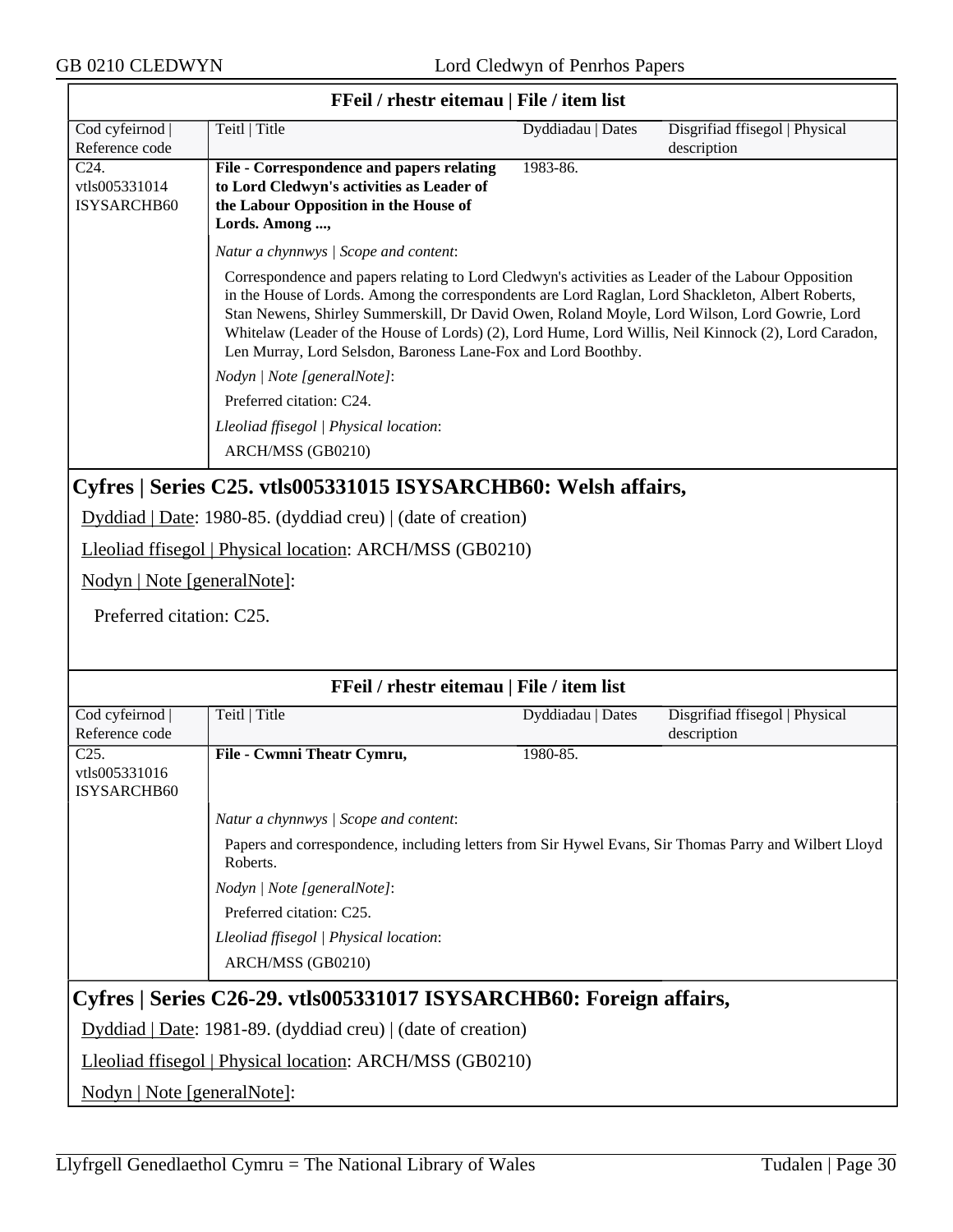### FFeil / rhestr eitemau | File / item list

| Cod cyfeirnod \| Reference code | Teitl \| Title | Dyddiadau \| Dates | Disgrifiad ffisegol \| Physical description |
|---|---|---|---|
| C24. vtls005331014 ISYSARCHB60 | **File - Correspondence and papers relating to Lord Cledwyn's activities as Leader of the Labour Opposition in the House of Lords. Among ...,** | 1983-86. | |

*Natur a chynnwys | Scope and content*:

Correspondence and papers relating to Lord Cledwyn's activities as Leader of the Labour Opposition in the House of Lords. Among the correspondents are Lord Raglan, Lord Shackleton, Albert Roberts, Stan Newens, Shirley Summerskill, Dr David Owen, Roland Moyle, Lord Wilson, Lord Gowrie, Lord Whitelaw (Leader of the House of Lords) (2), Lord Hume, Lord Willis, Neil Kinnock (2), Lord Caradon, Len Murray, Lord Selsdon, Baroness Lane-Fox and Lord Boothby.

*Nodyn | Note [generalNote]*:

Preferred citation: C24.

*Lleoliad ffisegol | Physical location*:

ARCH/MSS (GB0210)

## Cyfres | Series C25. vtls005331015 ISYSARCHB60: Welsh affairs,

Dyddiad | Date: 1980-85. (dyddiad creu) | (date of creation)

Lleoliad ffisegol | Physical location: ARCH/MSS (GB0210)

Nodyn | Note [generalNote]:

Preferred citation: C25.

### FFeil / rhestr eitemau | File / item list

| Cod cyfeirnod \| Reference code | Teitl \| Title | Dyddiadau \| Dates | Disgrifiad ffisegol \| Physical description |
|---|---|---|---|
| C25. vtls005331016 ISYSARCHB60 | **File - Cwmni Theatr Cymru,** | 1980-85. | |

*Natur a chynnwys | Scope and content*:

Papers and correspondence, including letters from Sir Hywel Evans, Sir Thomas Parry and Wilbert Lloyd Roberts.

*Nodyn | Note [generalNote]*:

Preferred citation: C25.

*Lleoliad ffisegol | Physical location*:

ARCH/MSS (GB0210)

## Cyfres | Series C26-29. vtls005331017 ISYSARCHB60: Foreign affairs,

Dyddiad | Date: 1981-89. (dyddiad creu) | (date of creation)

Lleoliad ffisegol | Physical location: ARCH/MSS (GB0210)

Nodyn | Note [generalNote]: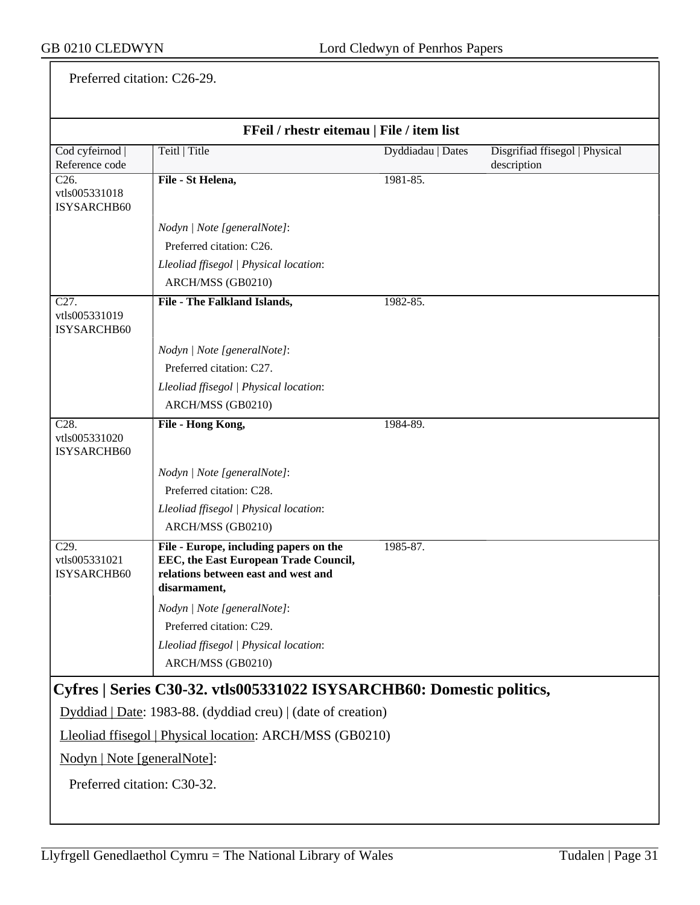Preferred citation: C26-29.

**FFeil / rhestr eitemau | File / item list**

| Cod cyfeirnod \| Reference code | Teitl \| Title | Dyddiadau \| Dates | Disgrifiad ffisegol \| Physical description |
|---|---|---|---|
| C26. vtls005331018 ISYSARCHB60 | **File - St Helena,** | 1981-85. | |
| | *Nodyn \| Note [generalNote]*: Preferred citation: C26. *Lleoliad ffisegol \| Physical location*: ARCH/MSS (GB0210) | | |
| C27. vtls005331019 ISYSARCHB60 | **File - The Falkland Islands,** | 1982-85. | |
| | *Nodyn \| Note [generalNote]*: Preferred citation: C27. *Lleoliad ffisegol \| Physical location*: ARCH/MSS (GB0210) | | |
| C28. vtls005331020 ISYSARCHB60 | **File - Hong Kong,** | 1984-89. | |
| | *Nodyn \| Note [generalNote]*: Preferred citation: C28. *Lleoliad ffisegol \| Physical location*: ARCH/MSS (GB0210) | | |
| C29. vtls005331021 ISYSARCHB60 | **File - Europe, including papers on the EEC, the East European Trade Council, relations between east and west and disarmament,** | 1985-87. | |
| | *Nodyn \| Note [generalNote]*: Preferred citation: C29. *Lleoliad ffisegol \| Physical location*: ARCH/MSS (GB0210) | | |

## Cyfres | Series C30-32. vtls005331022 ISYSARCHB60: Domestic politics,

Dyddiad | Date: 1983-88. (dyddiad creu) | (date of creation)

Lleoliad ffisegol | Physical location: ARCH/MSS (GB0210)

Nodyn | Note [generalNote]:

Preferred citation: C30-32.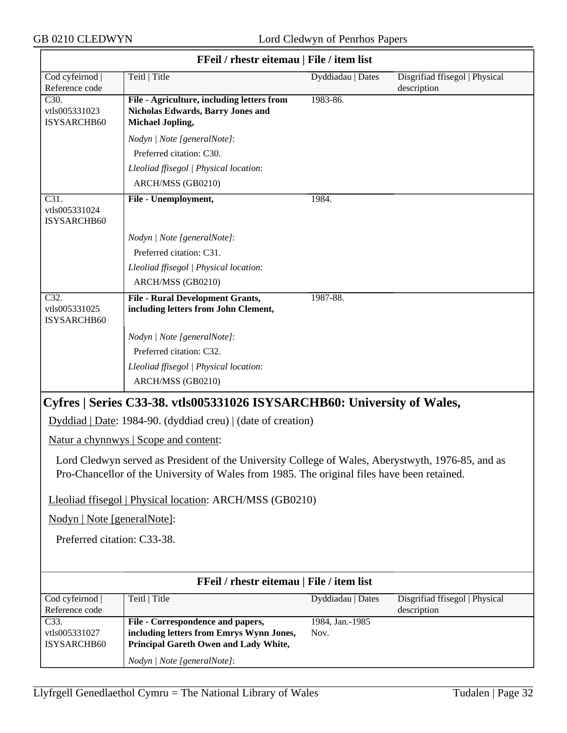| FFeil / rhestr eitemau \| File / item list | | | |
|---|---|---|---|
| Cod cyfeirnod \| Reference code | Teitl \| Title | Dyddiadau \| Dates | Disgrifiad ffisegol \| Physical description |
| C30. vtls005331023 ISYSARCHB60 | **File - Agriculture, including letters from Nicholas Edwards, Barry Jones and Michael Jopling,**<br>*Nodyn \| Note [generalNote]*:<br>Preferred citation: C30.<br>*Lleoliad ffisegol \| Physical location*:<br>ARCH/MSS (GB0210) | 1983-86. | |
| C31. vtls005331024 ISYSARCHB60 | **File - Unemployment,**<br>*Nodyn \| Note [generalNote]*:<br>Preferred citation: C31.<br>*Lleoliad ffisegol \| Physical location*:<br>ARCH/MSS (GB0210) | 1984. | |
| C32. vtls005331025 ISYSARCHB60 | **File - Rural Development Grants, including letters from John Clement,**<br>*Nodyn \| Note [generalNote]*:<br>Preferred citation: C32.<br>*Lleoliad ffisegol \| Physical location*:<br>ARCH/MSS (GB0210) | 1987-88. | |

## Cyfres | Series C33-38. vtls005331026 ISYSARCHB60: University of Wales,

Dyddiad | Date: 1984-90. (dyddiad creu) | (date of creation)

Natur a chynnwys | Scope and content:

Lord Cledwyn served as President of the University College of Wales, Aberystwyth, 1976-85, and as Pro-Chancellor of the University of Wales from 1985. The original files have been retained.

Lleoliad ffisegol | Physical location: ARCH/MSS (GB0210)

Nodyn | Note [generalNote]:

Preferred citation: C33-38.

| FFeil / rhestr eitemau \| File / item list | | | |
|---|---|---|---|
| Cod cyfeirnod \| Reference code | Teitl \| Title | Dyddiadau \| Dates | Disgrifiad ffisegol \| Physical description |
| C33. vtls005331027 ISYSARCHB60 | **File - Correspondence and papers, including letters from Emrys Wynn Jones, Principal Gareth Owen and Lady White,**<br>*Nodyn \| Note [generalNote]*: | 1984, Jan.-1985 Nov. | |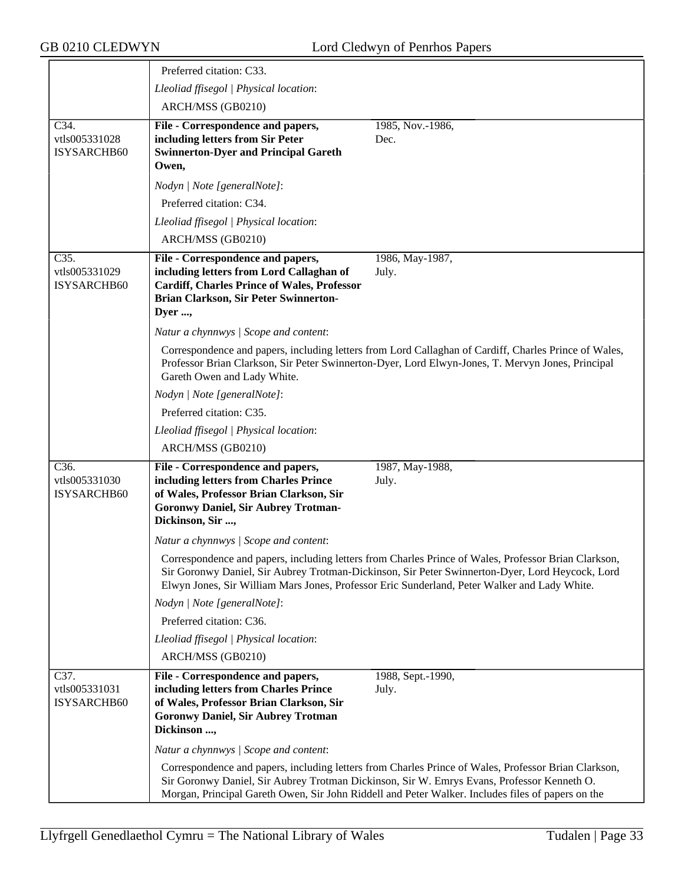Preferred citation: C33.

*Lleoliad ffisegol | Physical location*:

ARCH/MSS (GB0210)

| | | |
|---|---|---|
| C34. vtls005331028 ISYSARCHB60 | **File - Correspondence and papers, including letters from Sir Peter Swinnerton-Dyer and Principal Gareth Owen,** | 1985, Nov.-1986, Dec. |

*Nodyn | Note [generalNote]*:

Preferred citation: C34.

*Lleoliad ffisegol | Physical location*:

ARCH/MSS (GB0210)

| | | |
|---|---|---|
| C35. vtls005331029 ISYSARCHB60 | **File - Correspondence and papers, including letters from Lord Callaghan of Cardiff, Charles Prince of Wales, Professor Brian Clarkson, Sir Peter Swinnerton-Dyer ...,** | 1986, May-1987, July. |

*Natur a chynnwys | Scope and content*:

Correspondence and papers, including letters from Lord Callaghan of Cardiff, Charles Prince of Wales, Professor Brian Clarkson, Sir Peter Swinnerton-Dyer, Lord Elwyn-Jones, T. Mervyn Jones, Principal Gareth Owen and Lady White.

*Nodyn | Note [generalNote]*:

Preferred citation: C35.

*Lleoliad ffisegol | Physical location*:

ARCH/MSS (GB0210)

| | | |
|---|---|---|
| C36. vtls005331030 ISYSARCHB60 | **File - Correspondence and papers, including letters from Charles Prince of Wales, Professor Brian Clarkson, Sir Goronwy Daniel, Sir Aubrey Trotman-Dickinson, Sir ...,** | 1987, May-1988, July. |

*Natur a chynnwys | Scope and content*:

Correspondence and papers, including letters from Charles Prince of Wales, Professor Brian Clarkson, Sir Goronwy Daniel, Sir Aubrey Trotman-Dickinson, Sir Peter Swinnerton-Dyer, Lord Heycock, Lord Elwyn Jones, Sir William Mars Jones, Professor Eric Sunderland, Peter Walker and Lady White.

*Nodyn | Note [generalNote]*:

Preferred citation: C36.

*Lleoliad ffisegol | Physical location*:

ARCH/MSS (GB0210)

| | | |
|---|---|---|
| C37. vtls005331031 ISYSARCHB60 | **File - Correspondence and papers, including letters from Charles Prince of Wales, Professor Brian Clarkson, Sir Goronwy Daniel, Sir Aubrey Trotman Dickinson ...,** | 1988, Sept.-1990, July. |

*Natur a chynnwys | Scope and content*:

Correspondence and papers, including letters from Charles Prince of Wales, Professor Brian Clarkson, Sir Goronwy Daniel, Sir Aubrey Trotman Dickinson, Sir W. Emrys Evans, Professor Kenneth O. Morgan, Principal Gareth Owen, Sir John Riddell and Peter Walker. Includes files of papers on the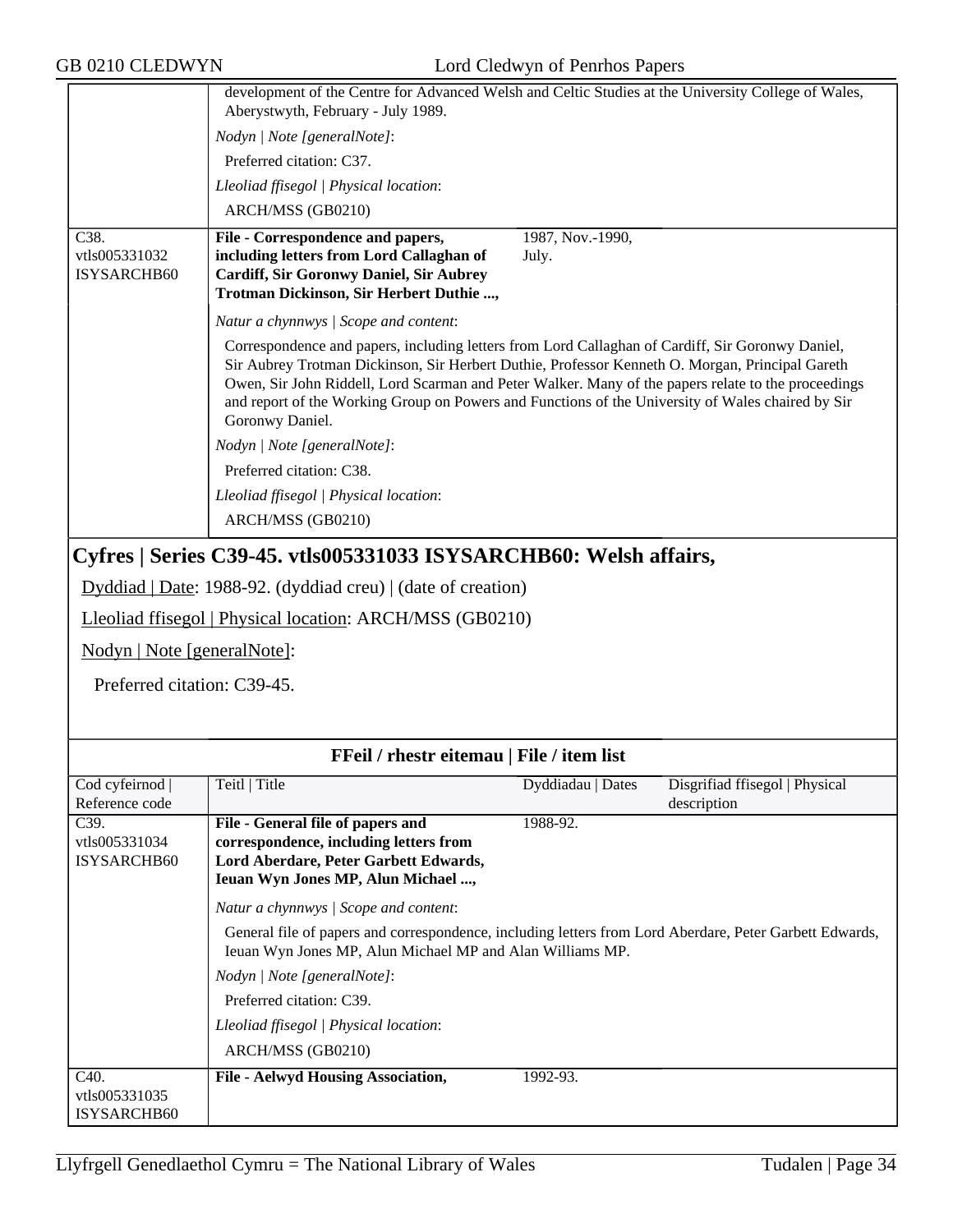| | development of the Centre for Advanced Welsh and Celtic Studies at the University College of Wales, Aberystwyth, February - July 1989. | | |
|---|---|---|---|
| | *Nodyn \| Note [generalNote]*: | | |
| | Preferred citation: C37. | | |
| | *Lleoliad ffisegol \| Physical location*: | | |
| | ARCH/MSS (GB0210) | | |
| C38. vtls005331032 ISYSARCHB60 | **File - Correspondence and papers, including letters from Lord Callaghan of Cardiff, Sir Goronwy Daniel, Sir Aubrey Trotman Dickinson, Sir Herbert Duthie ...,** | 1987, Nov.-1990, July. | |
| | *Natur a chynnwys \| Scope and content*: | | |
| | Correspondence and papers, including letters from Lord Callaghan of Cardiff, Sir Goronwy Daniel, Sir Aubrey Trotman Dickinson, Sir Herbert Duthie, Professor Kenneth O. Morgan, Principal Gareth Owen, Sir John Riddell, Lord Scarman and Peter Walker. Many of the papers relate to the proceedings and report of the Working Group on Powers and Functions of the University of Wales chaired by Sir Goronwy Daniel. | | |
| | *Nodyn \| Note [generalNote]*: | | |
| | Preferred citation: C38. | | |
| | *Lleoliad ffisegol \| Physical location*: | | |
| | ARCH/MSS (GB0210) | | |

## Cyfres | Series C39-45. vtls005331033 ISYSARCHB60: Welsh affairs,

Dyddiad | Date: 1988-92. (dyddiad creu) | (date of creation)

Lleoliad ffisegol | Physical location: ARCH/MSS (GB0210)

Nodyn | Note [generalNote]:

Preferred citation: C39-45.

**FFeil / rhestr eitemau | File / item list**

| Cod cyfeirnod \| Reference code | Teitl \| Title | Dyddiadau \| Dates | Disgrifiad ffisegol \| Physical description |
|---|---|---|---|
| C39. vtls005331034 ISYSARCHB60 | **File - General file of papers and correspondence, including letters from Lord Aberdare, Peter Garbett Edwards, Ieuan Wyn Jones MP, Alun Michael ...,** | 1988-92. | |
| | *Natur a chynnwys \| Scope and content*: | | |
| | General file of papers and correspondence, including letters from Lord Aberdare, Peter Garbett Edwards, Ieuan Wyn Jones MP, Alun Michael MP and Alan Williams MP. | | |
| | *Nodyn \| Note [generalNote]*: | | |
| | Preferred citation: C39. | | |
| | *Lleoliad ffisegol \| Physical location*: | | |
| | ARCH/MSS (GB0210) | | |
| C40. vtls005331035 ISYSARCHB60 | **File - Aelwyd Housing Association,** | 1992-93. | |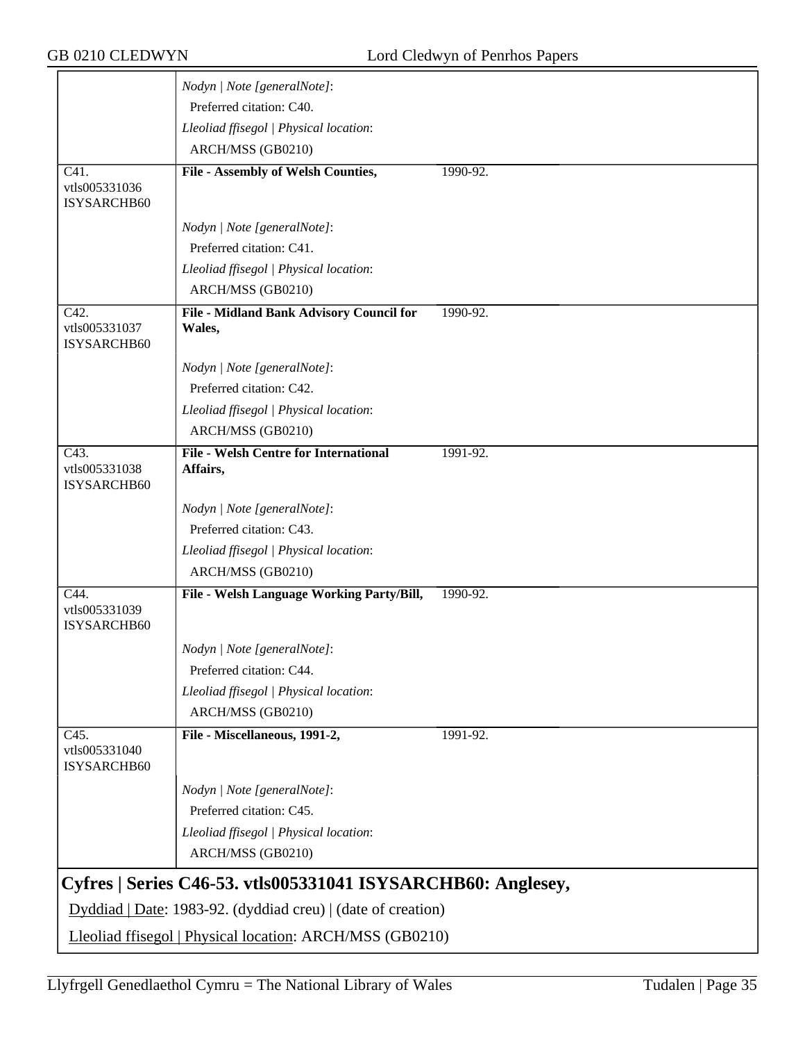| | | |
|---|---|---|
| | *Nodyn \| Note [generalNote]*:<br>Preferred citation: C40.<br>*Lleoliad ffisegol \| Physical location*:<br>ARCH/MSS (GB0210) | |
| C41.<br>vtls005331036<br>ISYSARCHB60 | **File - Assembly of Welsh Counties,** | 1990-92. |
| | *Nodyn \| Note [generalNote]*:<br>Preferred citation: C41.<br>*Lleoliad ffisegol \| Physical location*:<br>ARCH/MSS (GB0210) | |
| C42.<br>vtls005331037<br>ISYSARCHB60 | **File - Midland Bank Advisory Council for Wales,** | 1990-92. |
| | *Nodyn \| Note [generalNote]*:<br>Preferred citation: C42.<br>*Lleoliad ffisegol \| Physical location*:<br>ARCH/MSS (GB0210) | |
| C43.<br>vtls005331038<br>ISYSARCHB60 | **File - Welsh Centre for International Affairs,** | 1991-92. |
| | *Nodyn \| Note [generalNote]*:<br>Preferred citation: C43.<br>*Lleoliad ffisegol \| Physical location*:<br>ARCH/MSS (GB0210) | |
| C44.<br>vtls005331039<br>ISYSARCHB60 | **File - Welsh Language Working Party/Bill,** | 1990-92. |
| | *Nodyn \| Note [generalNote]*:<br>Preferred citation: C44.<br>*Lleoliad ffisegol \| Physical location*:<br>ARCH/MSS (GB0210) | |
| C45.<br>vtls005331040<br>ISYSARCHB60 | **File - Miscellaneous, 1991-2,** | 1991-92. |
| | *Nodyn \| Note [generalNote]*:<br>Preferred citation: C45.<br>*Lleoliad ffisegol \| Physical location*:<br>ARCH/MSS (GB0210) | |

## Cyfres | Series C46-53. vtls005331041 ISYSARCHB60: Anglesey,

Dyddiad | Date: 1983-92. (dyddiad creu) | (date of creation)

Lleoliad ffisegol | Physical location: ARCH/MSS (GB0210)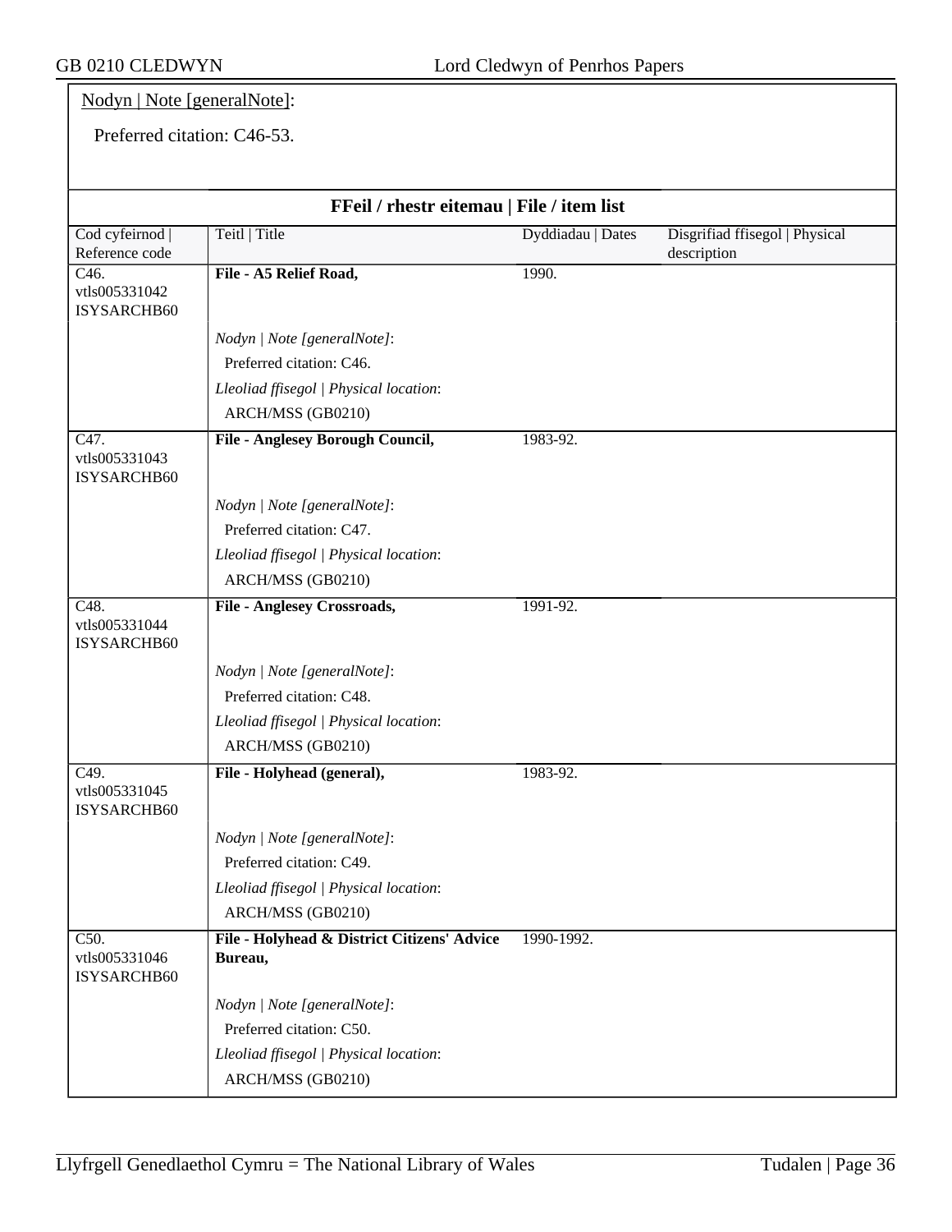Nodyn | Note [generalNote]:

Preferred citation: C46-53.

### FFeil / rhestr eitemau | File / item list

| Cod cyfeirnod \| Reference code | Teitl \| Title | Dyddiadau \| Dates | Disgrifiad ffisegol \| Physical description |
|---|---|---|---|
| C46. vtls005331042 ISYSARCHB60 | **File - A5 Relief Road,** | 1990. | |
| | *Nodyn \| Note [generalNote]*: Preferred citation: C46. *Lleoliad ffisegol \| Physical location*: ARCH/MSS (GB0210) | | |
| C47. vtls005331043 ISYSARCHB60 | **File - Anglesey Borough Council,** | 1983-92. | |
| | *Nodyn \| Note [generalNote]*: Preferred citation: C47. *Lleoliad ffisegol \| Physical location*: ARCH/MSS (GB0210) | | |
| C48. vtls005331044 ISYSARCHB60 | **File - Anglesey Crossroads,** | 1991-92. | |
| | *Nodyn \| Note [generalNote]*: Preferred citation: C48. *Lleoliad ffisegol \| Physical location*: ARCH/MSS (GB0210) | | |
| C49. vtls005331045 ISYSARCHB60 | **File - Holyhead (general),** | 1983-92. | |
| | *Nodyn \| Note [generalNote]*: Preferred citation: C49. *Lleoliad ffisegol \| Physical location*: ARCH/MSS (GB0210) | | |
| C50. vtls005331046 ISYSARCHB60 | **File - Holyhead & District Citizens' Advice Bureau,** | 1990-1992. | |
| | *Nodyn \| Note [generalNote]*: Preferred citation: C50. *Lleoliad ffisegol \| Physical location*: ARCH/MSS (GB0210) | | |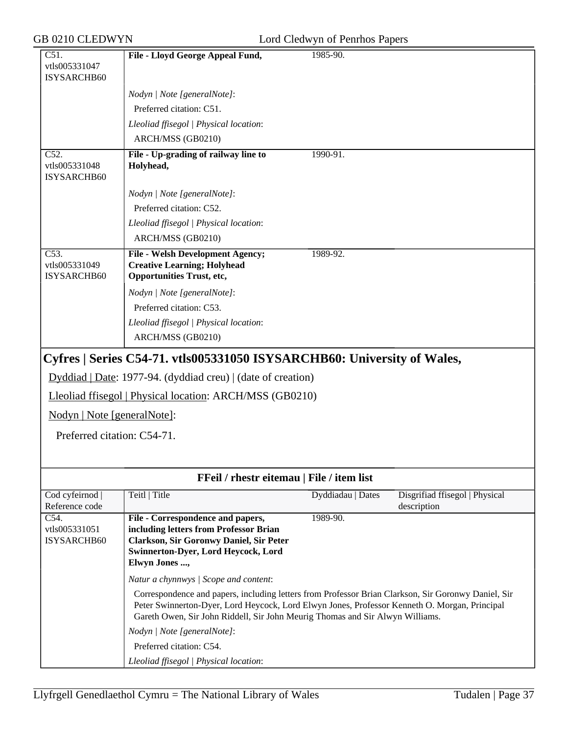| | | | |
|---|---|---|---|
| C51. vtls005331047 ISYSARCHB60 | **File - Lloyd George Appeal Fund,** | 1985-90. | |
| | *Nodyn \| Note [generalNote]*: Preferred citation: C51. *Lleoliad ffisegol \| Physical location*: ARCH/MSS (GB0210) | | |
| C52. vtls005331048 ISYSARCHB60 | **File - Up-grading of railway line to Holyhead,** | 1990-91. | |
| | *Nodyn \| Note [generalNote]*: Preferred citation: C52. *Lleoliad ffisegol \| Physical location*: ARCH/MSS (GB0210) | | |
| C53. vtls005331049 ISYSARCHB60 | **File - Welsh Development Agency; Creative Learning; Holyhead Opportunities Trust, etc,** | 1989-92. | |
| | *Nodyn \| Note [generalNote]*: Preferred citation: C53. *Lleoliad ffisegol \| Physical location*: ARCH/MSS (GB0210) | | |

## Cyfres | Series C54-71. vtls005331050 ISYSARCHB60: University of Wales,

Dyddiad | Date: 1977-94. (dyddiad creu) | (date of creation)

Lleoliad ffisegol | Physical location: ARCH/MSS (GB0210)

Nodyn | Note [generalNote]:

Preferred citation: C54-71.

### FFeil / rhestr eitemau | File / item list

| Cod cyfeirnod \| Reference code | Teitl \| Title | Dyddiadau \| Dates | Disgrifiad ffisegol \| Physical description |
|---|---|---|---|
| C54. vtls005331051 ISYSARCHB60 | **File - Correspondence and papers, including letters from Professor Brian Clarkson, Sir Goronwy Daniel, Sir Peter Swinnerton-Dyer, Lord Heycock, Lord Elwyn Jones ...,** | 1989-90. | |
| | *Natur a chynnwys \| Scope and content*: Correspondence and papers, including letters from Professor Brian Clarkson, Sir Goronwy Daniel, Sir Peter Swinnerton-Dyer, Lord Heycock, Lord Elwyn Jones, Professor Kenneth O. Morgan, Principal Gareth Owen, Sir John Riddell, Sir John Meurig Thomas and Sir Alwyn Williams. *Nodyn \| Note [generalNote]*: Preferred citation: C54. *Lleoliad ffisegol \| Physical location*: | | |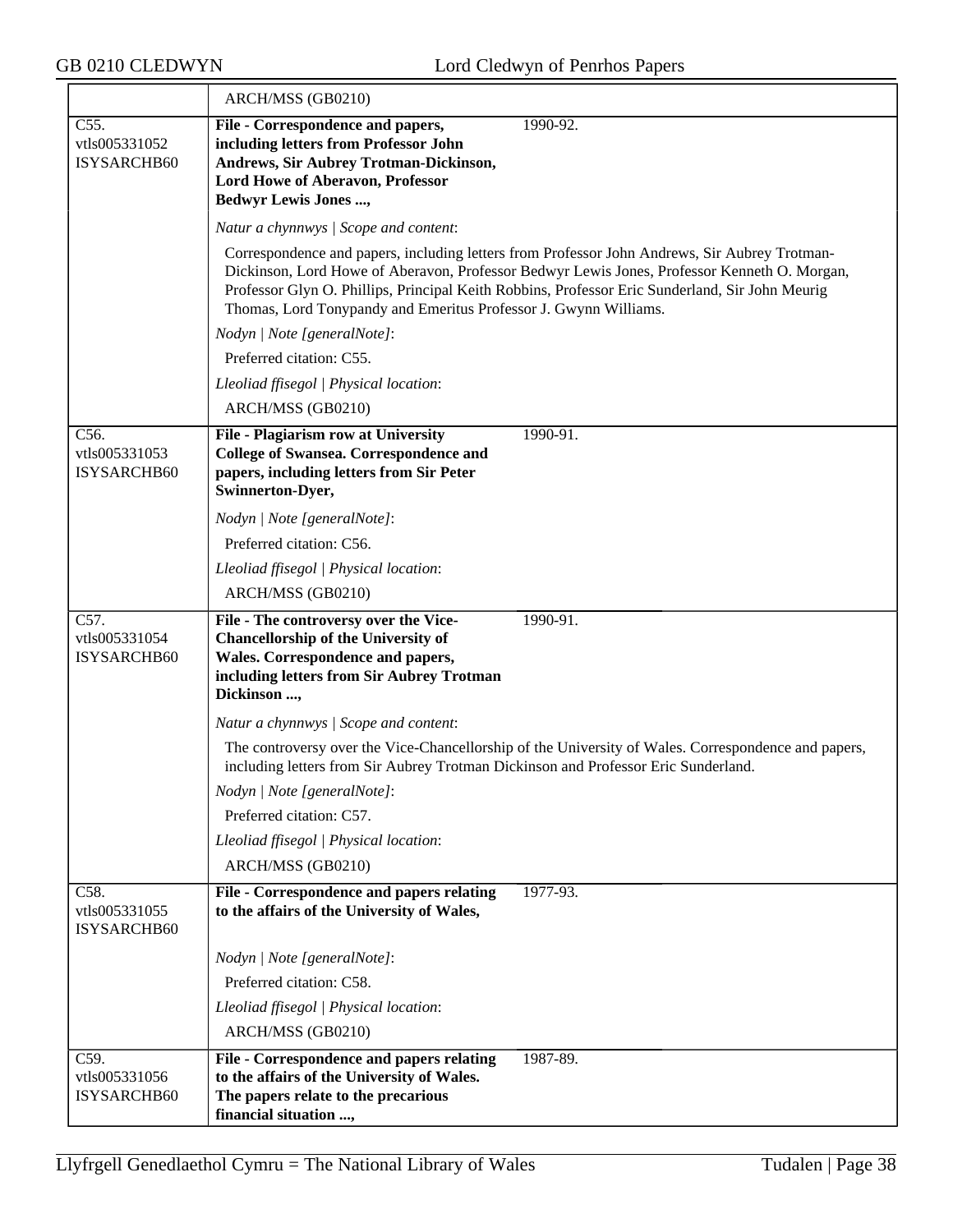| | |
|---|---|
| | ARCH/MSS (GB0210) |
| C55.<br>vtls005331052<br>ISYSARCHB60 | **File - Correspondence and papers, including letters from Professor John Andrews, Sir Aubrey Trotman-Dickinson, Lord Howe of Aberavon, Professor Bedwyr Lewis Jones ...,** 1990-92.<br><br>*Natur a chynnwys \| Scope and content*:<br><br>Correspondence and papers, including letters from Professor John Andrews, Sir Aubrey Trotman-Dickinson, Lord Howe of Aberavon, Professor Bedwyr Lewis Jones, Professor Kenneth O. Morgan, Professor Glyn O. Phillips, Principal Keith Robbins, Professor Eric Sunderland, Sir John Meurig Thomas, Lord Tonypandy and Emeritus Professor J. Gwynn Williams.<br><br>*Nodyn \| Note [generalNote]*:<br><br>Preferred citation: C55.<br><br>*Lleoliad ffisegol \| Physical location*:<br><br>ARCH/MSS (GB0210) |
| C56.<br>vtls005331053<br>ISYSARCHB60 | **File - Plagiarism row at University College of Swansea. Correspondence and papers, including letters from Sir Peter Swinnerton-Dyer,** 1990-91.<br><br>*Nodyn \| Note [generalNote]*:<br><br>Preferred citation: C56.<br><br>*Lleoliad ffisegol \| Physical location*:<br><br>ARCH/MSS (GB0210) |
| C57.<br>vtls005331054<br>ISYSARCHB60 | **File - The controversy over the Vice-Chancellorship of the University of Wales. Correspondence and papers, including letters from Sir Aubrey Trotman Dickinson ...,** 1990-91.<br><br>*Natur a chynnwys \| Scope and content*:<br><br>The controversy over the Vice-Chancellorship of the University of Wales. Correspondence and papers, including letters from Sir Aubrey Trotman Dickinson and Professor Eric Sunderland.<br><br>*Nodyn \| Note [generalNote]*:<br><br>Preferred citation: C57.<br><br>*Lleoliad ffisegol \| Physical location*:<br><br>ARCH/MSS (GB0210) |
| C58.<br>vtls005331055<br>ISYSARCHB60 | **File - Correspondence and papers relating to the affairs of the University of Wales,** 1977-93.<br><br>*Nodyn \| Note [generalNote]*:<br><br>Preferred citation: C58.<br><br>*Lleoliad ffisegol \| Physical location*:<br><br>ARCH/MSS (GB0210) |
| C59.<br>vtls005331056<br>ISYSARCHB60 | **File - Correspondence and papers relating to the affairs of the University of Wales. The papers relate to the precarious financial situation ...,** 1987-89. |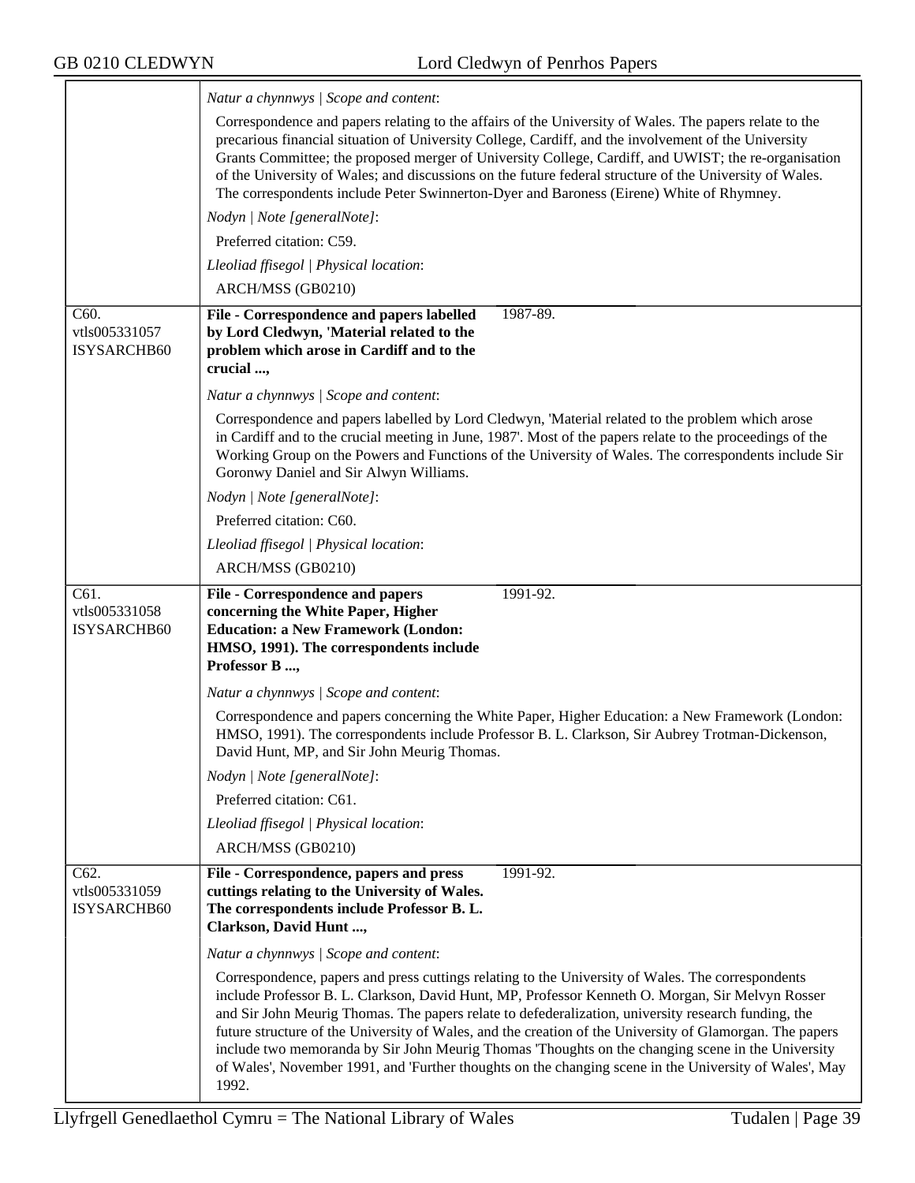*Natur a chynnwys | Scope and content*:

Correspondence and papers relating to the affairs of the University of Wales. The papers relate to the precarious financial situation of University College, Cardiff, and the involvement of the University Grants Committee; the proposed merger of University College, Cardiff, and UWIST; the re-organisation of the University of Wales; and discussions on the future federal structure of the University of Wales. The correspondents include Peter Swinnerton-Dyer and Baroness (Eirene) White of Rhymney.

*Nodyn | Note [generalNote]*:

Preferred citation: C59.

*Lleoliad ffisegol | Physical location*:

ARCH/MSS (GB0210)

---

C60.
vtls005331057
ISYSARCHB60

**File - Correspondence and papers labelled by Lord Cledwyn, 'Material related to the problem which arose in Cardiff and to the crucial ...,** 1987-89.

*Natur a chynnwys | Scope and content*:

Correspondence and papers labelled by Lord Cledwyn, 'Material related to the problem which arose in Cardiff and to the crucial meeting in June, 1987'. Most of the papers relate to the proceedings of the Working Group on the Powers and Functions of the University of Wales. The correspondents include Sir Goronwy Daniel and Sir Alwyn Williams.

*Nodyn | Note [generalNote]*:

Preferred citation: C60.

*Lleoliad ffisegol | Physical location*:

ARCH/MSS (GB0210)

---

C61.
vtls005331058
ISYSARCHB60

**File - Correspondence and papers concerning the White Paper, Higher Education: a New Framework (London: HMSO, 1991). The correspondents include Professor B ...,** 1991-92.

*Natur a chynnwys | Scope and content*:

Correspondence and papers concerning the White Paper, Higher Education: a New Framework (London: HMSO, 1991). The correspondents include Professor B. L. Clarkson, Sir Aubrey Trotman-Dickenson, David Hunt, MP, and Sir John Meurig Thomas.

*Nodyn | Note [generalNote]*:

Preferred citation: C61.

*Lleoliad ffisegol | Physical location*:

ARCH/MSS (GB0210)

---

C62.
vtls005331059
ISYSARCHB60

**File - Correspondence, papers and press cuttings relating to the University of Wales. The correspondents include Professor B. L. Clarkson, David Hunt ...,** 1991-92.

*Natur a chynnwys | Scope and content*:

Correspondence, papers and press cuttings relating to the University of Wales. The correspondents include Professor B. L. Clarkson, David Hunt, MP, Professor Kenneth O. Morgan, Sir Melvyn Rosser and Sir John Meurig Thomas. The papers relate to defederalization, university research funding, the future structure of the University of Wales, and the creation of the University of Glamorgan. The papers include two memoranda by Sir John Meurig Thomas 'Thoughts on the changing scene in the University of Wales', November 1991, and 'Further thoughts on the changing scene in the University of Wales', May 1992.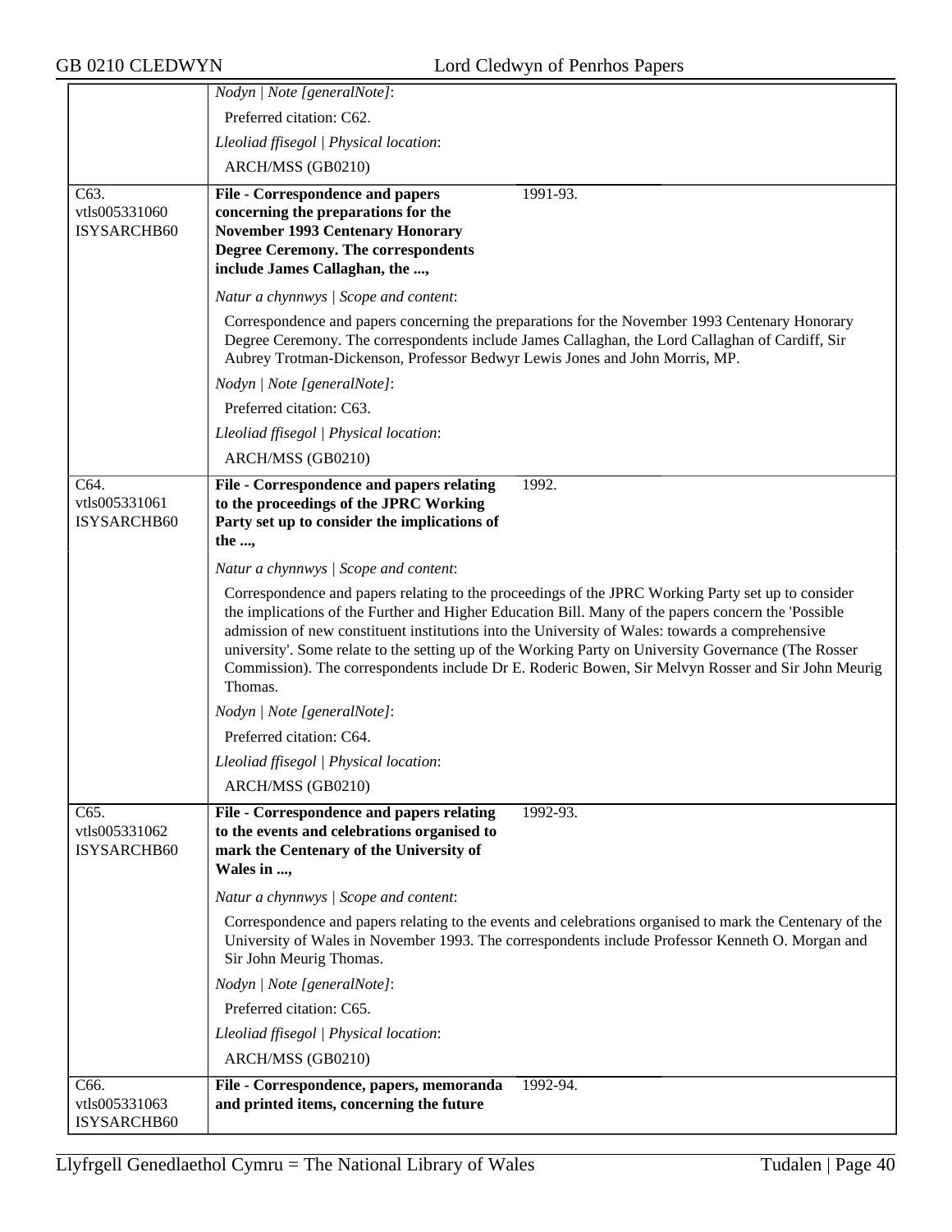*Nodyn | Note [generalNote]*:

Preferred citation: C62.

*Lleoliad ffisegol | Physical location*:

ARCH/MSS (GB0210)

---

C63.
vtls005331060
ISYSARCHB60

**File - Correspondence and papers concerning the preparations for the November 1993 Centenary Honorary Degree Ceremony. The correspondents include James Callaghan, the ...,** 1991-93.

*Natur a chynnwys | Scope and content*:

Correspondence and papers concerning the preparations for the November 1993 Centenary Honorary Degree Ceremony. The correspondents include James Callaghan, the Lord Callaghan of Cardiff, Sir Aubrey Trotman-Dickenson, Professor Bedwyr Lewis Jones and John Morris, MP.

*Nodyn | Note [generalNote]*:

Preferred citation: C63.

*Lleoliad ffisegol | Physical location*:

ARCH/MSS (GB0210)

---

C64.
vtls005331061
ISYSARCHB60

**File - Correspondence and papers relating to the proceedings of the JPRC Working Party set up to consider the implications of the ...,** 1992.

*Natur a chynnwys | Scope and content*:

Correspondence and papers relating to the proceedings of the JPRC Working Party set up to consider the implications of the Further and Higher Education Bill. Many of the papers concern the 'Possible admission of new constituent institutions into the University of Wales: towards a comprehensive university'. Some relate to the setting up of the Working Party on University Governance (The Rosser Commission). The correspondents include Dr E. Roderic Bowen, Sir Melvyn Rosser and Sir John Meurig Thomas.

*Nodyn | Note [generalNote]*:

Preferred citation: C64.

*Lleoliad ffisegol | Physical location*:

ARCH/MSS (GB0210)

---

C65.
vtls005331062
ISYSARCHB60

**File - Correspondence and papers relating to the events and celebrations organised to mark the Centenary of the University of Wales in ...,** 1992-93.

*Natur a chynnwys | Scope and content*:

Correspondence and papers relating to the events and celebrations organised to mark the Centenary of the University of Wales in November 1993. The correspondents include Professor Kenneth O. Morgan and Sir John Meurig Thomas.

*Nodyn | Note [generalNote]*:

Preferred citation: C65.

*Lleoliad ffisegol | Physical location*:

ARCH/MSS (GB0210)

---

C66.
vtls005331063
ISYSARCHB60

**File - Correspondence, papers, memoranda and printed items, concerning the future** 1992-94.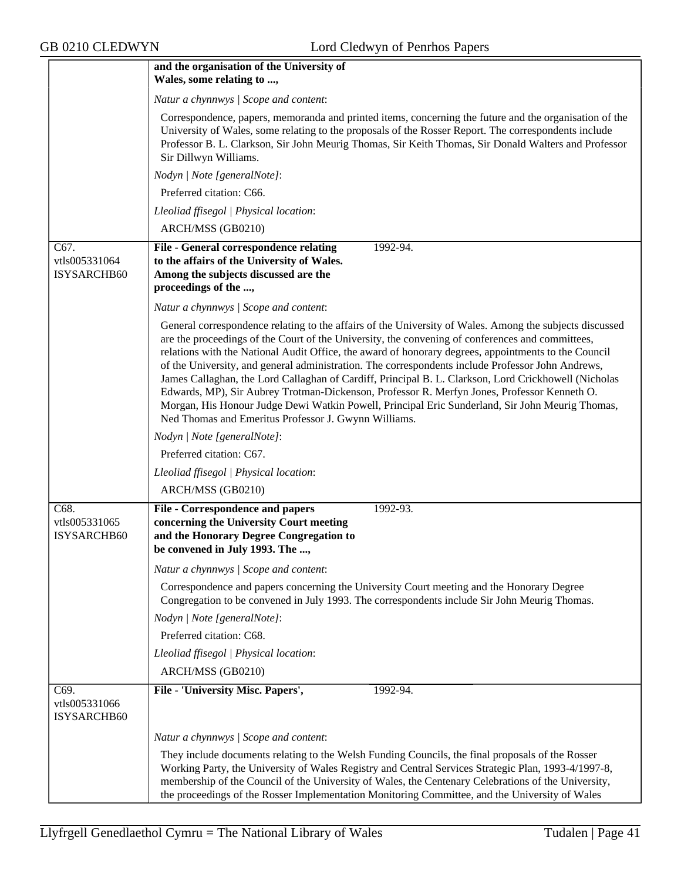| | **and the organisation of the University of Wales, some relating to ...,** |
|---|---|
| | *Natur a chynnwys \| Scope and content*: |
| | Correspondence, papers, memoranda and printed items, concerning the future and the organisation of the University of Wales, some relating to the proposals of the Rosser Report. The correspondents include Professor B. L. Clarkson, Sir John Meurig Thomas, Sir Keith Thomas, Sir Donald Walters and Professor Sir Dillwyn Williams. |
| | *Nodyn \| Note [generalNote]*: |
| | Preferred citation: C66. |
| | *Lleoliad ffisegol \| Physical location*: |
| | ARCH/MSS (GB0210) |
| C67. vtls005331064 ISYSARCHB60 | **File - General correspondence relating to the affairs of the University of Wales. Among the subjects discussed are the proceedings of the ...,** 1992-94. |
| | *Natur a chynnwys \| Scope and content*: |
| | General correspondence relating to the affairs of the University of Wales. Among the subjects discussed are the proceedings of the Court of the University, the convening of conferences and committees, relations with the National Audit Office, the award of honorary degrees, appointments to the Council of the University, and general administration. The correspondents include Professor John Andrews, James Callaghan, the Lord Callaghan of Cardiff, Principal B. L. Clarkson, Lord Crickhowell (Nicholas Edwards, MP), Sir Aubrey Trotman-Dickenson, Professor R. Merfyn Jones, Professor Kenneth O. Morgan, His Honour Judge Dewi Watkin Powell, Principal Eric Sunderland, Sir John Meurig Thomas, Ned Thomas and Emeritus Professor J. Gwynn Williams. |
| | *Nodyn \| Note [generalNote]*: |
| | Preferred citation: C67. |
| | *Lleoliad ffisegol \| Physical location*: |
| | ARCH/MSS (GB0210) |
| C68. vtls005331065 ISYSARCHB60 | **File - Correspondence and papers concerning the University Court meeting and the Honorary Degree Congregation to be convened in July 1993. The ...,** 1992-93. |
| | *Natur a chynnwys \| Scope and content*: |
| | Correspondence and papers concerning the University Court meeting and the Honorary Degree Congregation to be convened in July 1993. The correspondents include Sir John Meurig Thomas. |
| | *Nodyn \| Note [generalNote]*: |
| | Preferred citation: C68. |
| | *Lleoliad ffisegol \| Physical location*: |
| | ARCH/MSS (GB0210) |
| C69. vtls005331066 ISYSARCHB60 | **File - 'University Misc. Papers',** 1992-94. |
| | *Natur a chynnwys \| Scope and content*: |
| | They include documents relating to the Welsh Funding Councils, the final proposals of the Rosser Working Party, the University of Wales Registry and Central Services Strategic Plan, 1993-4/1997-8, membership of the Council of the University of Wales, the Centenary Celebrations of the University, the proceedings of the Rosser Implementation Monitoring Committee, and the University of Wales |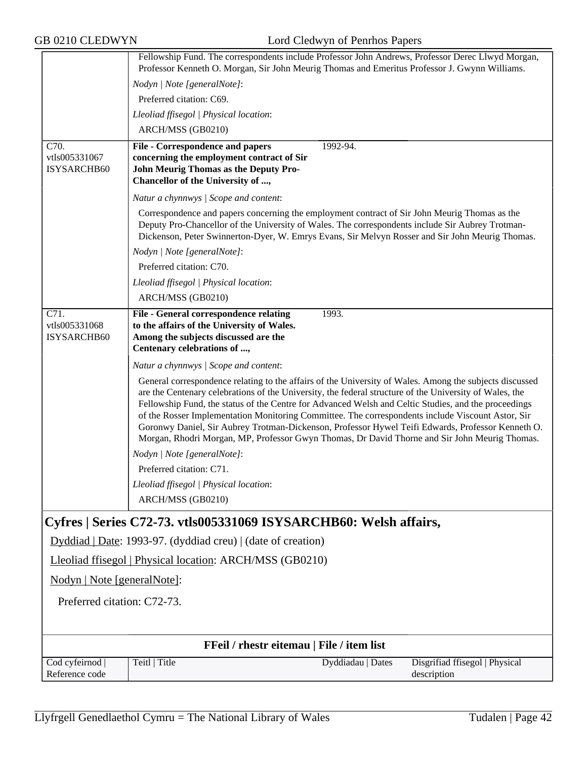| | | |
|---|---|---|
| | Fellowship Fund. The correspondents include Professor John Andrews, Professor Derec Llwyd Morgan, Professor Kenneth O. Morgan, Sir John Meurig Thomas and Emeritus Professor J. Gwynn Williams.<br><br>*Nodyn \| Note [generalNote]*:<br>Preferred citation: C69.<br><br>*Lleoliad ffisegol \| Physical location*:<br>ARCH/MSS (GB0210) | |
| C70.<br>vtls005331067<br>ISYSARCHB60 | **File - Correspondence and papers concerning the employment contract of Sir John Meurig Thomas as the Deputy Pro-Chancellor of the University of ...,** | 1992-94. |
| | *Natur a chynnwys \| Scope and content*:<br>Correspondence and papers concerning the employment contract of Sir John Meurig Thomas as the Deputy Pro-Chancellor of the University of Wales. The correspondents include Sir Aubrey Trotman-Dickenson, Peter Swinnerton-Dyer, W. Emrys Evans, Sir Melvyn Rosser and Sir John Meurig Thomas.<br><br>*Nodyn \| Note [generalNote]*:<br>Preferred citation: C70.<br><br>*Lleoliad ffisegol \| Physical location*:<br>ARCH/MSS (GB0210) | |
| C71.<br>vtls005331068<br>ISYSARCHB60 | **File - General correspondence relating to the affairs of the University of Wales. Among the subjects discussed are the Centenary celebrations of ...,** | 1993. |
| | *Natur a chynnwys \| Scope and content*:<br>General correspondence relating to the affairs of the University of Wales. Among the subjects discussed are the Centenary celebrations of the University, the federal structure of the University of Wales, the Fellowship Fund, the status of the Centre for Advanced Welsh and Celtic Studies, and the proceedings of the Rosser Implementation Monitoring Committee. The correspondents include Viscount Astor, Sir Goronwy Daniel, Sir Aubrey Trotman-Dickenson, Professor Hywel Teifi Edwards, Professor Kenneth O. Morgan, Rhodri Morgan, MP, Professor Gwyn Thomas, Dr David Thorne and Sir John Meurig Thomas.<br><br>*Nodyn \| Note [generalNote]*:<br>Preferred citation: C71.<br><br>*Lleoliad ffisegol \| Physical location*:<br>ARCH/MSS (GB0210) | |

## Cyfres | Series C72-73. vtls005331069 ISYSARCHB60: Welsh affairs,

Dyddiad | Date: 1993-97. (dyddiad creu) | (date of creation)

Lleoliad ffisegol | Physical location: ARCH/MSS (GB0210)

Nodyn | Note [generalNote]:

Preferred citation: C72-73.

**FFeil / rhestr eitemau | File / item list**

| Cod cyfeirnod \| Reference code | Teitl \| Title | Dyddiadau \| Dates | Disgrifiad ffisegol \| Physical description |
|---|---|---|---|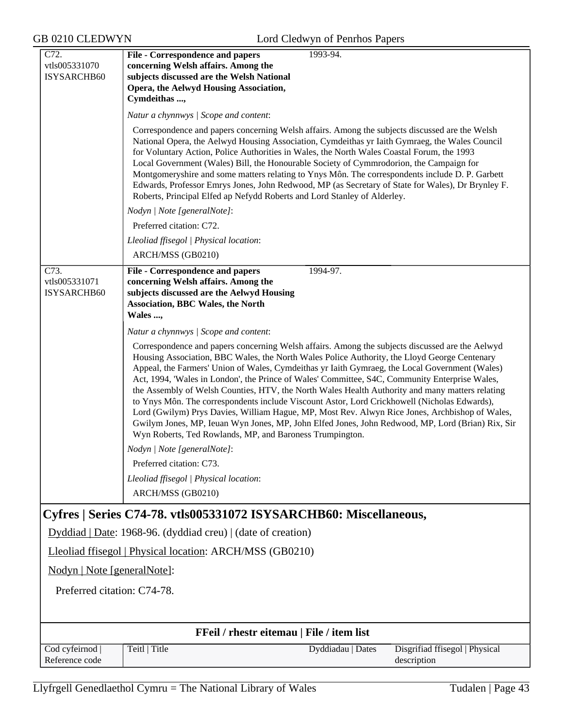| | | |
|---|---|---|
| C72.<br>vtls005331070<br>ISYSARCHB60 | **File - Correspondence and papers concerning Welsh affairs. Among the subjects discussed are the Welsh National Opera, the Aelwyd Housing Association, Cymdeithas ...,**<br><br>*Natur a chynnwys \| Scope and content*:<br><br>Correspondence and papers concerning Welsh affairs. Among the subjects discussed are the Welsh National Opera, the Aelwyd Housing Association, Cymdeithas yr Iaith Gymraeg, the Wales Council for Voluntary Action, Police Authorities in Wales, the North Wales Coastal Forum, the 1993 Local Government (Wales) Bill, the Honourable Society of Cymmrodorion, the Campaign for Montgomeryshire and some matters relating to Ynys Môn. The correspondents include D. P. Garbett Edwards, Professor Emrys Jones, John Redwood, MP (as Secretary of State for Wales), Dr Brynley F. Roberts, Principal Elfed ap Nefydd Roberts and Lord Stanley of Alderley.<br><br>*Nodyn \| Note [generalNote]*:<br><br>Preferred citation: C72.<br><br>*Lleoliad ffisegol \| Physical location*:<br><br>ARCH/MSS (GB0210) | 1993-94. |
| C73.<br>vtls005331071<br>ISYSARCHB60 | **File - Correspondence and papers concerning Welsh affairs. Among the subjects discussed are the Aelwyd Housing Association, BBC Wales, the North Wales ...,**<br><br>*Natur a chynnwys \| Scope and content*:<br><br>Correspondence and papers concerning Welsh affairs. Among the subjects discussed are the Aelwyd Housing Association, BBC Wales, the North Wales Police Authority, the Lloyd George Centenary Appeal, the Farmers' Union of Wales, Cymdeithas yr Iaith Gymraeg, the Local Government (Wales) Act, 1994, 'Wales in London', the Prince of Wales' Committee, S4C, Community Enterprise Wales, the Assembly of Welsh Counties, HTV, the North Wales Health Authority and many matters relating to Ynys Môn. The correspondents include Viscount Astor, Lord Crickhowell (Nicholas Edwards), Lord (Gwilym) Prys Davies, William Hague, MP, Most Rev. Alwyn Rice Jones, Archbishop of Wales, Gwilym Jones, MP, Ieuan Wyn Jones, MP, John Elfed Jones, John Redwood, MP, Lord (Brian) Rix, Sir Wyn Roberts, Ted Rowlands, MP, and Baroness Trumpington.<br><br>*Nodyn \| Note [generalNote]*:<br><br>Preferred citation: C73.<br><br>*Lleoliad ffisegol \| Physical location*:<br><br>ARCH/MSS (GB0210) | 1994-97. |

## Cyfres | Series C74-78. vtls005331072 ISYSARCHB60: Miscellaneous,

Dyddiad | Date: 1968-96. (dyddiad creu) | (date of creation)

Lleoliad ffisegol | Physical location: ARCH/MSS (GB0210)

Nodyn | Note [generalNote]:

Preferred citation: C74-78.

**FFeil / rhestr eitemau | File / item list**

| Cod cyfeirnod \| Reference code | Teitl \| Title | Dyddiadau \| Dates | Disgrifiad ffisegol \| Physical description |
|---|---|---|---|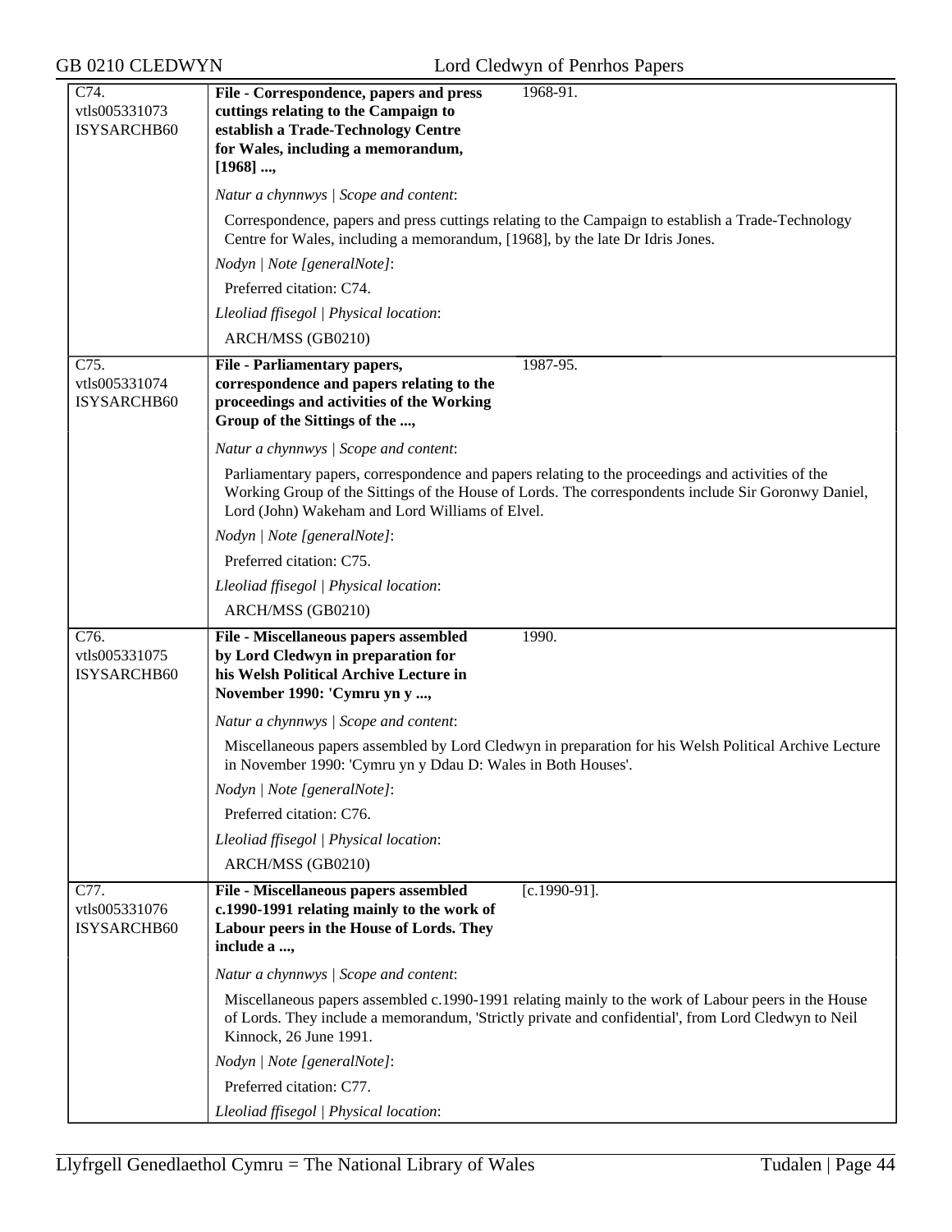| | | |
|---|---|---|
| C74.<br>vtls005331073<br>ISYSARCHB60 | **File - Correspondence, papers and press cuttings relating to the Campaign to establish a Trade-Technology Centre for Wales, including a memorandum, [1968] ...,** | 1968-91. |
| | *Natur a chynnwys \| Scope and content*:<br>Correspondence, papers and press cuttings relating to the Campaign to establish a Trade-Technology Centre for Wales, including a memorandum, [1968], by the late Dr Idris Jones.<br>*Nodyn \| Note [generalNote]*:<br>Preferred citation: C74.<br>*Lleoliad ffisegol \| Physical location*:<br>ARCH/MSS (GB0210) | |
| C75.<br>vtls005331074<br>ISYSARCHB60 | **File - Parliamentary papers, correspondence and papers relating to the proceedings and activities of the Working Group of the Sittings of the ...,** | 1987-95. |
| | *Natur a chynnwys \| Scope and content*:<br>Parliamentary papers, correspondence and papers relating to the proceedings and activities of the Working Group of the Sittings of the House of Lords. The correspondents include Sir Goronwy Daniel, Lord (John) Wakeham and Lord Williams of Elvel.<br>*Nodyn \| Note [generalNote]*:<br>Preferred citation: C75.<br>*Lleoliad ffisegol \| Physical location*:<br>ARCH/MSS (GB0210) | |
| C76.<br>vtls005331075<br>ISYSARCHB60 | **File - Miscellaneous papers assembled by Lord Cledwyn in preparation for his Welsh Political Archive Lecture in November 1990: 'Cymru yn y ...,** | 1990. |
| | *Natur a chynnwys \| Scope and content*:<br>Miscellaneous papers assembled by Lord Cledwyn in preparation for his Welsh Political Archive Lecture in November 1990: 'Cymru yn y Ddau D: Wales in Both Houses'.<br>*Nodyn \| Note [generalNote]*:<br>Preferred citation: C76.<br>*Lleoliad ffisegol \| Physical location*:<br>ARCH/MSS (GB0210) | |
| C77.<br>vtls005331076<br>ISYSARCHB60 | **File - Miscellaneous papers assembled c.1990-1991 relating mainly to the work of Labour peers in the House of Lords. They include a ...,** | [c.1990-91]. |
| | *Natur a chynnwys \| Scope and content*:<br>Miscellaneous papers assembled c.1990-1991 relating mainly to the work of Labour peers in the House of Lords. They include a memorandum, 'Strictly private and confidential', from Lord Cledwyn to Neil Kinnock, 26 June 1991.<br>*Nodyn \| Note [generalNote]*:<br>Preferred citation: C77.<br>*Lleoliad ffisegol \| Physical location*: | |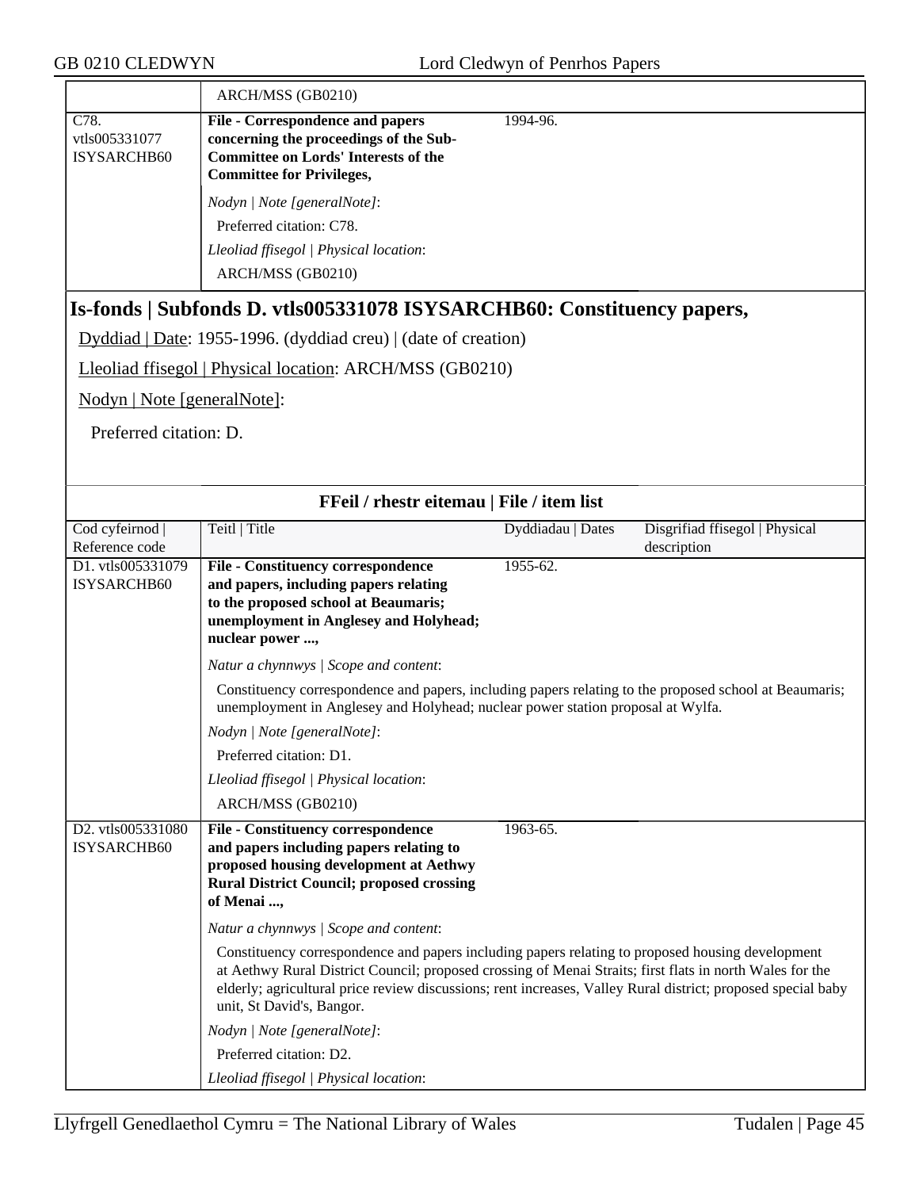| | ARCH/MSS (GB0210) | | |
|---|---|---|---|
| C78. vtls005331077 ISYSARCHB60 | **File - Correspondence and papers concerning the proceedings of the Sub-Committee on Lords' Interests of the Committee for Privileges,**<br><br>*Nodyn \| Note [generalNote]*:<br>Preferred citation: C78.<br>*Lleoliad ffisegol \| Physical location*:<br>ARCH/MSS (GB0210) | 1994-96. | |

## Is-fonds | Subfonds D. vtls005331078 ISYSARCHB60: Constituency papers,

Dyddiad | Date: 1955-1996. (dyddiad creu) | (date of creation)

Lleoliad ffisegol | Physical location: ARCH/MSS (GB0210)

Nodyn | Note [generalNote]:

Preferred citation: D.

**FFeil / rhestr eitemau | File / item list**

| Cod cyfeirnod \| Reference code | Teitl \| Title | Dyddiadau \| Dates | Disgrifiad ffisegol \| Physical description |
|---|---|---|---|
| D1. vtls005331079 ISYSARCHB60 | **File - Constituency correspondence and papers, including papers relating to the proposed school at Beaumaris; unemployment in Anglesey and Holyhead; nuclear power ...,**<br><br>*Natur a chynnwys \| Scope and content*:<br>Constituency correspondence and papers, including papers relating to the proposed school at Beaumaris; unemployment in Anglesey and Holyhead; nuclear power station proposal at Wylfa.<br>*Nodyn \| Note [generalNote]*:<br>Preferred citation: D1.<br>*Lleoliad ffisegol \| Physical location*:<br>ARCH/MSS (GB0210) | 1955-62. | |
| D2. vtls005331080 ISYSARCHB60 | **File - Constituency correspondence and papers including papers relating to proposed housing development at Aethwy Rural District Council; proposed crossing of Menai ...,**<br><br>*Natur a chynnwys \| Scope and content*:<br>Constituency correspondence and papers including papers relating to proposed housing development at Aethwy Rural District Council; proposed crossing of Menai Straits; first flats in north Wales for the elderly; agricultural price review discussions; rent increases, Valley Rural district; proposed special baby unit, St David's, Bangor.<br>*Nodyn \| Note [generalNote]*:<br>Preferred citation: D2.<br>*Lleoliad ffisegol \| Physical location*: | 1963-65. | |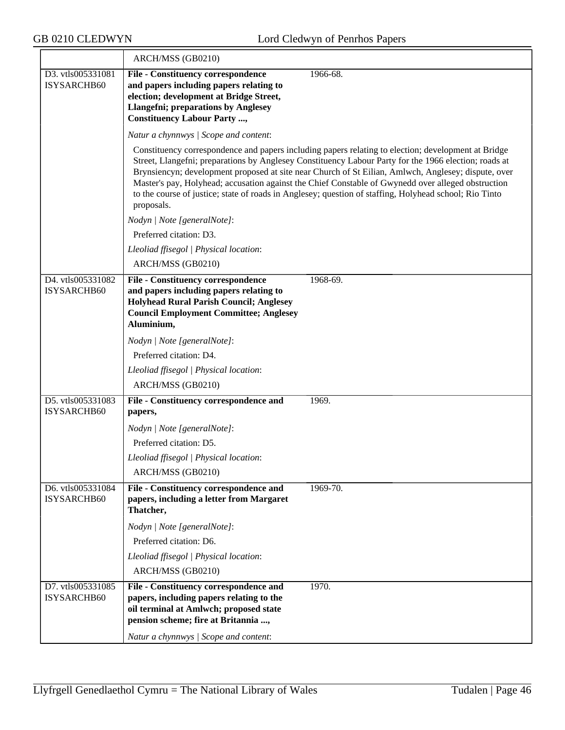| | ARCH/MSS (GB0210) | |
|---|---|---|
| D3. vtls005331081 ISYSARCHB60 | **File - Constituency correspondence and papers including papers relating to election; development at Bridge Street, Llangefni; preparations by Anglesey Constituency Labour Party ...,** | 1966-68. |
| | *Natur a chynnwys \| Scope and content*:<br><br>Constituency correspondence and papers including papers relating to election; development at Bridge Street, Llangefni; preparations by Anglesey Constituency Labour Party for the 1966 election; roads at Brynsiencyn; development proposed at site near Church of St Eilian, Amlwch, Anglesey; dispute, over Master's pay, Holyhead; accusation against the Chief Constable of Gwynedd over alleged obstruction to the course of justice; state of roads in Anglesey; question of staffing, Holyhead school; Rio Tinto proposals.<br><br>*Nodyn \| Note [generalNote]*:<br><br>Preferred citation: D3.<br><br>*Lleoliad ffisegol \| Physical location*:<br><br>ARCH/MSS (GB0210) | |
| D4. vtls005331082 ISYSARCHB60 | **File - Constituency correspondence and papers including papers relating to Holyhead Rural Parish Council; Anglesey Council Employment Committee; Anglesey Aluminium,** | 1968-69. |
| | *Nodyn \| Note [generalNote]*:<br><br>Preferred citation: D4.<br><br>*Lleoliad ffisegol \| Physical location*:<br><br>ARCH/MSS (GB0210) | |
| D5. vtls005331083 ISYSARCHB60 | **File - Constituency correspondence and papers,** | 1969. |
| | *Nodyn \| Note [generalNote]*:<br><br>Preferred citation: D5.<br><br>*Lleoliad ffisegol \| Physical location*:<br><br>ARCH/MSS (GB0210) | |
| D6. vtls005331084 ISYSARCHB60 | **File - Constituency correspondence and papers, including a letter from Margaret Thatcher,** | 1969-70. |
| | *Nodyn \| Note [generalNote]*:<br><br>Preferred citation: D6.<br><br>*Lleoliad ffisegol \| Physical location*:<br><br>ARCH/MSS (GB0210) | |
| D7. vtls005331085 ISYSARCHB60 | **File - Constituency correspondence and papers, including papers relating to the oil terminal at Amlwch; proposed state pension scheme; fire at Britannia ...,** | 1970. |
| | *Natur a chynnwys \| Scope and content*: | |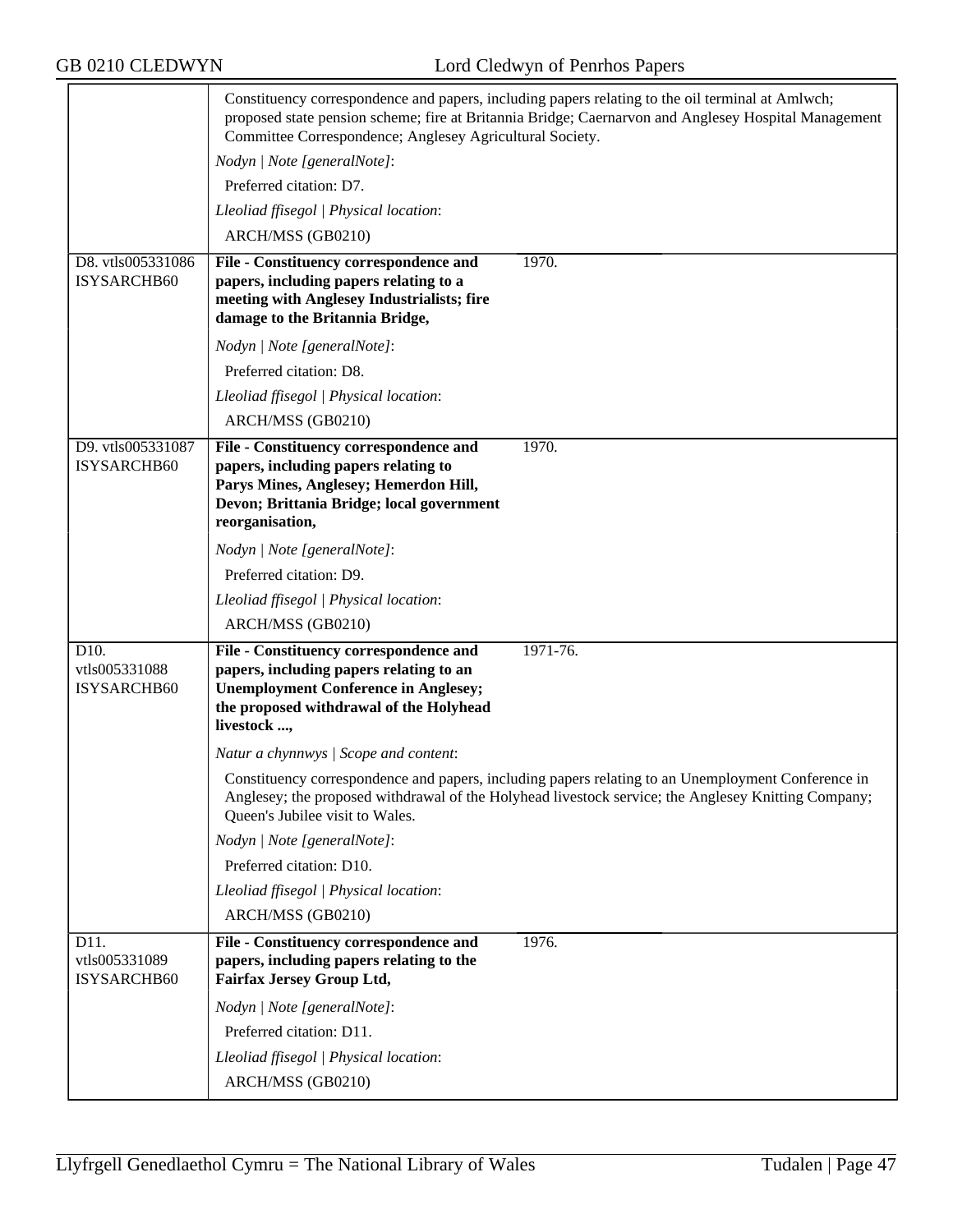| | | |
|---|---|---|
| | Constituency correspondence and papers, including papers relating to the oil terminal at Amlwch; proposed state pension scheme; fire at Britannia Bridge; Caernarvon and Anglesey Hospital Management Committee Correspondence; Anglesey Agricultural Society.<br>*Nodyn \| Note [generalNote]*:<br>Preferred citation: D7.<br>*Lleoliad ffisegol \| Physical location*:<br>ARCH/MSS (GB0210) | |
| D8. vtls005331086 ISYSARCHB60 | **File - Constituency correspondence and papers, including papers relating to a meeting with Anglesey Industrialists; fire damage to the Britannia Bridge,**<br>*Nodyn \| Note [generalNote]*:<br>Preferred citation: D8.<br>*Lleoliad ffisegol \| Physical location*:<br>ARCH/MSS (GB0210) | 1970. |
| D9. vtls005331087 ISYSARCHB60 | **File - Constituency correspondence and papers, including papers relating to Parys Mines, Anglesey; Hemerdon Hill, Devon; Brittania Bridge; local government reorganisation,**<br>*Nodyn \| Note [generalNote]*:<br>Preferred citation: D9.<br>*Lleoliad ffisegol \| Physical location*:<br>ARCH/MSS (GB0210) | 1970. |
| D10. vtls005331088 ISYSARCHB60 | **File - Constituency correspondence and papers, including papers relating to an Unemployment Conference in Anglesey; the proposed withdrawal of the Holyhead livestock ...,**<br>*Natur a chynnwys \| Scope and content*:<br>Constituency correspondence and papers, including papers relating to an Unemployment Conference in Anglesey; the proposed withdrawal of the Holyhead livestock service; the Anglesey Knitting Company; Queen's Jubilee visit to Wales.<br>*Nodyn \| Note [generalNote]*:<br>Preferred citation: D10.<br>*Lleoliad ffisegol \| Physical location*:<br>ARCH/MSS (GB0210) | 1971-76. |
| D11. vtls005331089 ISYSARCHB60 | **File - Constituency correspondence and papers, including papers relating to the Fairfax Jersey Group Ltd,**<br>*Nodyn \| Note [generalNote]*:<br>Preferred citation: D11.<br>*Lleoliad ffisegol \| Physical location*:<br>ARCH/MSS (GB0210) | 1976. |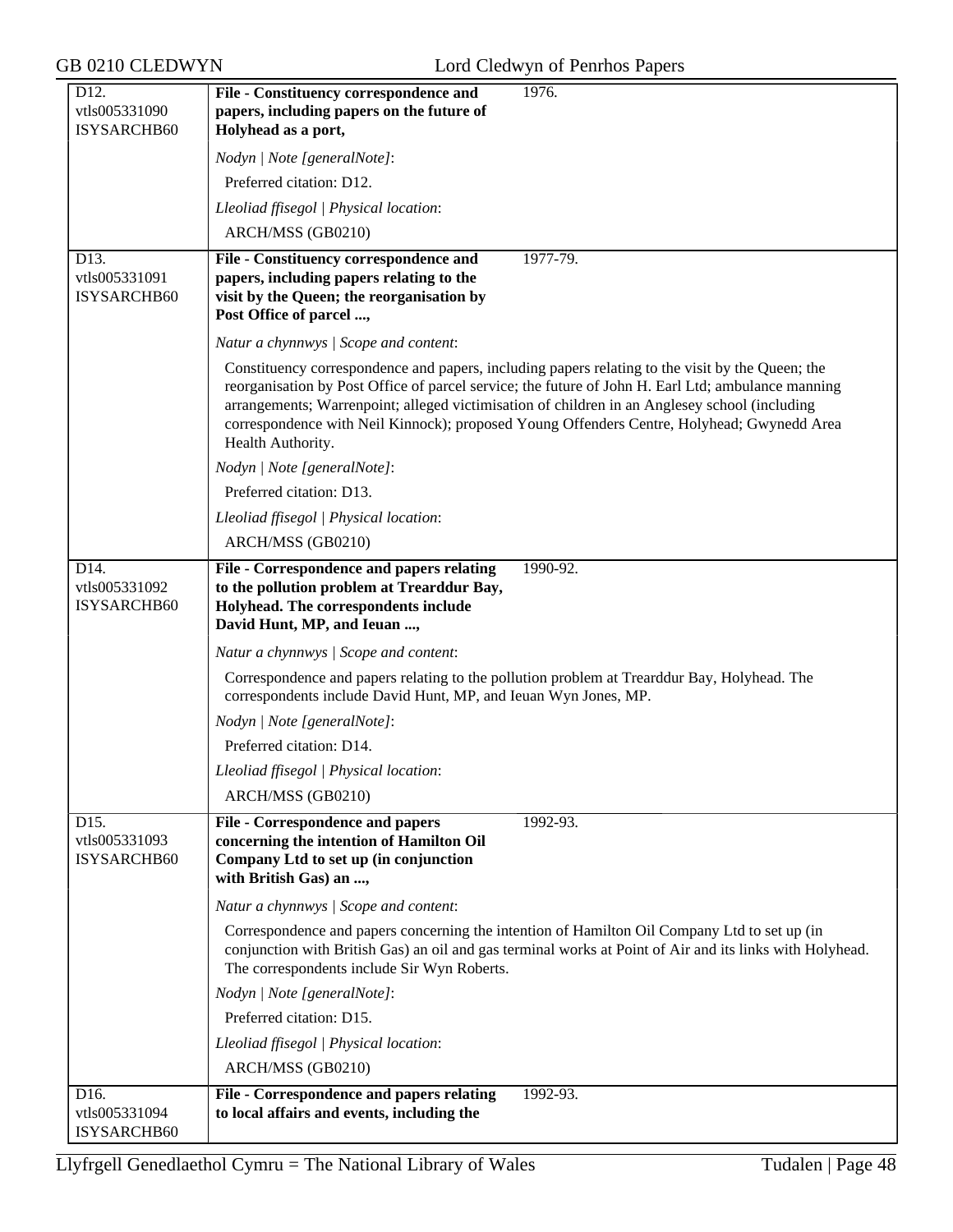| | | |
|---|---|---|
| D12.<br>vtls005331090<br>ISYSARCHB60 | **File - Constituency correspondence and papers, including papers on the future of Holyhead as a port,** | 1976. |
| | *Nodyn \| Note [generalNote]*:<br>Preferred citation: D12.<br>*Lleoliad ffisegol \| Physical location*:<br>ARCH/MSS (GB0210) | |
| D13.<br>vtls005331091<br>ISYSARCHB60 | **File - Constituency correspondence and papers, including papers relating to the visit by the Queen; the reorganisation by Post Office of parcel ...,** | 1977-79. |
| | *Natur a chynnwys \| Scope and content*:<br>Constituency correspondence and papers, including papers relating to the visit by the Queen; the reorganisation by Post Office of parcel service; the future of John H. Earl Ltd; ambulance manning arrangements; Warrenpoint; alleged victimisation of children in an Anglesey school (including correspondence with Neil Kinnock); proposed Young Offenders Centre, Holyhead; Gwynedd Area Health Authority.<br>*Nodyn \| Note [generalNote]*:<br>Preferred citation: D13.<br>*Lleoliad ffisegol \| Physical location*:<br>ARCH/MSS (GB0210) | |
| D14.<br>vtls005331092<br>ISYSARCHB60 | **File - Correspondence and papers relating to the pollution problem at Trearddur Bay, Holyhead. The correspondents include David Hunt, MP, and Ieuan ...,** | 1990-92. |
| | *Natur a chynnwys \| Scope and content*:<br>Correspondence and papers relating to the pollution problem at Trearddur Bay, Holyhead. The correspondents include David Hunt, MP, and Ieuan Wyn Jones, MP.<br>*Nodyn \| Note [generalNote]*:<br>Preferred citation: D14.<br>*Lleoliad ffisegol \| Physical location*:<br>ARCH/MSS (GB0210) | |
| D15.<br>vtls005331093<br>ISYSARCHB60 | **File - Correspondence and papers concerning the intention of Hamilton Oil Company Ltd to set up (in conjunction with British Gas) an ...,** | 1992-93. |
| | *Natur a chynnwys \| Scope and content*:<br>Correspondence and papers concerning the intention of Hamilton Oil Company Ltd to set up (in conjunction with British Gas) an oil and gas terminal works at Point of Air and its links with Holyhead. The correspondents include Sir Wyn Roberts.<br>*Nodyn \| Note [generalNote]*:<br>Preferred citation: D15.<br>*Lleoliad ffisegol \| Physical location*:<br>ARCH/MSS (GB0210) | |
| D16.<br>vtls005331094<br>ISYSARCHB60 | **File - Correspondence and papers relating to local affairs and events, including the** | 1992-93. |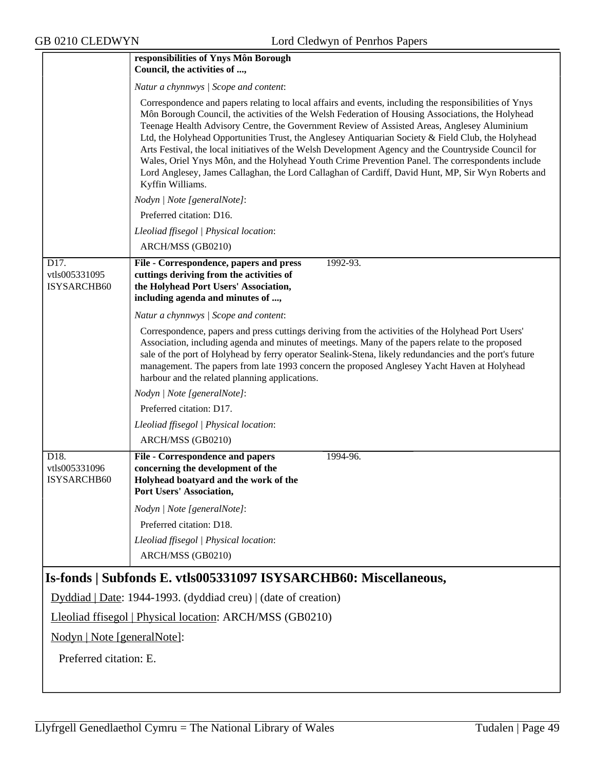| | **responsibilities of Ynys Môn Borough Council, the activities of ...,** | |
|---|---|---|

*Natur a chynnwys | Scope and content*:

Correspondence and papers relating to local affairs and events, including the responsibilities of Ynys Môn Borough Council, the activities of the Welsh Federation of Housing Associations, the Holyhead Teenage Health Advisory Centre, the Government Review of Assisted Areas, Anglesey Aluminium Ltd, the Holyhead Opportunities Trust, the Anglesey Antiquarian Society & Field Club, the Holyhead Arts Festival, the local initiatives of the Welsh Development Agency and the Countryside Council for Wales, Oriel Ynys Môn, and the Holyhead Youth Crime Prevention Panel. The correspondents include Lord Anglesey, James Callaghan, the Lord Callaghan of Cardiff, David Hunt, MP, Sir Wyn Roberts and Kyffin Williams.

*Nodyn | Note [generalNote]*:

Preferred citation: D16.

*Lleoliad ffisegol | Physical location*:

ARCH/MSS (GB0210)

| D17. vtls005331095 ISYSARCHB60 | **File - Correspondence, papers and press cuttings deriving from the activities of the Holyhead Port Users' Association, including agenda and minutes of ...,** | 1992-93. |
|---|---|---|

*Natur a chynnwys | Scope and content*:

Correspondence, papers and press cuttings deriving from the activities of the Holyhead Port Users' Association, including agenda and minutes of meetings. Many of the papers relate to the proposed sale of the port of Holyhead by ferry operator Sealink-Stena, likely redundancies and the port's future management. The papers from late 1993 concern the proposed Anglesey Yacht Haven at Holyhead harbour and the related planning applications.

*Nodyn | Note [generalNote]*:

Preferred citation: D17.

*Lleoliad ffisegol | Physical location*:

ARCH/MSS (GB0210)

| D18. vtls005331096 ISYSARCHB60 | **File - Correspondence and papers concerning the development of the Holyhead boatyard and the work of the Port Users' Association,** | 1994-96. |
|---|---|---|

*Nodyn | Note [generalNote]*:

Preferred citation: D18.

*Lleoliad ffisegol | Physical location*:

ARCH/MSS (GB0210)

## Is-fonds | Subfonds E. vtls005331097 ISYSARCHB60: Miscellaneous,

Dyddiad | Date: 1944-1993. (dyddiad creu) | (date of creation)

Lleoliad ffisegol | Physical location: ARCH/MSS (GB0210)

Nodyn | Note [generalNote]:

Preferred citation: E.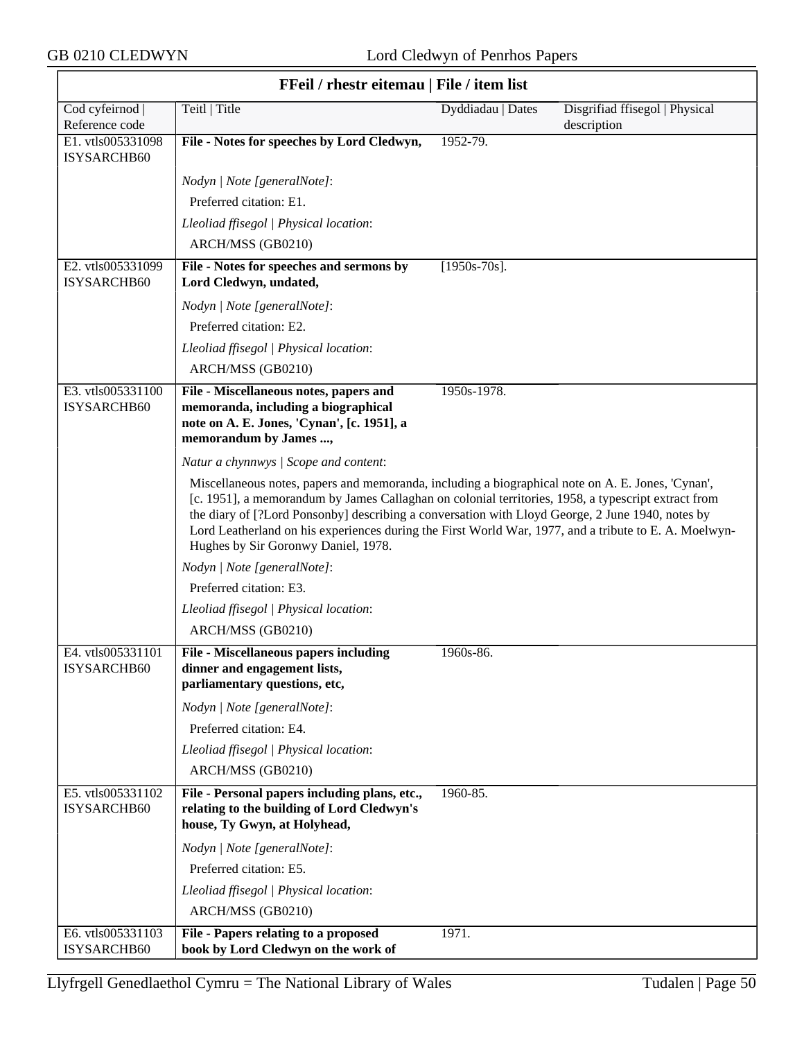## FFeil / rhestr eitemau | File / item list

| Cod cyfeirnod \| Reference code | Teitl \| Title | Dyddiadau \| Dates | Disgrifiad ffisegol \| Physical description |
|---|---|---|---|
| E1. vtls005331098 ISYSARCHB60 | **File - Notes for speeches by Lord Cledwyn,** | 1952-79. | |
| | *Nodyn \| Note [generalNote]*: Preferred citation: E1. *Lleoliad ffisegol \| Physical location*: ARCH/MSS (GB0210) | | |
| E2. vtls005331099 ISYSARCHB60 | **File - Notes for speeches and sermons by Lord Cledwyn, undated,** | [1950s-70s]. | |
| | *Nodyn \| Note [generalNote]*: Preferred citation: E2. *Lleoliad ffisegol \| Physical location*: ARCH/MSS (GB0210) | | |
| E3. vtls005331100 ISYSARCHB60 | **File - Miscellaneous notes, papers and memoranda, including a biographical note on A. E. Jones, 'Cynan', [c. 1951], a memorandum by James ...,** | 1950s-1978. | |
| | *Natur a chynnwys \| Scope and content*: Miscellaneous notes, papers and memoranda, including a biographical note on A. E. Jones, 'Cynan', [c. 1951], a memorandum by James Callaghan on colonial territories, 1958, a typescript extract from the diary of [?Lord Ponsonby] describing a conversation with Lloyd George, 2 June 1940, notes by Lord Leatherland on his experiences during the First World War, 1977, and a tribute to E. A. Moelwyn-Hughes by Sir Goronwy Daniel, 1978. *Nodyn \| Note [generalNote]*: Preferred citation: E3. *Lleoliad ffisegol \| Physical location*: ARCH/MSS (GB0210) | | |
| E4. vtls005331101 ISYSARCHB60 | **File - Miscellaneous papers including dinner and engagement lists, parliamentary questions, etc,** | 1960s-86. | |
| | *Nodyn \| Note [generalNote]*: Preferred citation: E4. *Lleoliad ffisegol \| Physical location*: ARCH/MSS (GB0210) | | |
| E5. vtls005331102 ISYSARCHB60 | **File - Personal papers including plans, etc., relating to the building of Lord Cledwyn's house, Ty Gwyn, at Holyhead,** | 1960-85. | |
| | *Nodyn \| Note [generalNote]*: Preferred citation: E5. *Lleoliad ffisegol \| Physical location*: ARCH/MSS (GB0210) | | |
| E6. vtls005331103 ISYSARCHB60 | **File - Papers relating to a proposed book by Lord Cledwyn on the work of** | 1971. | |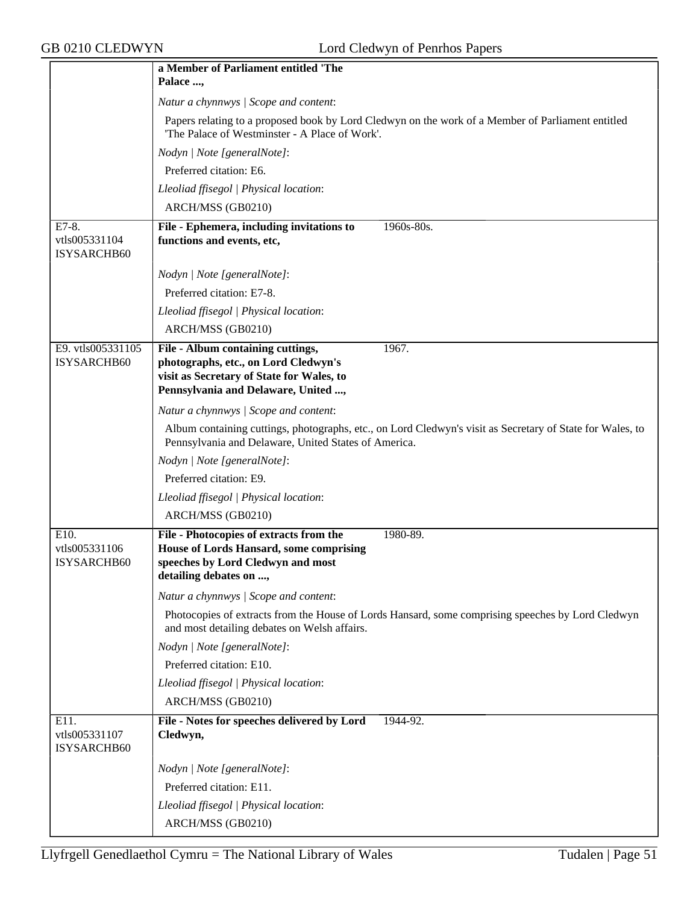| | |
|---|---|
| | **a Member of Parliament entitled 'The Palace ...,** |
| | *Natur a chynnwys \| Scope and content*: |
| | Papers relating to a proposed book by Lord Cledwyn on the work of a Member of Parliament entitled 'The Palace of Westminster - A Place of Work'. |
| | *Nodyn \| Note [generalNote]*: |
| | Preferred citation: E6. |
| | *Lleoliad ffisegol \| Physical location*: |
| | ARCH/MSS (GB0210) |
| E7-8. vtls005331104 ISYSARCHB60 | **File - Ephemera, including invitations to functions and events, etc,** 1960s-80s. |
| | *Nodyn \| Note [generalNote]*: |
| | Preferred citation: E7-8. |
| | *Lleoliad ffisegol \| Physical location*: |
| | ARCH/MSS (GB0210) |
| E9. vtls005331105 ISYSARCHB60 | **File - Album containing cuttings, photographs, etc., on Lord Cledwyn's visit as Secretary of State for Wales, to Pennsylvania and Delaware, United ...,** 1967. |
| | *Natur a chynnwys \| Scope and content*: |
| | Album containing cuttings, photographs, etc., on Lord Cledwyn's visit as Secretary of State for Wales, to Pennsylvania and Delaware, United States of America. |
| | *Nodyn \| Note [generalNote]*: |
| | Preferred citation: E9. |
| | *Lleoliad ffisegol \| Physical location*: |
| | ARCH/MSS (GB0210) |
| E10. vtls005331106 ISYSARCHB60 | **File - Photocopies of extracts from the House of Lords Hansard, some comprising speeches by Lord Cledwyn and most detailing debates on ...,** 1980-89. |
| | *Natur a chynnwys \| Scope and content*: |
| | Photocopies of extracts from the House of Lords Hansard, some comprising speeches by Lord Cledwyn and most detailing debates on Welsh affairs. |
| | *Nodyn \| Note [generalNote]*: |
| | Preferred citation: E10. |
| | *Lleoliad ffisegol \| Physical location*: |
| | ARCH/MSS (GB0210) |
| E11. vtls005331107 ISYSARCHB60 | **File - Notes for speeches delivered by Lord Cledwyn,** 1944-92. |
| | *Nodyn \| Note [generalNote]*: |
| | Preferred citation: E11. |
| | *Lleoliad ffisegol \| Physical location*: |
| | ARCH/MSS (GB0210) |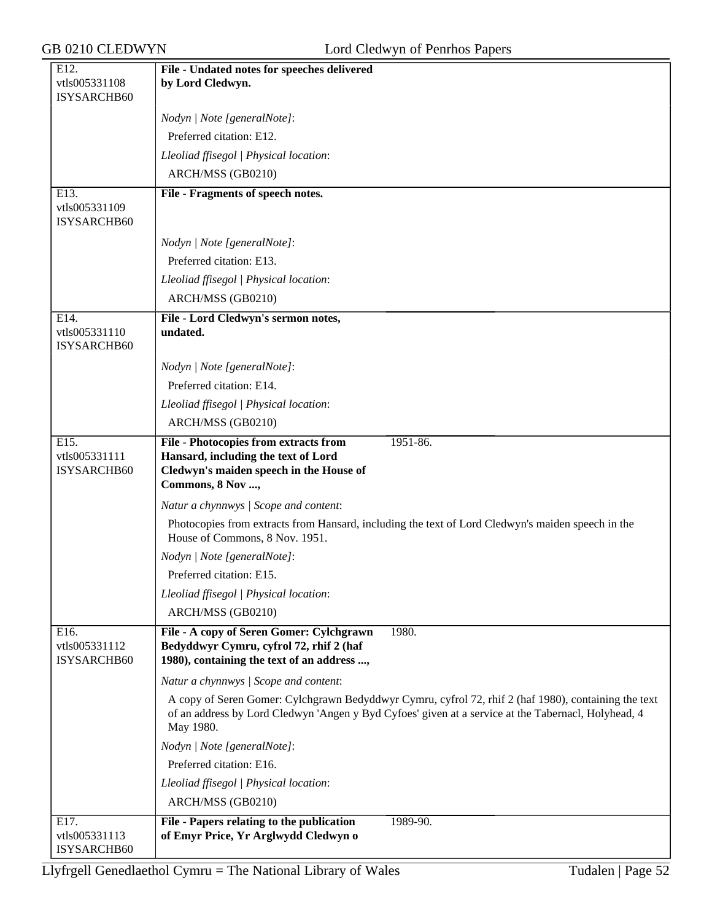| | | |
|---|---|---|
| E12.<br>vtls005331108<br>ISYSARCHB60 | **File - Undated notes for speeches delivered by Lord Cledwyn.** | |
| | *Nodyn \| Note [generalNote]*:<br>Preferred citation: E12.<br>*Lleoliad ffisegol \| Physical location*:<br>ARCH/MSS (GB0210) | |
| E13.<br>vtls005331109<br>ISYSARCHB60 | **File - Fragments of speech notes.** | |
| | *Nodyn \| Note [generalNote]*:<br>Preferred citation: E13.<br>*Lleoliad ffisegol \| Physical location*:<br>ARCH/MSS (GB0210) | |
| E14.<br>vtls005331110<br>ISYSARCHB60 | **File - Lord Cledwyn's sermon notes, undated.** | |
| | *Nodyn \| Note [generalNote]*:<br>Preferred citation: E14.<br>*Lleoliad ffisegol \| Physical location*:<br>ARCH/MSS (GB0210) | |
| E15.<br>vtls005331111<br>ISYSARCHB60 | **File - Photocopies from extracts from Hansard, including the text of Lord Cledwyn's maiden speech in the House of Commons, 8 Nov ...,** | 1951-86. |
| | *Natur a chynnwys \| Scope and content*:<br>Photocopies from extracts from Hansard, including the text of Lord Cledwyn's maiden speech in the House of Commons, 8 Nov. 1951.<br>*Nodyn \| Note [generalNote]*:<br>Preferred citation: E15.<br>*Lleoliad ffisegol \| Physical location*:<br>ARCH/MSS (GB0210) | |
| E16.<br>vtls005331112<br>ISYSARCHB60 | **File - A copy of Seren Gomer: Cylchgrawn Bedyddwyr Cymru, cyfrol 72, rhif 2 (haf 1980), containing the text of an address ...,** | 1980. |
| | *Natur a chynnwys \| Scope and content*:<br>A copy of Seren Gomer: Cylchgrawn Bedyddwyr Cymru, cyfrol 72, rhif 2 (haf 1980), containing the text of an address by Lord Cledwyn 'Angen y Byd Cyfoes' given at a service at the Tabernacl, Holyhead, 4 May 1980.<br>*Nodyn \| Note [generalNote]*:<br>Preferred citation: E16.<br>*Lleoliad ffisegol \| Physical location*:<br>ARCH/MSS (GB0210) | |
| E17.<br>vtls005331113<br>ISYSARCHB60 | **File - Papers relating to the publication of Emyr Price, Yr Arglwydd Cledwyn o** | 1989-90. |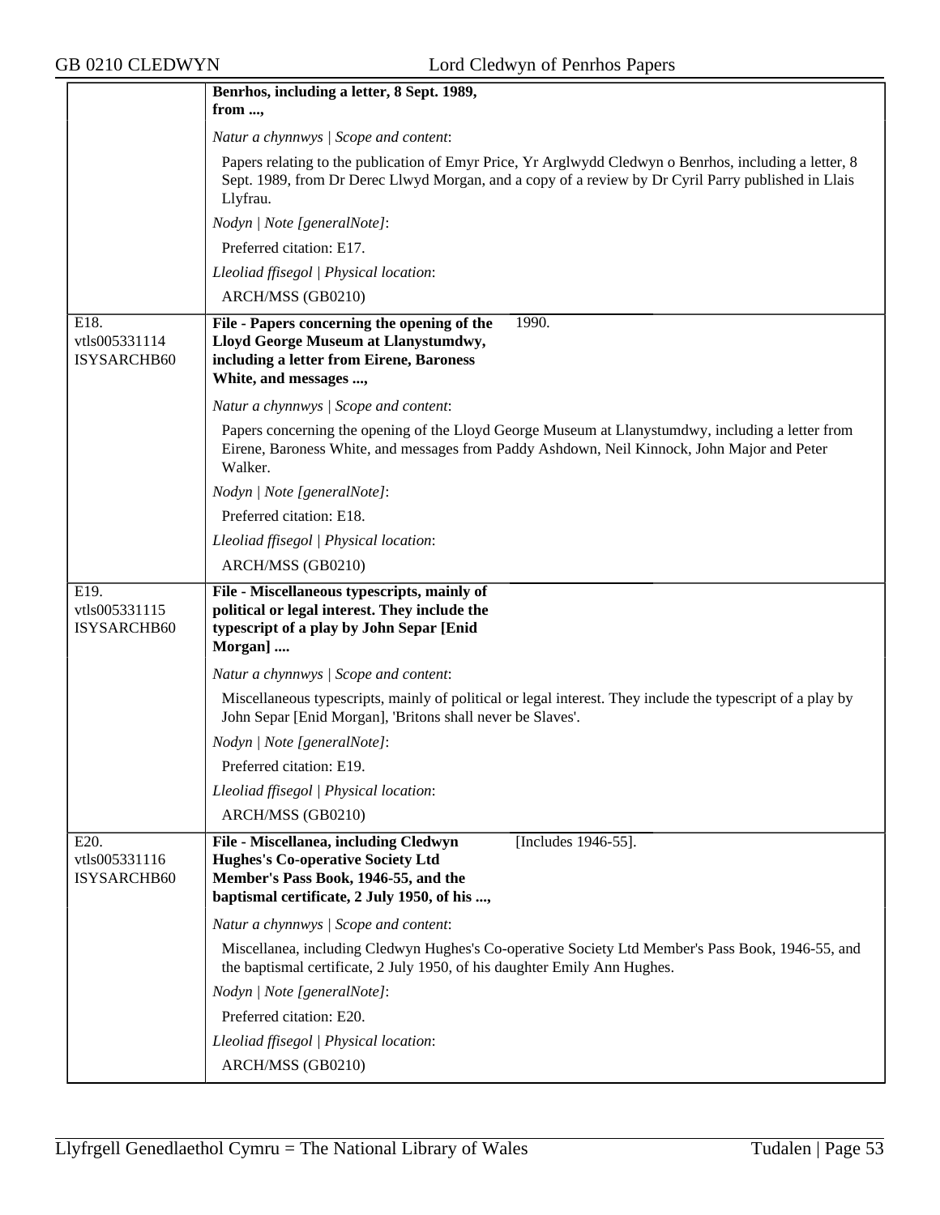| | |
|---|---|
| | **Benrhos, including a letter, 8 Sept. 1989, from ...,**<br><br>*Natur a chynnwys \| Scope and content*:<br>Papers relating to the publication of Emyr Price, Yr Arglwydd Cledwyn o Benrhos, including a letter, 8 Sept. 1989, from Dr Derec Llwyd Morgan, and a copy of a review by Dr Cyril Parry published in Llais Llyfrau.<br><br>*Nodyn \| Note [generalNote]*:<br>Preferred citation: E17.<br><br>*Lleoliad ffisegol \| Physical location*:<br>ARCH/MSS (GB0210) |
| E18.<br>vtls005331114<br>ISYSARCHB60 | **File - Papers concerning the opening of the Lloyd George Museum at Llanystumdwy, including a letter from Eirene, Baroness White, and messages ...,** 1990.<br><br>*Natur a chynnwys \| Scope and content*:<br>Papers concerning the opening of the Lloyd George Museum at Llanystumdwy, including a letter from Eirene, Baroness White, and messages from Paddy Ashdown, Neil Kinnock, John Major and Peter Walker.<br><br>*Nodyn \| Note [generalNote]*:<br>Preferred citation: E18.<br><br>*Lleoliad ffisegol \| Physical location*:<br>ARCH/MSS (GB0210) |
| E19.<br>vtls005331115<br>ISYSARCHB60 | **File - Miscellaneous typescripts, mainly of political or legal interest. They include the typescript of a play by John Separ [Enid Morgan] ....**<br><br>*Natur a chynnwys \| Scope and content*:<br>Miscellaneous typescripts, mainly of political or legal interest. They include the typescript of a play by John Separ [Enid Morgan], 'Britons shall never be Slaves'.<br><br>*Nodyn \| Note [generalNote]*:<br>Preferred citation: E19.<br><br>*Lleoliad ffisegol \| Physical location*:<br>ARCH/MSS (GB0210) |
| E20.<br>vtls005331116<br>ISYSARCHB60 | **File - Miscellanea, including Cledwyn Hughes's Co-operative Society Ltd Member's Pass Book, 1946-55, and the baptismal certificate, 2 July 1950, of his ...,** [Includes 1946-55].<br><br>*Natur a chynnwys \| Scope and content*:<br>Miscellanea, including Cledwyn Hughes's Co-operative Society Ltd Member's Pass Book, 1946-55, and the baptismal certificate, 2 July 1950, of his daughter Emily Ann Hughes.<br><br>*Nodyn \| Note [generalNote]*:<br>Preferred citation: E20.<br><br>*Lleoliad ffisegol \| Physical location*:<br>ARCH/MSS (GB0210) |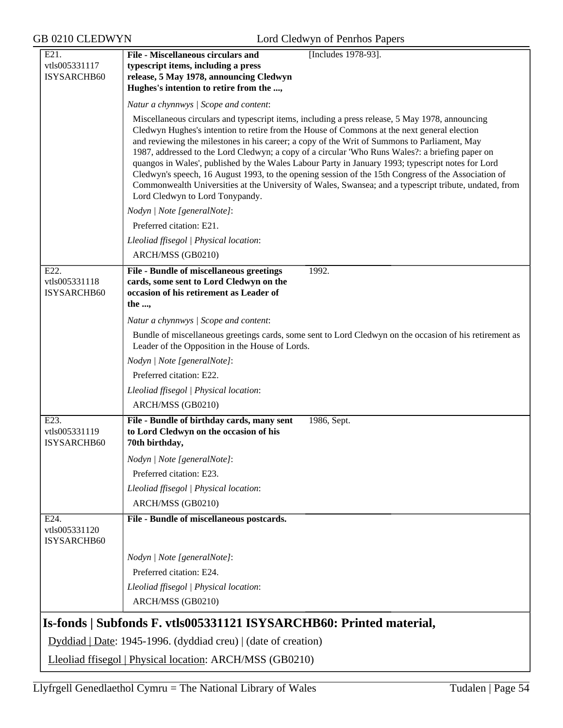| | | |
|---|---|---|
| E21.<br>vtls005331117<br>ISYSARCHB60 | **File - Miscellaneous circulars and typescript items, including a press release, 5 May 1978, announcing Cledwyn Hughes's intention to retire from the ...,** | [Includes 1978-93]. |

*Natur a chynnwys | Scope and content*:

Miscellaneous circulars and typescript items, including a press release, 5 May 1978, announcing Cledwyn Hughes's intention to retire from the House of Commons at the next general election and reviewing the milestones in his career; a copy of the Writ of Summons to Parliament, May 1987, addressed to the Lord Cledwyn; a copy of a circular 'Who Runs Wales?: a briefing paper on quangos in Wales', published by the Wales Labour Party in January 1993; typescript notes for Lord Cledwyn's speech, 16 August 1993, to the opening session of the 15th Congress of the Association of Commonwealth Universities at the University of Wales, Swansea; and a typescript tribute, undated, from Lord Cledwyn to Lord Tonypandy.

*Nodyn | Note [generalNote]*:

Preferred citation: E21.

*Lleoliad ffisegol | Physical location*:

ARCH/MSS (GB0210)

| | | |
|---|---|---|
| E22.<br>vtls005331118<br>ISYSARCHB60 | **File - Bundle of miscellaneous greetings cards, some sent to Lord Cledwyn on the occasion of his retirement as Leader of the ...,** | 1992. |

*Natur a chynnwys | Scope and content*:

Bundle of miscellaneous greetings cards, some sent to Lord Cledwyn on the occasion of his retirement as Leader of the Opposition in the House of Lords.

*Nodyn | Note [generalNote]*:

Preferred citation: E22.

*Lleoliad ffisegol | Physical location*:

ARCH/MSS (GB0210)

| | | |
|---|---|---|
| E23.<br>vtls005331119<br>ISYSARCHB60 | **File - Bundle of birthday cards, many sent to Lord Cledwyn on the occasion of his 70th birthday,** | 1986, Sept. |

*Nodyn | Note [generalNote]*:

Preferred citation: E23.

*Lleoliad ffisegol | Physical location*:

ARCH/MSS (GB0210)

| | | |
|---|---|---|
| E24.<br>vtls005331120<br>ISYSARCHB60 | **File - Bundle of miscellaneous postcards.** | |

*Nodyn | Note [generalNote]*:

Preferred citation: E24.

*Lleoliad ffisegol | Physical location*:

ARCH/MSS (GB0210)

## Is-fonds | Subfonds F. vtls005331121 ISYSARCHB60: Printed material,

Dyddiad | Date: 1945-1996. (dyddiad creu) | (date of creation)

Lleoliad ffisegol | Physical location: ARCH/MSS (GB0210)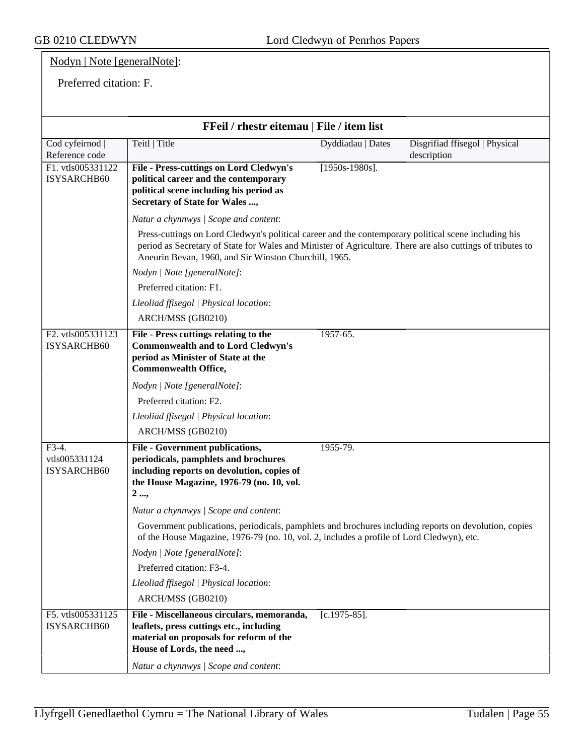Nodyn | Note [generalNote]:

Preferred citation: F.

## FFeil / rhestr eitemau | File / item list

| Cod cyfeirnod \| Reference code | Teitl \| Title | Dyddiadau \| Dates | Disgrifiad ffisegol \| Physical description |
|---|---|---|---|
| F1. vtls005331122 ISYSARCHB60 | **File - Press-cuttings on Lord Cledwyn's political career and the contemporary political scene including his period as Secretary of State for Wales ...,** | [1950s-1980s]. | |

*Natur a chynnwys | Scope and content*:

Press-cuttings on Lord Cledwyn's political career and the contemporary political scene including his period as Secretary of State for Wales and Minister of Agriculture. There are also cuttings of tributes to Aneurin Bevan, 1960, and Sir Winston Churchill, 1965.

*Nodyn | Note [generalNote]*:

Preferred citation: F1.

*Lleoliad ffisegol | Physical location*:

ARCH/MSS (GB0210)

| Cod cyfeirnod \| Reference code | Teitl \| Title | Dyddiadau \| Dates | Disgrifiad ffisegol \| Physical description |
|---|---|---|---|
| F2. vtls005331123 ISYSARCHB60 | **File - Press cuttings relating to the Commonwealth and to Lord Cledwyn's period as Minister of State at the Commonwealth Office,** | 1957-65. | |

*Nodyn | Note [generalNote]*:

Preferred citation: F2.

*Lleoliad ffisegol | Physical location*:

ARCH/MSS (GB0210)

| Cod cyfeirnod \| Reference code | Teitl \| Title | Dyddiadau \| Dates | Disgrifiad ffisegol \| Physical description |
|---|---|---|---|
| F3-4. vtls005331124 ISYSARCHB60 | **File - Government publications, periodicals, pamphlets and brochures including reports on devolution, copies of the House Magazine, 1976-79 (no. 10, vol. 2 ...,** | 1955-79. | |

*Natur a chynnwys | Scope and content*:

Government publications, periodicals, pamphlets and brochures including reports on devolution, copies of the House Magazine, 1976-79 (no. 10, vol. 2, includes a profile of Lord Cledwyn), etc.

*Nodyn | Note [generalNote]*:

Preferred citation: F3-4.

*Lleoliad ffisegol | Physical location*:

ARCH/MSS (GB0210)

| Cod cyfeirnod \| Reference code | Teitl \| Title | Dyddiadau \| Dates | Disgrifiad ffisegol \| Physical description |
|---|---|---|---|
| F5. vtls005331125 ISYSARCHB60 | **File - Miscellaneous circulars, memoranda, leaflets, press cuttings etc., including material on proposals for reform of the House of Lords, the need ...,** | [c.1975-85]. | |

*Natur a chynnwys | Scope and content*: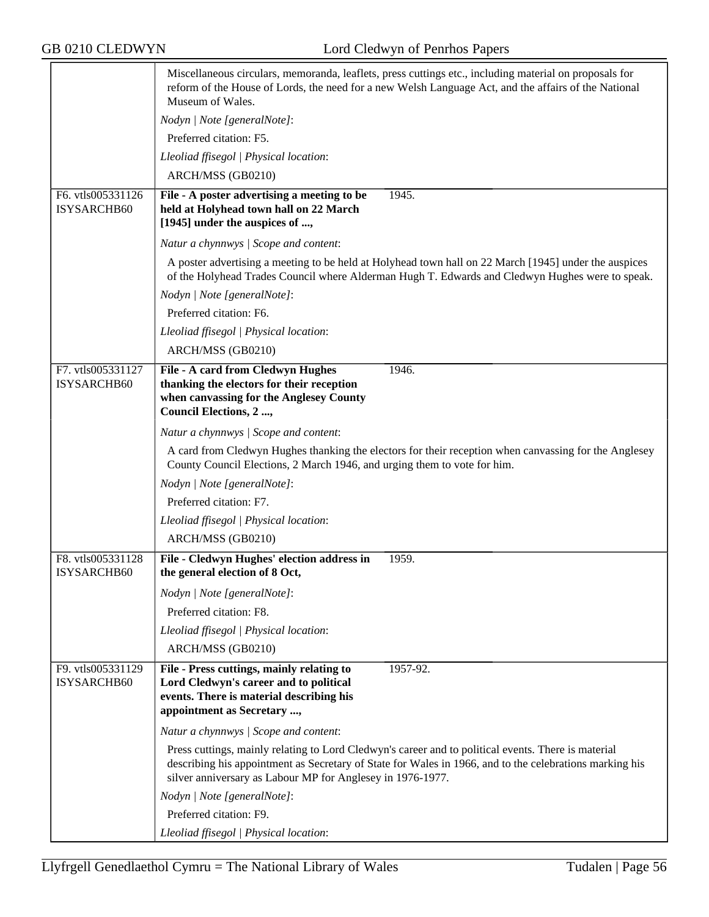| | |
|---|---|
| | Miscellaneous circulars, memoranda, leaflets, press cuttings etc., including material on proposals for reform of the House of Lords, the need for a new Welsh Language Act, and the affairs of the National Museum of Wales.<br>*Nodyn \| Note [generalNote]*:<br>Preferred citation: F5.<br>*Lleoliad ffisegol \| Physical location*:<br>ARCH/MSS (GB0210) |
| F6. vtls005331126 ISYSARCHB60 | **File - A poster advertising a meeting to be held at Holyhead town hall on 22 March [1945] under the auspices of ...,** 1945.<br>*Natur a chynnwys \| Scope and content*:<br>A poster advertising a meeting to be held at Holyhead town hall on 22 March [1945] under the auspices of the Holyhead Trades Council where Alderman Hugh T. Edwards and Cledwyn Hughes were to speak.<br>*Nodyn \| Note [generalNote]*:<br>Preferred citation: F6.<br>*Lleoliad ffisegol \| Physical location*:<br>ARCH/MSS (GB0210) |
| F7. vtls005331127 ISYSARCHB60 | **File - A card from Cledwyn Hughes thanking the electors for their reception when canvassing for the Anglesey County Council Elections, 2 ...,** 1946.<br>*Natur a chynnwys \| Scope and content*:<br>A card from Cledwyn Hughes thanking the electors for their reception when canvassing for the Anglesey County Council Elections, 2 March 1946, and urging them to vote for him.<br>*Nodyn \| Note [generalNote]*:<br>Preferred citation: F7.<br>*Lleoliad ffisegol \| Physical location*:<br>ARCH/MSS (GB0210) |
| F8. vtls005331128 ISYSARCHB60 | **File - Cledwyn Hughes' election address in the general election of 8 Oct,** 1959.<br>*Nodyn \| Note [generalNote]*:<br>Preferred citation: F8.<br>*Lleoliad ffisegol \| Physical location*:<br>ARCH/MSS (GB0210) |
| F9. vtls005331129 ISYSARCHB60 | **File - Press cuttings, mainly relating to Lord Cledwyn's career and to political events. There is material describing his appointment as Secretary ...,** 1957-92.<br>*Natur a chynnwys \| Scope and content*:<br>Press cuttings, mainly relating to Lord Cledwyn's career and to political events. There is material describing his appointment as Secretary of State for Wales in 1966, and to the celebrations marking his silver anniversary as Labour MP for Anglesey in 1976-1977.<br>*Nodyn \| Note [generalNote]*:<br>Preferred citation: F9.<br>*Lleoliad ffisegol \| Physical location*: |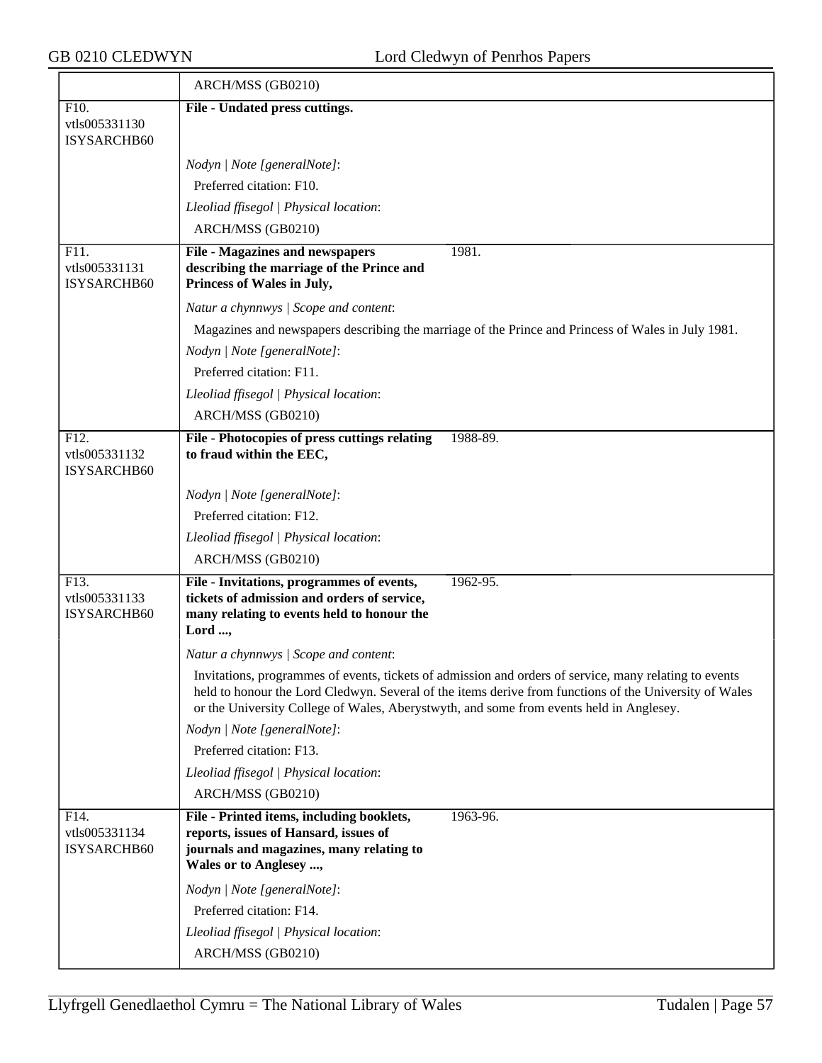| | ARCH/MSS (GB0210) |
|---|---|
| F10. vtls005331130 ISYSARCHB60 | **File - Undated press cuttings.**<br><br>*Nodyn \| Note [generalNote]*:<br>Preferred citation: F10.<br>*Lleoliad ffisegol \| Physical location*:<br>ARCH/MSS (GB0210) |
| F11. vtls005331131 ISYSARCHB60 | **File - Magazines and newspapers describing the marriage of the Prince and Princess of Wales in July,** 1981.<br><br>*Natur a chynnwys \| Scope and content*:<br>Magazines and newspapers describing the marriage of the Prince and Princess of Wales in July 1981.<br>*Nodyn \| Note [generalNote]*:<br>Preferred citation: F11.<br>*Lleoliad ffisegol \| Physical location*:<br>ARCH/MSS (GB0210) |
| F12. vtls005331132 ISYSARCHB60 | **File - Photocopies of press cuttings relating to fraud within the EEC,** 1988-89.<br><br>*Nodyn \| Note [generalNote]*:<br>Preferred citation: F12.<br>*Lleoliad ffisegol \| Physical location*:<br>ARCH/MSS (GB0210) |
| F13. vtls005331133 ISYSARCHB60 | **File - Invitations, programmes of events, tickets of admission and orders of service, many relating to events held to honour the Lord ...,** 1962-95.<br><br>*Natur a chynnwys \| Scope and content*:<br>Invitations, programmes of events, tickets of admission and orders of service, many relating to events held to honour the Lord Cledwyn. Several of the items derive from functions of the University of Wales or the University College of Wales, Aberystwyth, and some from events held in Anglesey.<br>*Nodyn \| Note [generalNote]*:<br>Preferred citation: F13.<br>*Lleoliad ffisegol \| Physical location*:<br>ARCH/MSS (GB0210) |
| F14. vtls005331134 ISYSARCHB60 | **File - Printed items, including booklets, reports, issues of Hansard, issues of journals and magazines, many relating to Wales or to Anglesey ...,** 1963-96.<br><br>*Nodyn \| Note [generalNote]*:<br>Preferred citation: F14.<br>*Lleoliad ffisegol \| Physical location*:<br>ARCH/MSS (GB0210) |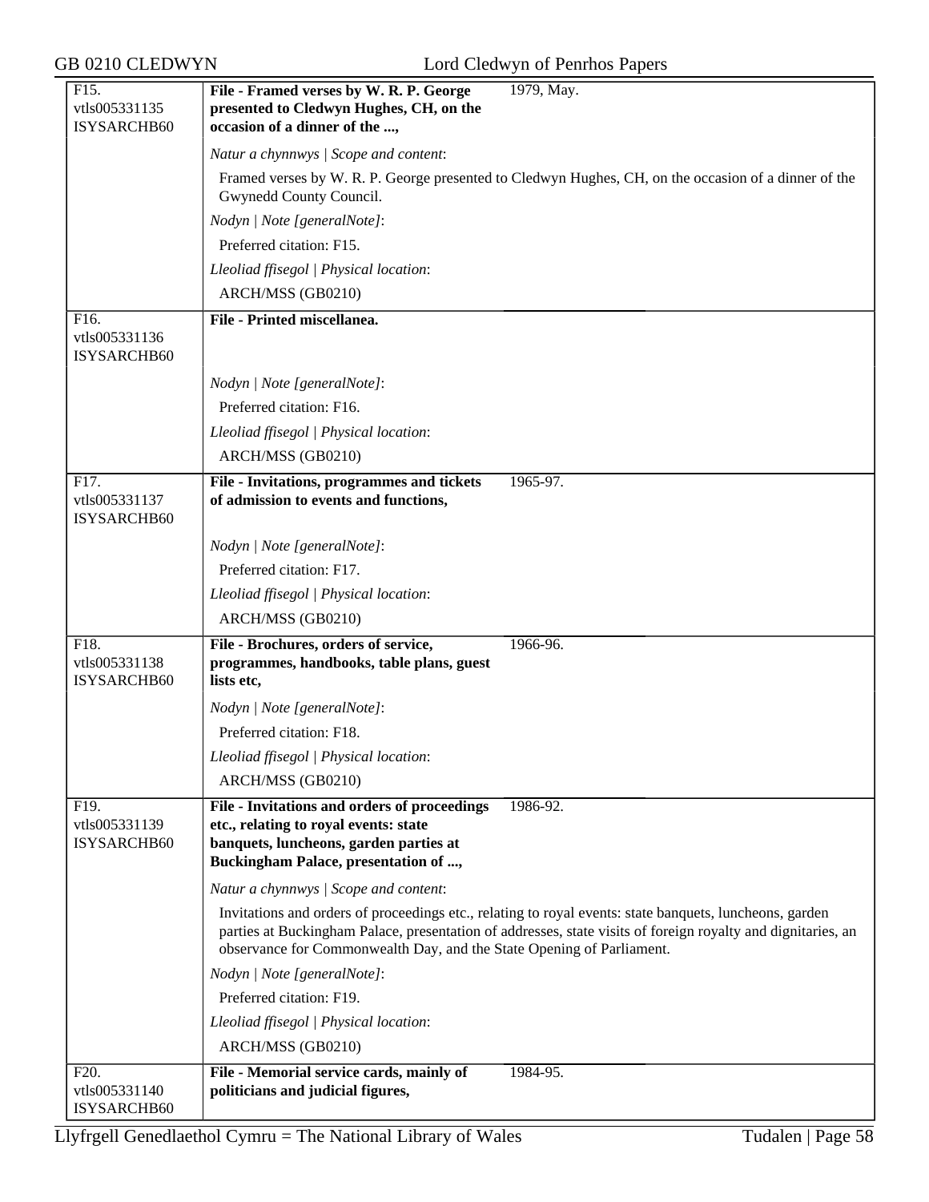F15.
vtls005331135
ISYSARCHB60

**File - Framed verses by W. R. P. George presented to Cledwyn Hughes, CH, on the occasion of a dinner of the ...,** 1979, May.

*Natur a chynnwys | Scope and content*:

Framed verses by W. R. P. George presented to Cledwyn Hughes, CH, on the occasion of a dinner of the Gwynedd County Council.

*Nodyn | Note [generalNote]*:

Preferred citation: F15.

*Lleoliad ffisegol | Physical location*:

ARCH/MSS (GB0210)

---

F16.
vtls005331136
ISYSARCHB60

**File - Printed miscellanea.**

*Nodyn | Note [generalNote]*:

Preferred citation: F16.

*Lleoliad ffisegol | Physical location*:

ARCH/MSS (GB0210)

---

F17.
vtls005331137
ISYSARCHB60

**File - Invitations, programmes and tickets of admission to events and functions,** 1965-97.

*Nodyn | Note [generalNote]*:

Preferred citation: F17.

*Lleoliad ffisegol | Physical location*:

ARCH/MSS (GB0210)

---

F18.
vtls005331138
ISYSARCHB60

**File - Brochures, orders of service, programmes, handbooks, table plans, guest lists etc,** 1966-96.

*Nodyn | Note [generalNote]*:

Preferred citation: F18.

*Lleoliad ffisegol | Physical location*:

ARCH/MSS (GB0210)

---

F19.
vtls005331139
ISYSARCHB60

**File - Invitations and orders of proceedings etc., relating to royal events: state banquets, luncheons, garden parties at Buckingham Palace, presentation of ...,** 1986-92.

*Natur a chynnwys | Scope and content*:

Invitations and orders of proceedings etc., relating to royal events: state banquets, luncheons, garden parties at Buckingham Palace, presentation of addresses, state visits of foreign royalty and dignitaries, an observance for Commonwealth Day, and the State Opening of Parliament.

*Nodyn | Note [generalNote]*:

Preferred citation: F19.

*Lleoliad ffisegol | Physical location*:

ARCH/MSS (GB0210)

---

F20.
vtls005331140
ISYSARCHB60

**File - Memorial service cards, mainly of politicians and judicial figures,** 1984-95.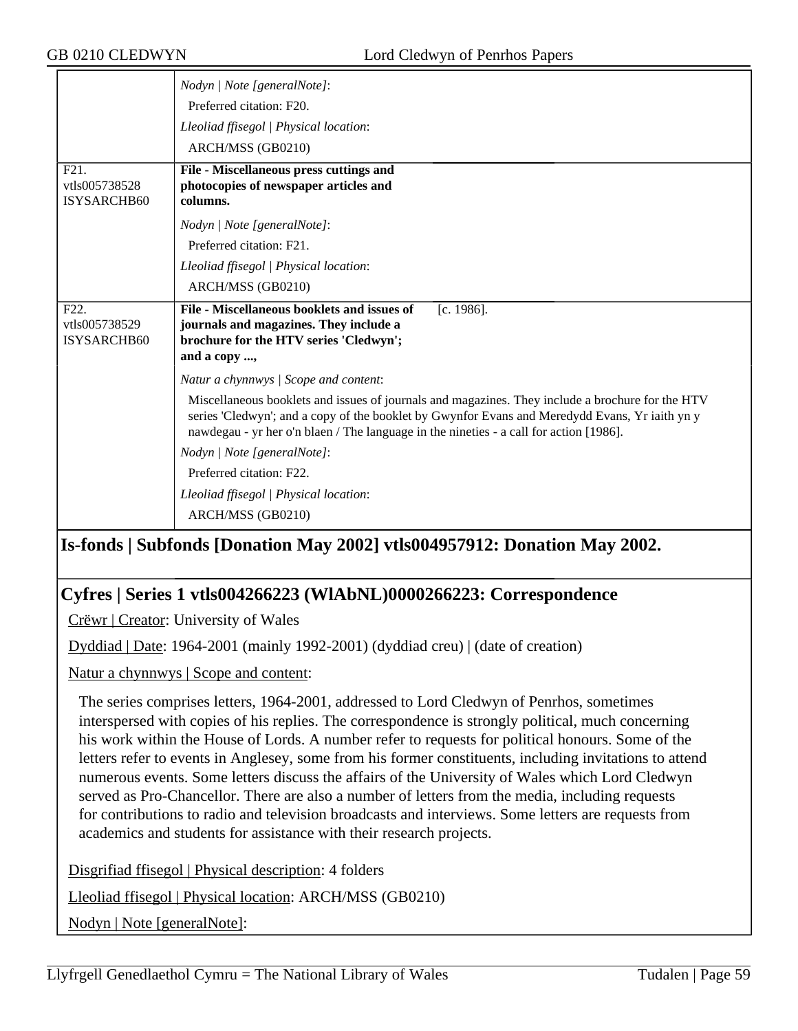| | |
|---|---|
| | *Nodyn \| Note [generalNote]*: Preferred citation: F20. *Lleoliad ffisegol \| Physical location*: ARCH/MSS (GB0210) |
| F21. vtls005738528 ISYSARCHB60 | **File - Miscellaneous press cuttings and photocopies of newspaper articles and columns.** *Nodyn \| Note [generalNote]*: Preferred citation: F21. *Lleoliad ffisegol \| Physical location*: ARCH/MSS (GB0210) |
| F22. vtls005738529 ISYSARCHB60 | **File - Miscellaneous booklets and issues of journals and magazines. They include a brochure for the HTV series 'Cledwyn'; and a copy ...,** [c. 1986]. *Natur a chynnwys \| Scope and content*: Miscellaneous booklets and issues of journals and magazines. They include a brochure for the HTV series 'Cledwyn'; and a copy of the booklet by Gwynfor Evans and Meredydd Evans, Yr iaith yn y nawdegau - yr her o'n blaen / The language in the nineties - a call for action [1986]. *Nodyn \| Note [generalNote]*: Preferred citation: F22. *Lleoliad ffisegol \| Physical location*: ARCH/MSS (GB0210) |

## Is-fonds | Subfonds [Donation May 2002] vtls004957912: Donation May 2002.

## Cyfres | Series 1 vtls004266223 (WlAbNL)0000266223: Correspondence

Crëwr | Creator: University of Wales

Dyddiad | Date: 1964-2001 (mainly 1992-2001) (dyddiad creu) | (date of creation)

Natur a chynnwys | Scope and content:

The series comprises letters, 1964-2001, addressed to Lord Cledwyn of Penrhos, sometimes interspersed with copies of his replies. The correspondence is strongly political, much concerning his work within the House of Lords. A number refer to requests for political honours. Some of the letters refer to events in Anglesey, some from his former constituents, including invitations to attend numerous events. Some letters discuss the affairs of the University of Wales which Lord Cledwyn served as Pro-Chancellor. There are also a number of letters from the media, including requests for contributions to radio and television broadcasts and interviews. Some letters are requests from academics and students for assistance with their research projects.

Disgrifiad ffisegol | Physical description: 4 folders

Lleoliad ffisegol | Physical location: ARCH/MSS (GB0210)

Nodyn | Note [generalNote]: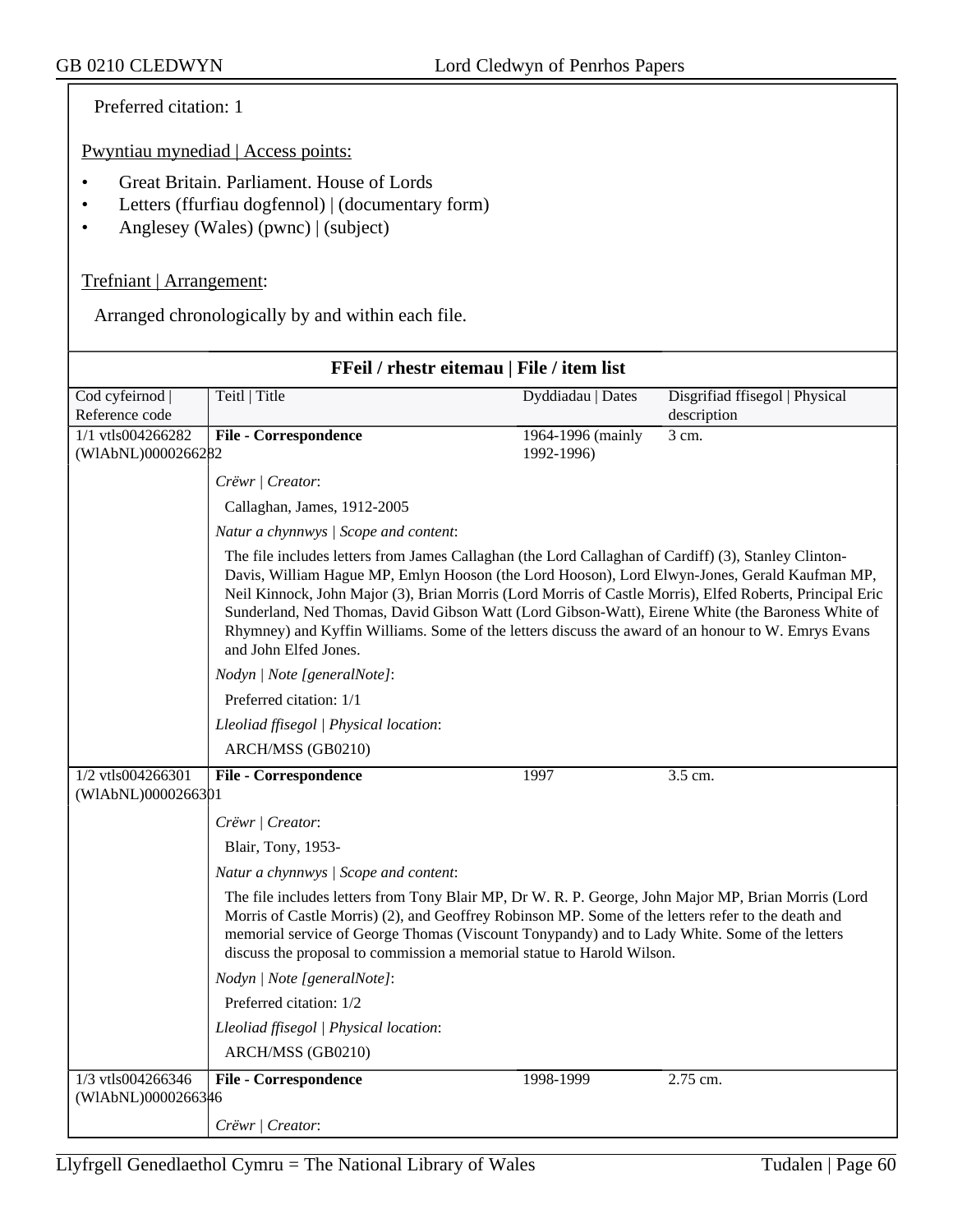Preferred citation: 1

Pwyntiau mynediad | Access points:

- Great Britain. Parliament. House of Lords
- Letters (ffurfiau dogfennol) | (documentary form)
- Anglesey (Wales) (pwnc) | (subject)

Trefniant | Arrangement:

Arranged chronologically by and within each file.

**FFeil / rhestr eitemau | File / item list**

| Cod cyfeirnod \| Reference code | Teitl \| Title | Dyddiadau \| Dates | Disgrifiad ffisegol \| Physical description |
|---|---|---|---|
| 1/1 vtls004266282 (WlAbNL)0000266282 | **File - Correspondence** | 1964-1996 (mainly 1992-1996) | 3 cm. |

*Crëwr | Creator*:

Callaghan, James, 1912-2005

*Natur a chynnwys | Scope and content*:

The file includes letters from James Callaghan (the Lord Callaghan of Cardiff) (3), Stanley Clinton-Davis, William Hague MP, Emlyn Hooson (the Lord Hooson), Lord Elwyn-Jones, Gerald Kaufman MP, Neil Kinnock, John Major (3), Brian Morris (Lord Morris of Castle Morris), Elfed Roberts, Principal Eric Sunderland, Ned Thomas, David Gibson Watt (Lord Gibson-Watt), Eirene White (the Baroness White of Rhymney) and Kyffin Williams. Some of the letters discuss the award of an honour to W. Emrys Evans and John Elfed Jones.

*Nodyn | Note [generalNote]*:

Preferred citation: 1/1

*Lleoliad ffisegol | Physical location*:

ARCH/MSS (GB0210)

| Cod cyfeirnod \| Reference code | Teitl \| Title | Dyddiadau \| Dates | Disgrifiad ffisegol \| Physical description |
|---|---|---|---|
| 1/2 vtls004266301 (WlAbNL)0000266301 | **File - Correspondence** | 1997 | 3.5 cm. |

*Crëwr | Creator*:

Blair, Tony, 1953-

*Natur a chynnwys | Scope and content*:

The file includes letters from Tony Blair MP, Dr W. R. P. George, John Major MP, Brian Morris (Lord Morris of Castle Morris) (2), and Geoffrey Robinson MP. Some of the letters refer to the death and memorial service of George Thomas (Viscount Tonypandy) and to Lady White. Some of the letters discuss the proposal to commission a memorial statue to Harold Wilson.

*Nodyn | Note [generalNote]*:

Preferred citation: 1/2

*Lleoliad ffisegol | Physical location*:

ARCH/MSS (GB0210)

| Cod cyfeirnod \| Reference code | Teitl \| Title | Dyddiadau \| Dates | Disgrifiad ffisegol \| Physical description |
|---|---|---|---|
| 1/3 vtls004266346 (WlAbNL)0000266346 | **File - Correspondence** | 1998-1999 | 2.75 cm. |

*Crëwr | Creator*: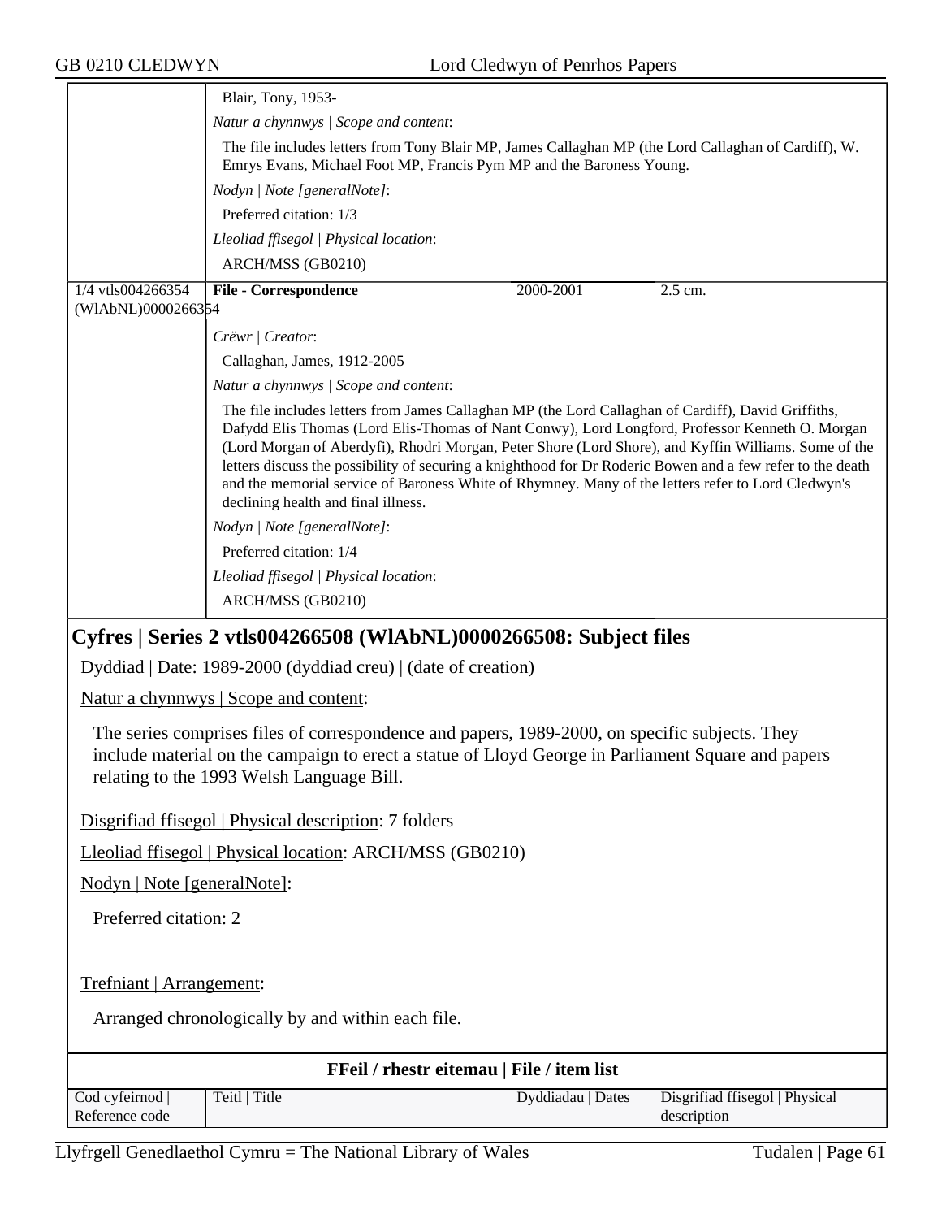| | |
|---|---|
| | Blair, Tony, 1953- |
| | *Natur a chynnwys \| Scope and content*: |
| | The file includes letters from Tony Blair MP, James Callaghan MP (the Lord Callaghan of Cardiff), W. Emrys Evans, Michael Foot MP, Francis Pym MP and the Baroness Young. |
| | *Nodyn \| Note [generalNote]*: |
| | Preferred citation: 1/3 |
| | *Lleoliad ffisegol \| Physical location*: |
| | ARCH/MSS (GB0210) |

| | | | |
|---|---|---|---|
| 1/4 vtls004266354 (WlAbNL)0000266354 | **File - Correspondence** | 2000-2001 | 2.5 cm. |
| | *Crëwr \| Creator*: | | |
| | Callaghan, James, 1912-2005 | | |
| | *Natur a chynnwys \| Scope and content*: | | |
| | The file includes letters from James Callaghan MP (the Lord Callaghan of Cardiff), David Griffiths, Dafydd Elis Thomas (Lord Elis-Thomas of Nant Conwy), Lord Longford, Professor Kenneth O. Morgan (Lord Morgan of Aberdyfi), Rhodri Morgan, Peter Shore (Lord Shore), and Kyffin Williams. Some of the letters discuss the possibility of securing a knighthood for Dr Roderic Bowen and a few refer to the death and the memorial service of Baroness White of Rhymney. Many of the letters refer to Lord Cledwyn's declining health and final illness. | | |
| | *Nodyn \| Note [generalNote]*: | | |
| | Preferred citation: 1/4 | | |
| | *Lleoliad ffisegol \| Physical location*: | | |
| | ARCH/MSS (GB0210) | | |

## Cyfres | Series 2 vtls004266508 (WlAbNL)0000266508: Subject files

Dyddiad | Date: 1989-2000 (dyddiad creu) | (date of creation)

Natur a chynnwys | Scope and content:

The series comprises files of correspondence and papers, 1989-2000, on specific subjects. They include material on the campaign to erect a statue of Lloyd George in Parliament Square and papers relating to the 1993 Welsh Language Bill.

Disgrifiad ffisegol | Physical description: 7 folders

Lleoliad ffisegol | Physical location: ARCH/MSS (GB0210)

Nodyn | Note [generalNote]:

Preferred citation: 2

Trefniant | Arrangement:

Arranged chronologically by and within each file.

**FFeil / rhestr eitemau | File / item list**

| Cod cyfeirnod \| Reference code | Teitl \| Title | Dyddiadau \| Dates | Disgrifiad ffisegol \| Physical description |
|---|---|---|---|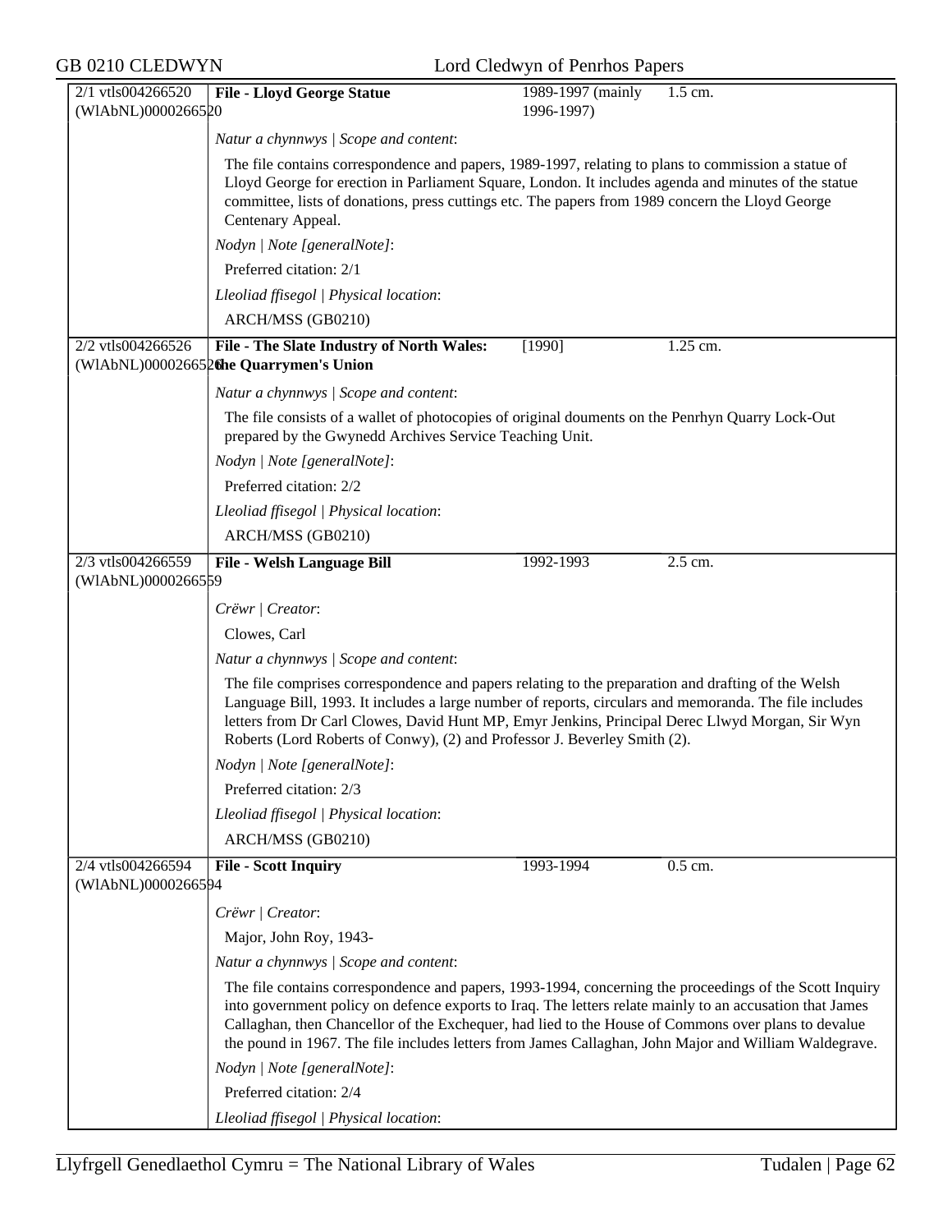| 2/1 vtls004266520 (WlAbNL)0000266520 | **File - Lloyd George Statue** | 1989-1997 (mainly 1996-1997) | 1.5 cm. |
|---|---|---|---|

*Natur a chynnwys | Scope and content*:

The file contains correspondence and papers, 1989-1997, relating to plans to commission a statue of Lloyd George for erection in Parliament Square, London. It includes agenda and minutes of the statue committee, lists of donations, press cuttings etc. The papers from 1989 concern the Lloyd George Centenary Appeal.

*Nodyn | Note [generalNote]*:

Preferred citation: 2/1

*Lleoliad ffisegol | Physical location*:

ARCH/MSS (GB0210)

| 2/2 vtls004266526 (WlAbNL)0000266526 | **File - The Slate Industry of North Wales: the Quarrymen's Union** | [1990] | 1.25 cm. |
|---|---|---|---|

*Natur a chynnwys | Scope and content*:

The file consists of a wallet of photocopies of original douments on the Penrhyn Quarry Lock-Out prepared by the Gwynedd Archives Service Teaching Unit.

*Nodyn | Note [generalNote]*:

Preferred citation: 2/2

*Lleoliad ffisegol | Physical location*:

ARCH/MSS (GB0210)

| 2/3 vtls004266559 (WlAbNL)0000266559 | **File - Welsh Language Bill** | 1992-1993 | 2.5 cm. |
|---|---|---|---|

*Crëwr | Creator*:

Clowes, Carl

*Natur a chynnwys | Scope and content*:

The file comprises correspondence and papers relating to the preparation and drafting of the Welsh Language Bill, 1993. It includes a large number of reports, circulars and memoranda. The file includes letters from Dr Carl Clowes, David Hunt MP, Emyr Jenkins, Principal Derec Llwyd Morgan, Sir Wyn Roberts (Lord Roberts of Conwy), (2) and Professor J. Beverley Smith (2).

*Nodyn | Note [generalNote]*:

Preferred citation: 2/3

*Lleoliad ffisegol | Physical location*:

ARCH/MSS (GB0210)

| 2/4 vtls004266594 (WlAbNL)0000266594 | **File - Scott Inquiry** | 1993-1994 | 0.5 cm. |
|---|---|---|---|

*Crëwr | Creator*:

Major, John Roy, 1943-

*Natur a chynnwys | Scope and content*:

The file contains correspondence and papers, 1993-1994, concerning the proceedings of the Scott Inquiry into government policy on defence exports to Iraq. The letters relate mainly to an accusation that James Callaghan, then Chancellor of the Exchequer, had lied to the House of Commons over plans to devalue the pound in 1967. The file includes letters from James Callaghan, John Major and William Waldegrave.

*Nodyn | Note [generalNote]*:

Preferred citation: 2/4

*Lleoliad ffisegol | Physical location*: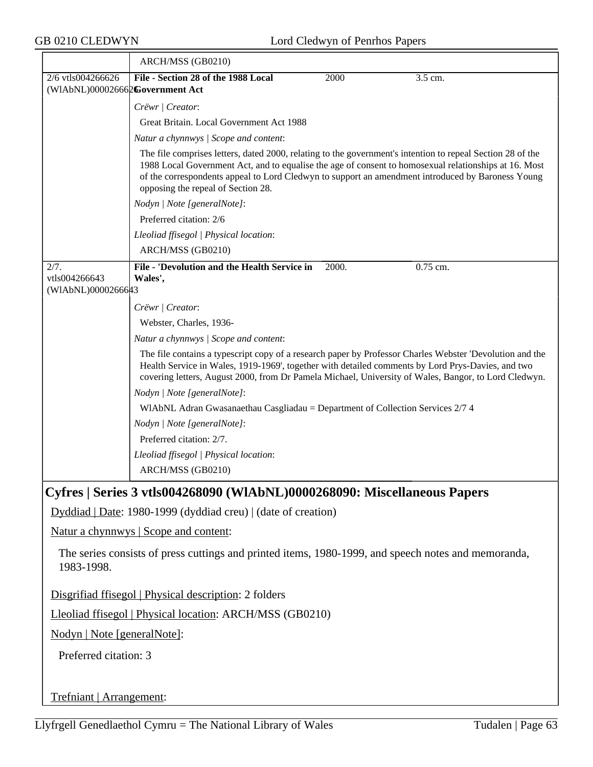| | ARCH/MSS (GB0210) | | |
|---|---|---|---|
| 2/6 vtls004266626 (WlAbNL)0000266626 | **File - Section 28 of the 1988 Local Government Act** | 2000 | 3.5 cm. |
| | *Crëwr \| Creator*: | | |
| | Great Britain. Local Government Act 1988 | | |
| | *Natur a chynnwys \| Scope and content*: | | |
| | The file comprises letters, dated 2000, relating to the government's intention to repeal Section 28 of the 1988 Local Government Act, and to equalise the age of consent to homosexual relationships at 16. Most of the correspondents appeal to Lord Cledwyn to support an amendment introduced by Baroness Young opposing the repeal of Section 28. | | |
| | *Nodyn \| Note [generalNote]*: | | |
| | Preferred citation: 2/6 | | |
| | *Lleoliad ffisegol \| Physical location*: | | |
| | ARCH/MSS (GB0210) | | |
| 2/7. vtls004266643 (WlAbNL)0000266643 | **File - 'Devolution and the Health Service in Wales',** | 2000. | 0.75 cm. |
| | *Crëwr \| Creator*: | | |
| | Webster, Charles, 1936- | | |
| | *Natur a chynnwys \| Scope and content*: | | |
| | The file contains a typescript copy of a research paper by Professor Charles Webster 'Devolution and the Health Service in Wales, 1919-1969', together with detailed comments by Lord Prys-Davies, and two covering letters, August 2000, from Dr Pamela Michael, University of Wales, Bangor, to Lord Cledwyn. | | |
| | *Nodyn \| Note [generalNote]*: | | |
| | WlAbNL Adran Gwasanaethau Casgliadau = Department of Collection Services 2/7 4 | | |
| | *Nodyn \| Note [generalNote]*: | | |
| | Preferred citation: 2/7. | | |
| | *Lleoliad ffisegol \| Physical location*: | | |
| | ARCH/MSS (GB0210) | | |

## Cyfres | Series 3 vtls004268090 (WlAbNL)0000268090: Miscellaneous Papers

Dyddiad | Date: 1980-1999 (dyddiad creu) | (date of creation)

Natur a chynnwys | Scope and content:

The series consists of press cuttings and printed items, 1980-1999, and speech notes and memoranda, 1983-1998.

Disgrifiad ffisegol | Physical description: 2 folders

Lleoliad ffisegol | Physical location: ARCH/MSS (GB0210)

Nodyn | Note [generalNote]:

Preferred citation: 3

Trefniant | Arrangement: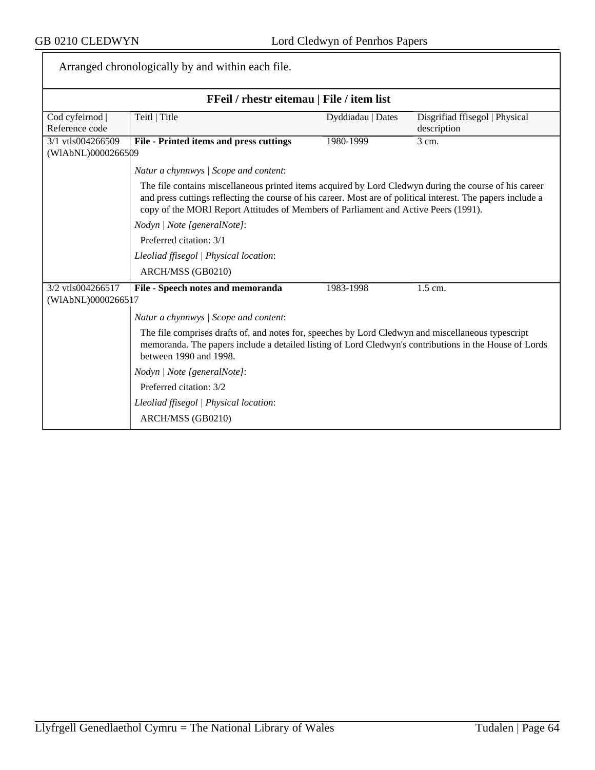Arranged chronologically by and within each file.

## FFeil / rhestr eitemau | File / item list

| Cod cyfeirnod \| Reference code | Teitl \| Title | Dyddiadau \| Dates | Disgrifiad ffisegol \| Physical description |
|---|---|---|---|
| 3/1 vtls004266509 (WlAbNL)0000266509 | **File - Printed items and press cuttings** | 1980-1999 | 3 cm. |
| | *Natur a chynnwys \| Scope and content*:<br>The file contains miscellaneous printed items acquired by Lord Cledwyn during the course of his career and press cuttings reflecting the course of his career. Most are of political interest. The papers include a copy of the MORI Report Attitudes of Members of Parliament and Active Peers (1991).<br>*Nodyn \| Note [generalNote]*:<br>Preferred citation: 3/1<br>*Lleoliad ffisegol \| Physical location*:<br>ARCH/MSS (GB0210) | | |
| 3/2 vtls004266517 (WlAbNL)0000266517 | **File - Speech notes and memoranda** | 1983-1998 | 1.5 cm. |
| | *Natur a chynnwys \| Scope and content*:<br>The file comprises drafts of, and notes for, speeches by Lord Cledwyn and miscellaneous typescript memoranda. The papers include a detailed listing of Lord Cledwyn's contributions in the House of Lords between 1990 and 1998.<br>*Nodyn \| Note [generalNote]*:<br>Preferred citation: 3/2<br>*Lleoliad ffisegol \| Physical location*:<br>ARCH/MSS (GB0210) | | |